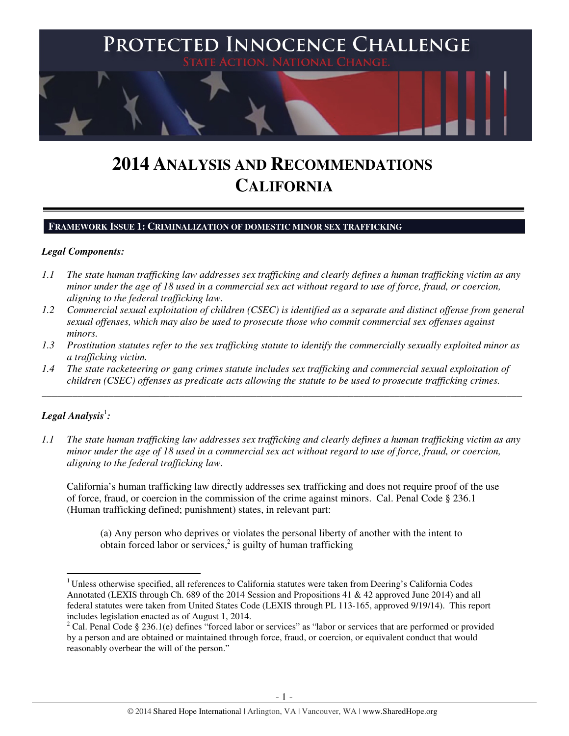# PROTECTED INNOCENCE CHALLENGE

STATE ACTION. NATIONAL CHANGE.

# 2014 ANALYSIS AND RECOMMENDATIONS CALIFORNIA

## FRAMEWORK ISSUE 1: CRIMINALIZATION OF DOMESTIC MINOR SEX TRAFFICKING

### *Legal Components:*

*1.1 The state human trafficking law addresses sex trafficking and clearly defines a human trafficking victim as any minor under the age of 18 used in a commercial sex act without regard to use of force, fraud, or coercion, aligning to the federal trafficking law.*

*1.2 Commercial sexual exploitation of children (CSEC) is identified as a separate and distinct offense from general sexual offenses, which may also be used to prosecute those who commit commercial sex offenses against minors.*

*1.3 Prostitution statutes refer to the sex trafficking statute to identify the commercially sexually exploited minor as a trafficking victim.*

*1.4 The state racketeering or gang crimes statute includes sex trafficking and commercial sexual exploitation of children (CSEC) offenses as predicate acts allowing the statute to be used to prosecute trafficking crimes.*

---

### *Legal Analysis*[1]*:*

*1.1 The state human trafficking law addresses sex trafficking and clearly defines a human trafficking victim as any minor under the age of 18 used in a commercial sex act without regard to use of force, fraud, or coercion, aligning to the federal trafficking law.*

California's human trafficking law directly addresses sex trafficking and does not require proof of the use of force, fraud, or coercion in the commission of the crime against minors. Cal. Penal Code § 236.1 (Human trafficking defined; punishment) states, in relevant part:

> (a) Any person who deprives or violates the personal liberty of another with the intent to obtain forced labor or services,[2] is guilty of human trafficking

---

[1] Unless otherwise specified, all references to California statutes were taken from Deering's California Codes Annotated (LEXIS through Ch. 689 of the 2014 Session and Propositions 41 & 42 approved June 2014) and all federal statutes were taken from United States Code (LEXIS through PL 113-165, approved 9/19/14). This report includes legislation enacted as of August 1, 2014.

[2] Cal. Penal Code § 236.1(e) defines "forced labor or services" as "labor or services that are performed or provided by a person and are obtained or maintained through force, fraud, or coercion, or equivalent conduct that would reasonably overbear the will of the person."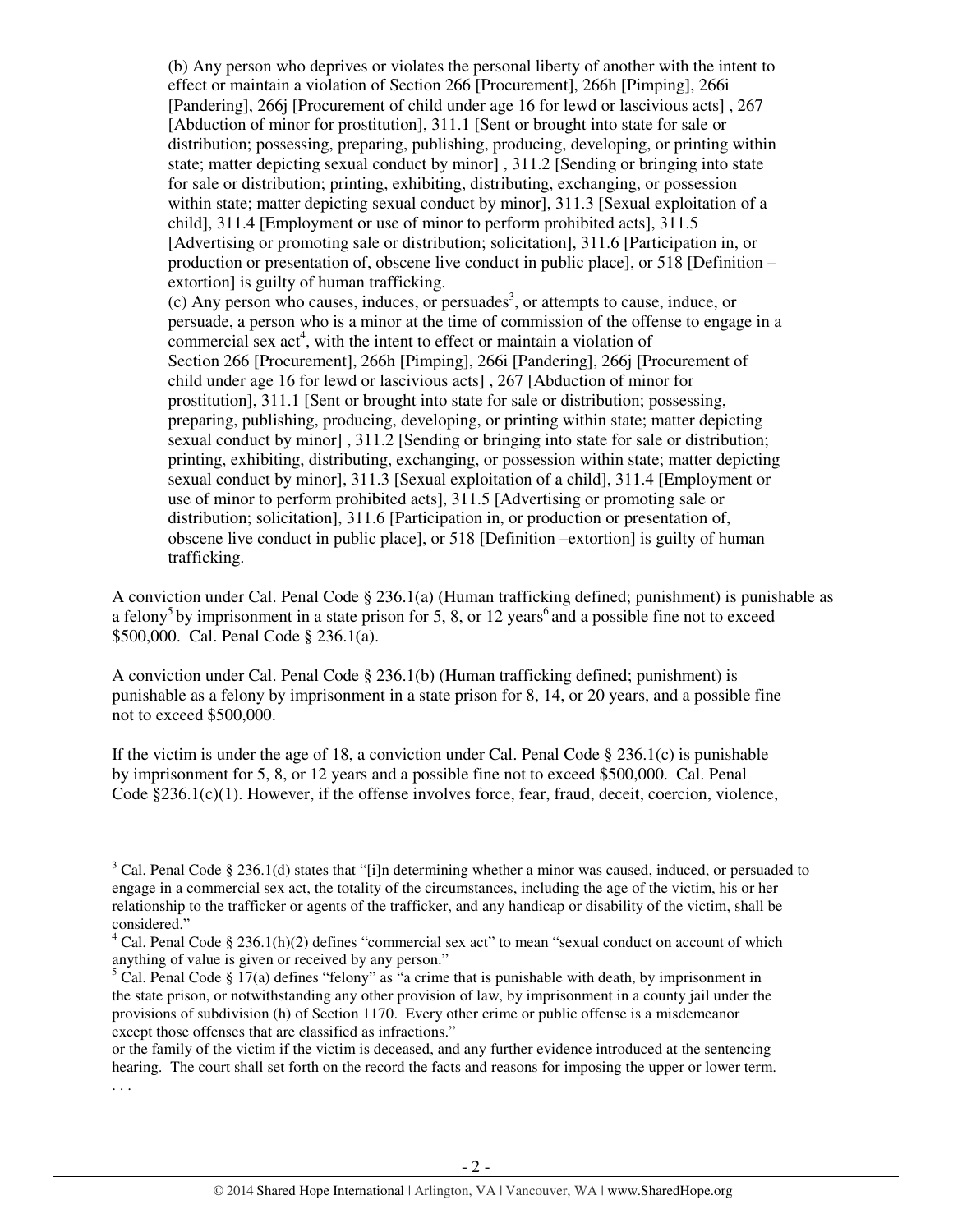(b) Any person who deprives or violates the personal liberty of another with the intent to effect or maintain a violation of Section 266 [Procurement], 266h [Pimping], 266i [Pandering], 266j [Procurement of child under age 16 for lewd or lascivious acts] , 267 [Abduction of minor for prostitution], 311.1 [Sent or brought into state for sale or distribution; possessing, preparing, publishing, producing, developing, or printing within state; matter depicting sexual conduct by minor] , 311.2 [Sending or bringing into state for sale or distribution; printing, exhibiting, distributing, exchanging, or possession within state; matter depicting sexual conduct by minor], 311.3 [Sexual exploitation of a child], 311.4 [Employment or use of minor to perform prohibited acts], 311.5 [Advertising or promoting sale or distribution; solicitation], 311.6 [Participation in, or production or presentation of, obscene live conduct in public place], or 518 [Definition – extortion] is guilty of human trafficking.

(c) Any person who causes, induces, or persuades[3], or attempts to cause, induce, or persuade, a person who is a minor at the time of commission of the offense to engage in a commercial sex act[4], with the intent to effect or maintain a violation of Section 266 [Procurement], 266h [Pimping], 266i [Pandering], 266j [Procurement of child under age 16 for lewd or lascivious acts] , 267 [Abduction of minor for prostitution], 311.1 [Sent or brought into state for sale or distribution; possessing, preparing, publishing, producing, developing, or printing within state; matter depicting sexual conduct by minor] , 311.2 [Sending or bringing into state for sale or distribution; printing, exhibiting, distributing, exchanging, or possession within state; matter depicting sexual conduct by minor], 311.3 [Sexual exploitation of a child], 311.4 [Employment or use of minor to perform prohibited acts], 311.5 [Advertising or promoting sale or distribution; solicitation], 311.6 [Participation in, or production or presentation of, obscene live conduct in public place], or 518 [Definition –extortion] is guilty of human trafficking.

A conviction under Cal. Penal Code § 236.1(a) (Human trafficking defined; punishment) is punishable as a felony[5] by imprisonment in a state prison for 5, 8, or 12 years[6] and a possible fine not to exceed $500,000. Cal. Penal Code § 236.1(a).

A conviction under Cal. Penal Code § 236.1(b) (Human trafficking defined; punishment) is punishable as a felony by imprisonment in a state prison for 8, 14, or 20 years, and a possible fine not to exceed $500,000.

If the victim is under the age of 18, a conviction under Cal. Penal Code § 236.1(c) is punishable by imprisonment for 5, 8, or 12 years and a possible fine not to exceed $500,000. Cal. Penal Code §236.1(c)(1). However, if the offense involves force, fear, fraud, deceit, coercion, violence,

---

[3] Cal. Penal Code § 236.1(d) states that "[i]n determining whether a minor was caused, induced, or persuaded to engage in a commercial sex act, the totality of the circumstances, including the age of the victim, his or her relationship to the trafficker or agents of the trafficker, and any handicap or disability of the victim, shall be considered."

[4] Cal. Penal Code § 236.1(h)(2) defines "commercial sex act" to mean "sexual conduct on account of which anything of value is given or received by any person."

[5] Cal. Penal Code § 17(a) defines "felony" as "a crime that is punishable with death, by imprisonment in the state prison, or notwithstanding any other provision of law, by imprisonment in a county jail under the provisions of subdivision (h) of Section 1170. Every other crime or public offense is a misdemeanor except those offenses that are classified as infractions."

or the family of the victim if the victim is deceased, and any further evidence introduced at the sentencing hearing. The court shall set forth on the record the facts and reasons for imposing the upper or lower term. . . .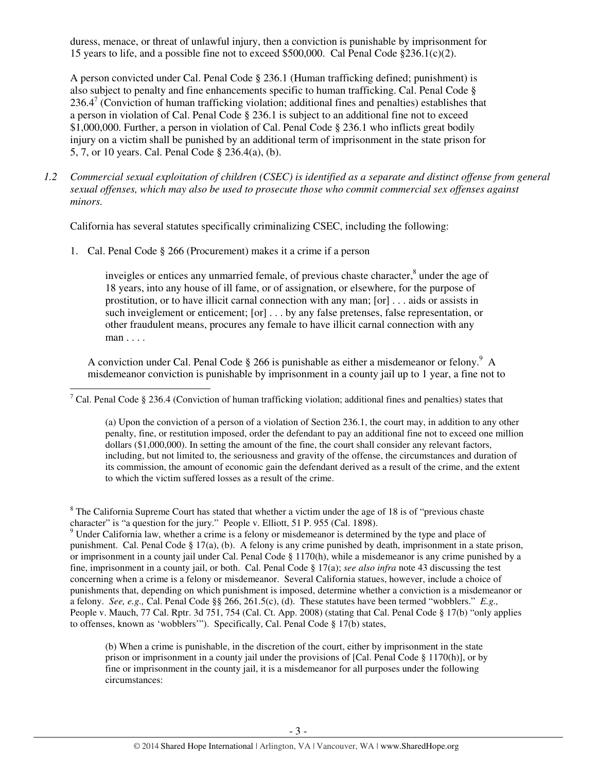duress, menace, or threat of unlawful injury, then a conviction is punishable by imprisonment for 15 years to life, and a possible fine not to exceed $500,000. Cal Penal Code §236.1(c)(2).

A person convicted under Cal. Penal Code § 236.1 (Human trafficking defined; punishment) is also subject to penalty and fine enhancements specific to human trafficking. Cal. Penal Code § 236.4[7] (Conviction of human trafficking violation; additional fines and penalties) establishes that a person in violation of Cal. Penal Code § 236.1 is subject to an additional fine not to exceed $1,000,000. Further, a person in violation of Cal. Penal Code § 236.1 who inflicts great bodily injury on a victim shall be punished by an additional term of imprisonment in the state prison for 5, 7, or 10 years. Cal. Penal Code § 236.4(a), (b).

*1.2 Commercial sexual exploitation of children (CSEC) is identified as a separate and distinct offense from general sexual offenses, which may also be used to prosecute those who commit commercial sex offenses against minors.*

California has several statutes specifically criminalizing CSEC, including the following:

1. Cal. Penal Code § 266 (Procurement) makes it a crime if a person

> inveigles or entices any unmarried female, of previous chaste character,[8] under the age of 18 years, into any house of ill fame, or of assignation, or elsewhere, for the purpose of prostitution, or to have illicit carnal connection with any man; [or] . . . aids or assists in such inveiglement or enticement; [or] . . . by any false pretenses, false representation, or other fraudulent means, procures any female to have illicit carnal connection with any man . . . .

A conviction under Cal. Penal Code § 266 is punishable as either a misdemeanor or felony.[9] A misdemeanor conviction is punishable by imprisonment in a county jail up to 1 year, a fine not to

---

[7] Cal. Penal Code § 236.4 (Conviction of human trafficking violation; additional fines and penalties) states that

> (a) Upon the conviction of a person of a violation of Section 236.1, the court may, in addition to any other penalty, fine, or restitution imposed, order the defendant to pay an additional fine not to exceed one million dollars ($1,000,000). In setting the amount of the fine, the court shall consider any relevant factors, including, but not limited to, the seriousness and gravity of the offense, the circumstances and duration of its commission, the amount of economic gain the defendant derived as a result of the crime, and the extent to which the victim suffered losses as a result of the crime.

[8] The California Supreme Court has stated that whether a victim under the age of 18 is of "previous chaste character" is "a question for the jury." People v. Elliott, 51 P. 955 (Cal. 1898).

[9] Under California law, whether a crime is a felony or misdemeanor is determined by the type and place of punishment. Cal. Penal Code § 17(a), (b). A felony is any crime punished by death, imprisonment in a state prison, or imprisonment in a county jail under Cal. Penal Code § 1170(h), while a misdemeanor is any crime punished by a fine, imprisonment in a county jail, or both. Cal. Penal Code § 17(a); *see also infra* note 43 discussing the test concerning when a crime is a felony or misdemeanor. Several California statues, however, include a choice of punishments that, depending on which punishment is imposed, determine whether a conviction is a misdemeanor or a felony. *See, e.g.,* Cal. Penal Code §§ 266, 261.5(c), (d). These statutes have been termed "wobblers." *E.g.,* People v. Mauch, 77 Cal. Rptr. 3d 751, 754 (Cal. Ct. App. 2008) (stating that Cal. Penal Code § 17(b) "only applies to offenses, known as 'wobblers'"). Specifically, Cal. Penal Code § 17(b) states,

> (b) When a crime is punishable, in the discretion of the court, either by imprisonment in the state prison or imprisonment in a county jail under the provisions of [Cal. Penal Code § 1170(h)], or by fine or imprisonment in the county jail, it is a misdemeanor for all purposes under the following circumstances: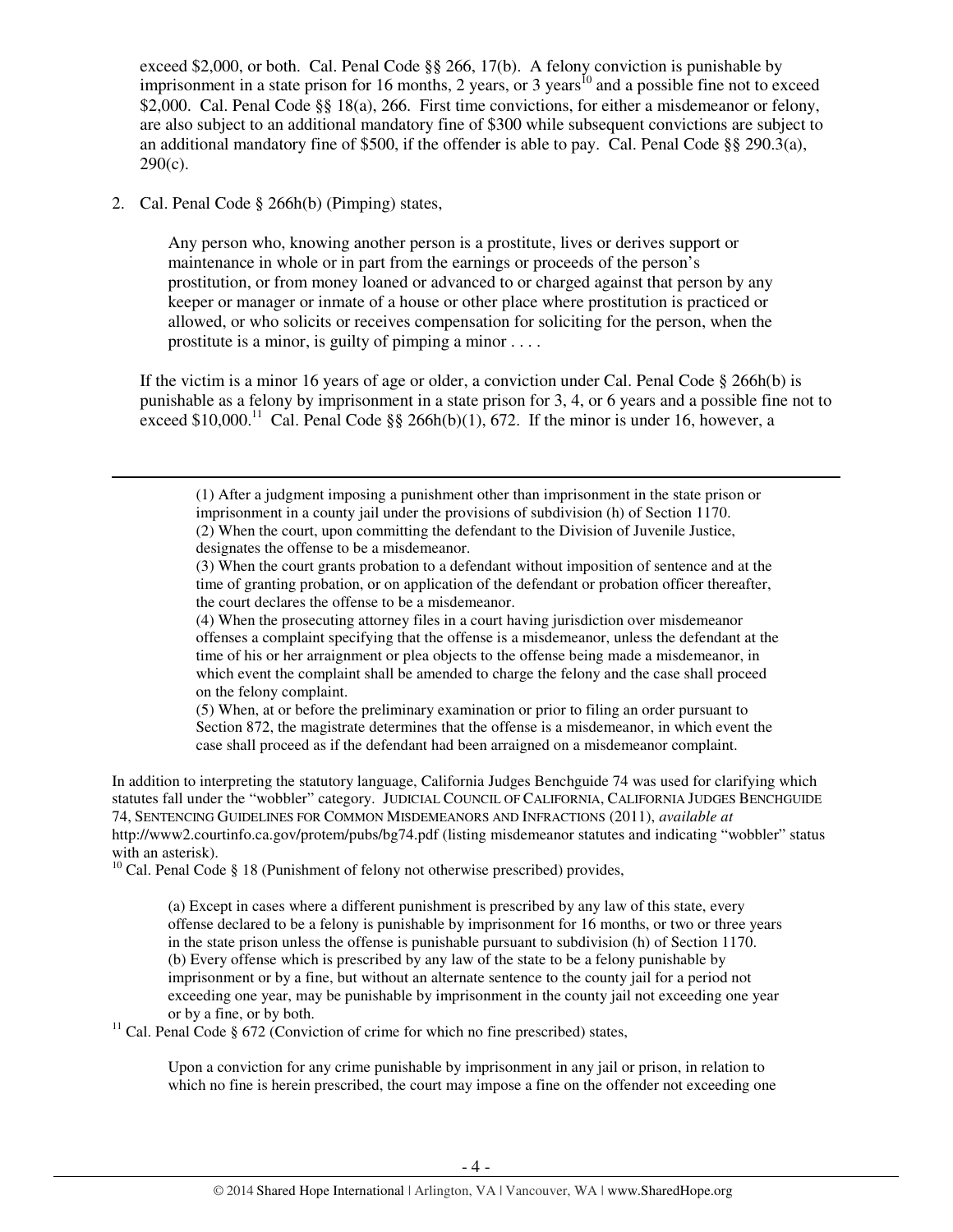exceed $2,000, or both. Cal. Penal Code §§ 266, 17(b). A felony conviction is punishable by imprisonment in a state prison for 16 months, 2 years, or 3 years[10] and a possible fine not to exceed $2,000. Cal. Penal Code §§ 18(a), 266. First time convictions, for either a misdemeanor or felony, are also subject to an additional mandatory fine of $300 while subsequent convictions are subject to an additional mandatory fine of $500, if the offender is able to pay. Cal. Penal Code §§ 290.3(a), 290(c).

2. Cal. Penal Code § 266h(b) (Pimping) states,

   > Any person who, knowing another person is a prostitute, lives or derives support or maintenance in whole or in part from the earnings or proceeds of the person's prostitution, or from money loaned or advanced to or charged against that person by any keeper or manager or inmate of a house or other place where prostitution is practiced or allowed, or who solicits or receives compensation for soliciting for the person, when the prostitute is a minor, is guilty of pimping a minor . . . .

   If the victim is a minor 16 years of age or older, a conviction under Cal. Penal Code § 266h(b) is punishable as a felony by imprisonment in a state prison for 3, 4, or 6 years and a possible fine not to exceed $10,000.[11] Cal. Penal Code §§ 266h(b)(1), 672. If the minor is under 16, however, a

---

> (1) After a judgment imposing a punishment other than imprisonment in the state prison or imprisonment in a county jail under the provisions of subdivision (h) of Section 1170.
> (2) When the court, upon committing the defendant to the Division of Juvenile Justice, designates the offense to be a misdemeanor.
> (3) When the court grants probation to a defendant without imposition of sentence and at the time of granting probation, or on application of the defendant or probation officer thereafter, the court declares the offense to be a misdemeanor.
> (4) When the prosecuting attorney files in a court having jurisdiction over misdemeanor offenses a complaint specifying that the offense is a misdemeanor, unless the defendant at the time of his or her arraignment or plea objects to the offense being made a misdemeanor, in which event the complaint shall be amended to charge the felony and the case shall proceed on the felony complaint.
> (5) When, at or before the preliminary examination or prior to filing an order pursuant to Section 872, the magistrate determines that the offense is a misdemeanor, in which event the case shall proceed as if the defendant had been arraigned on a misdemeanor complaint.

In addition to interpreting the statutory language, California Judges Benchguide 74 was used for clarifying which statutes fall under the "wobbler" category. JUDICIAL COUNCIL OF CALIFORNIA, CALIFORNIA JUDGES BENCHGUIDE 74, SENTENCING GUIDELINES FOR COMMON MISDEMEANORS AND INFRACTIONS (2011), *available at* http://www2.courtinfo.ca.gov/protem/pubs/bg74.pdf (listing misdemeanor statutes and indicating "wobbler" status with an asterisk).

[10] Cal. Penal Code § 18 (Punishment of felony not otherwise prescribed) provides,

> (a) Except in cases where a different punishment is prescribed by any law of this state, every offense declared to be a felony is punishable by imprisonment for 16 months, or two or three years in the state prison unless the offense is punishable pursuant to subdivision (h) of Section 1170.
> (b) Every offense which is prescribed by any law of the state to be a felony punishable by imprisonment or by a fine, but without an alternate sentence to the county jail for a period not exceeding one year, may be punishable by imprisonment in the county jail not exceeding one year or by a fine, or by both.

[11] Cal. Penal Code § 672 (Conviction of crime for which no fine prescribed) states,

> Upon a conviction for any crime punishable by imprisonment in any jail or prison, in relation to which no fine is herein prescribed, the court may impose a fine on the offender not exceeding one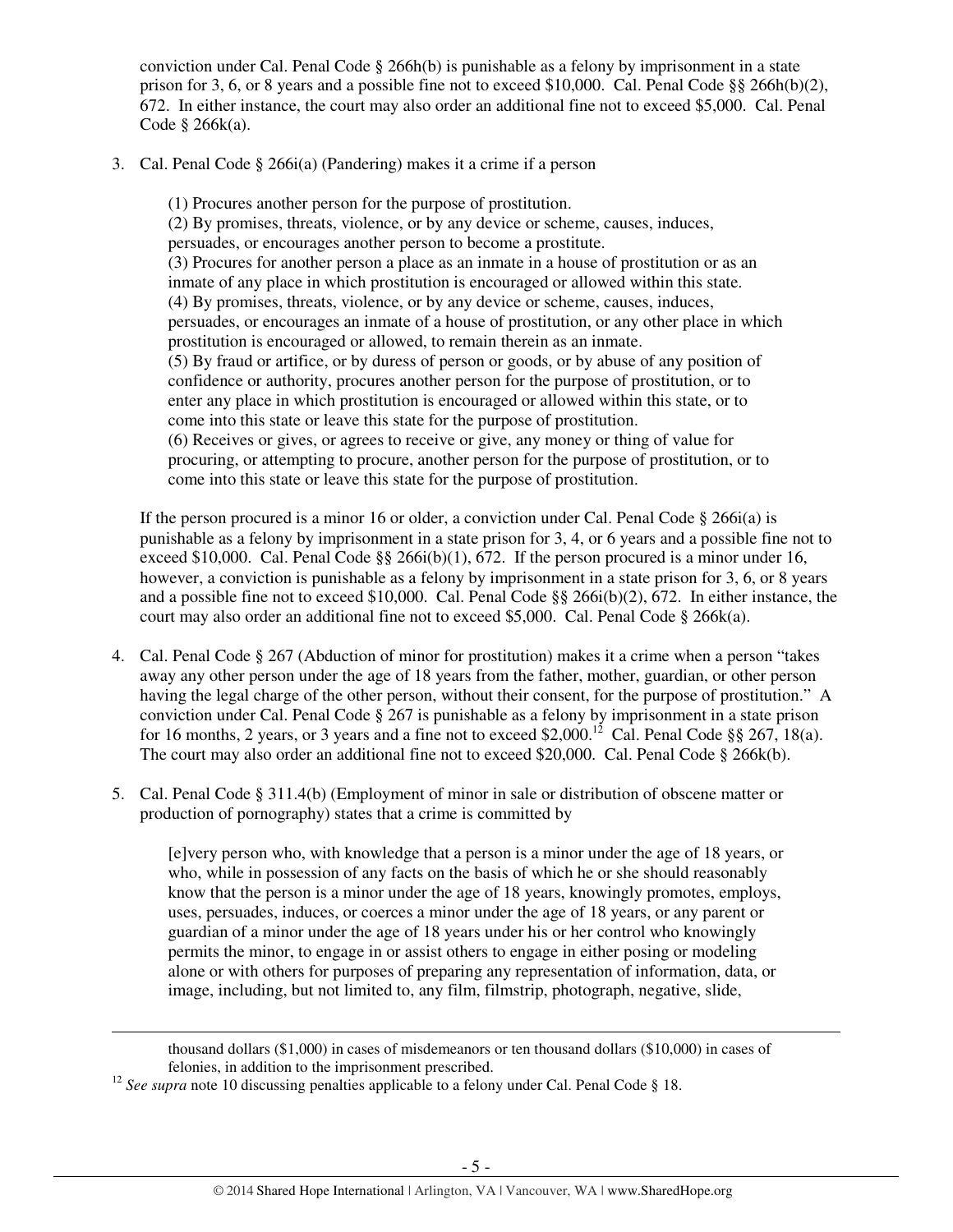conviction under Cal. Penal Code § 266h(b) is punishable as a felony by imprisonment in a state prison for 3, 6, or 8 years and a possible fine not to exceed $10,000. Cal. Penal Code §§ 266h(b)(2), 672. In either instance, the court may also order an additional fine not to exceed $5,000. Cal. Penal Code § 266k(a).

3. Cal. Penal Code § 266i(a) (Pandering) makes it a crime if a person

   (1) Procures another person for the purpose of prostitution.
   (2) By promises, threats, violence, or by any device or scheme, causes, induces, persuades, or encourages another person to become a prostitute.
   (3) Procures for another person a place as an inmate in a house of prostitution or as an inmate of any place in which prostitution is encouraged or allowed within this state.
   (4) By promises, threats, violence, or by any device or scheme, causes, induces, persuades, or encourages an inmate of a house of prostitution, or any other place in which prostitution is encouraged or allowed, to remain therein as an inmate.
   (5) By fraud or artifice, or by duress of person or goods, or by abuse of any position of confidence or authority, procures another person for the purpose of prostitution, or to enter any place in which prostitution is encouraged or allowed within this state, or to come into this state or leave this state for the purpose of prostitution.
   (6) Receives or gives, or agrees to receive or give, any money or thing of value for procuring, or attempting to procure, another person for the purpose of prostitution, or to come into this state or leave this state for the purpose of prostitution.

   If the person procured is a minor 16 or older, a conviction under Cal. Penal Code § 266i(a) is punishable as a felony by imprisonment in a state prison for 3, 4, or 6 years and a possible fine not to exceed $10,000. Cal. Penal Code §§ 266i(b)(1), 672. If the person procured is a minor under 16, however, a conviction is punishable as a felony by imprisonment in a state prison for 3, 6, or 8 years and a possible fine not to exceed $10,000. Cal. Penal Code §§ 266i(b)(2), 672. In either instance, the court may also order an additional fine not to exceed $5,000. Cal. Penal Code § 266k(a).

4. Cal. Penal Code § 267 (Abduction of minor for prostitution) makes it a crime when a person "takes away any other person under the age of 18 years from the father, mother, guardian, or other person having the legal charge of the other person, without their consent, for the purpose of prostitution." A conviction under Cal. Penal Code § 267 is punishable as a felony by imprisonment in a state prison for 16 months, 2 years, or 3 years and a fine not to exceed $2,000.[12] Cal. Penal Code §§ 267, 18(a). The court may also order an additional fine not to exceed $20,000. Cal. Penal Code § 266k(b).

5. Cal. Penal Code § 311.4(b) (Employment of minor in sale or distribution of obscene matter or production of pornography) states that a crime is committed by

   [e]very person who, with knowledge that a person is a minor under the age of 18 years, or who, while in possession of any facts on the basis of which he or she should reasonably know that the person is a minor under the age of 18 years, knowingly promotes, employs, uses, persuades, induces, or coerces a minor under the age of 18 years, or any parent or guardian of a minor under the age of 18 years under his or her control who knowingly permits the minor, to engage in or assist others to engage in either posing or modeling alone or with others for purposes of preparing any representation of information, data, or image, including, but not limited to, any film, filmstrip, photograph, negative, slide,

---

thousand dollars ($1,000) in cases of misdemeanors or ten thousand dollars ($10,000) in cases of felonies, in addition to the imprisonment prescribed.

[12] *See supra* note 10 discussing penalties applicable to a felony under Cal. Penal Code § 18.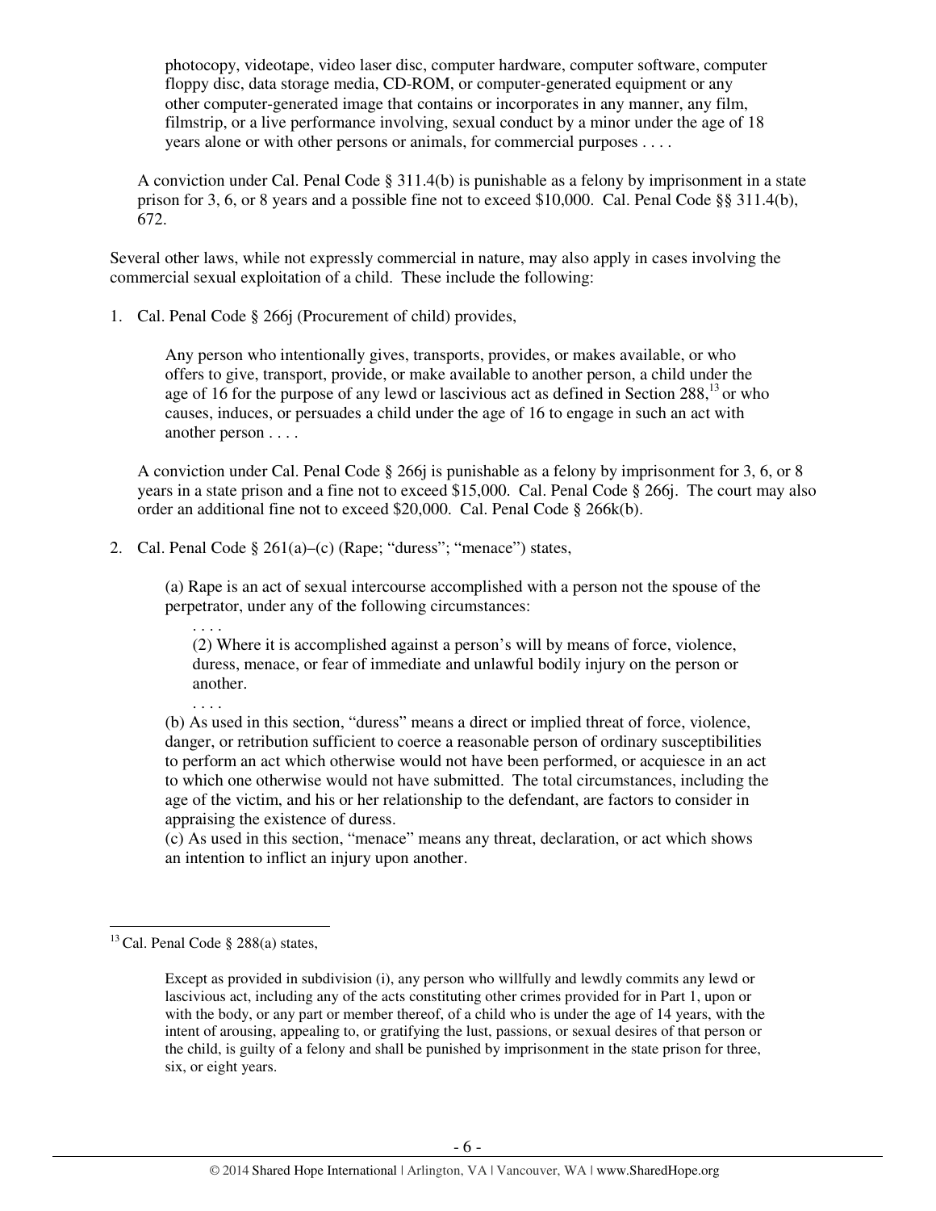> photocopy, videotape, video laser disc, computer hardware, computer software, computer floppy disc, data storage media, CD-ROM, or computer-generated equipment or any other computer-generated image that contains or incorporates in any manner, any film, filmstrip, or a live performance involving, sexual conduct by a minor under the age of 18 years alone or with other persons or animals, for commercial purposes . . . .

A conviction under Cal. Penal Code § 311.4(b) is punishable as a felony by imprisonment in a state prison for 3, 6, or 8 years and a possible fine not to exceed $10,000. Cal. Penal Code §§ 311.4(b), 672.

Several other laws, while not expressly commercial in nature, may also apply in cases involving the commercial sexual exploitation of a child. These include the following:

1. Cal. Penal Code § 266j (Procurement of child) provides,

   > Any person who intentionally gives, transports, provides, or makes available, or who offers to give, transport, provide, or make available to another person, a child under the age of 16 for the purpose of any lewd or lascivious act as defined in Section 288,[13] or who causes, induces, or persuades a child under the age of 16 to engage in such an act with another person . . . .

   A conviction under Cal. Penal Code § 266j is punishable as a felony by imprisonment for 3, 6, or 8 years in a state prison and a fine not to exceed $15,000. Cal. Penal Code § 266j. The court may also order an additional fine not to exceed $20,000. Cal. Penal Code § 266k(b).

2. Cal. Penal Code § 261(a)–(c) (Rape; "duress"; "menace") states,

   > (a) Rape is an act of sexual intercourse accomplished with a person not the spouse of the perpetrator, under any of the following circumstances:
   >
   > . . . .
   >
   > (2) Where it is accomplished against a person's will by means of force, violence, duress, menace, or fear of immediate and unlawful bodily injury on the person or another.
   >
   > . . . .
   >
   > (b) As used in this section, "duress" means a direct or implied threat of force, violence, danger, or retribution sufficient to coerce a reasonable person of ordinary susceptibilities to perform an act which otherwise would not have been performed, or acquiesce in an act to which one otherwise would not have submitted. The total circumstances, including the age of the victim, and his or her relationship to the defendant, are factors to consider in appraising the existence of duress.
   >
   > (c) As used in this section, "menace" means any threat, declaration, or act which shows an intention to inflict an injury upon another.

---

[13] Cal. Penal Code § 288(a) states,

> Except as provided in subdivision (i), any person who willfully and lewdly commits any lewd or lascivious act, including any of the acts constituting other crimes provided for in Part 1, upon or with the body, or any part or member thereof, of a child who is under the age of 14 years, with the intent of arousing, appealing to, or gratifying the lust, passions, or sexual desires of that person or the child, is guilty of a felony and shall be punished by imprisonment in the state prison for three, six, or eight years.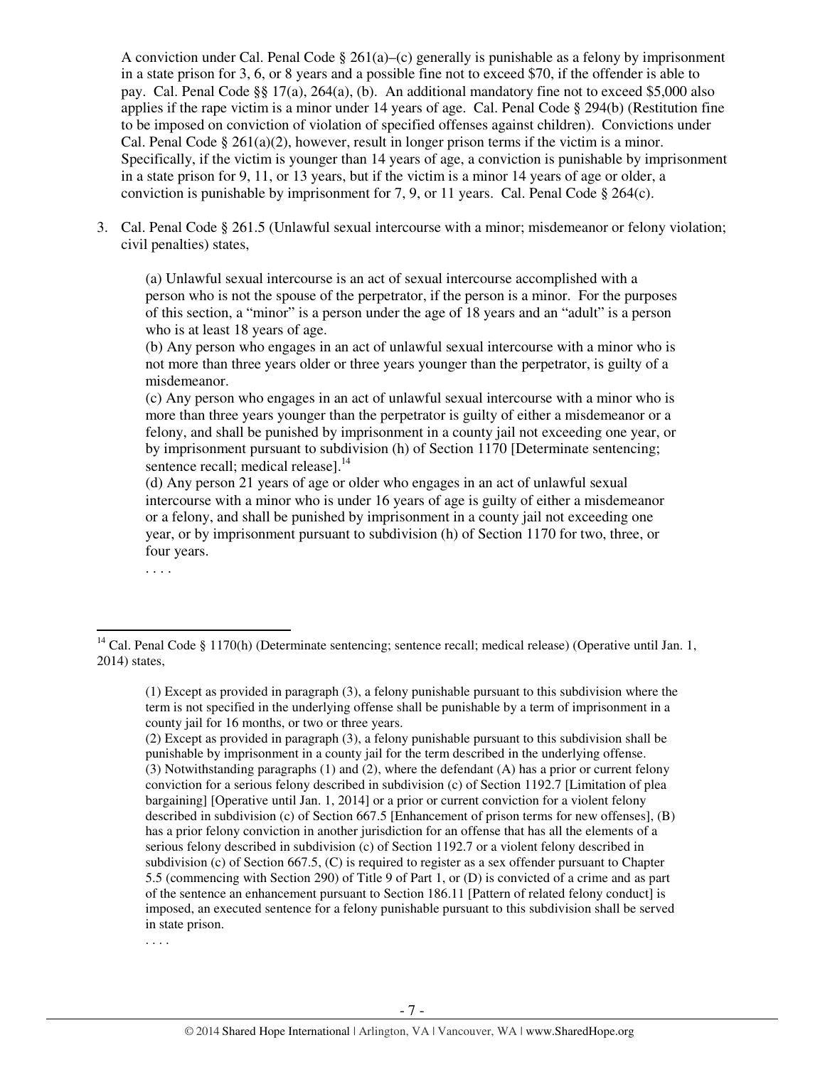A conviction under Cal. Penal Code § 261(a)–(c) generally is punishable as a felony by imprisonment in a state prison for 3, 6, or 8 years and a possible fine not to exceed $70, if the offender is able to pay. Cal. Penal Code §§ 17(a), 264(a), (b). An additional mandatory fine not to exceed $5,000 also applies if the rape victim is a minor under 14 years of age. Cal. Penal Code § 294(b) (Restitution fine to be imposed on conviction of violation of specified offenses against children). Convictions under Cal. Penal Code § 261(a)(2), however, result in longer prison terms if the victim is a minor. Specifically, if the victim is younger than 14 years of age, a conviction is punishable by imprisonment in a state prison for 9, 11, or 13 years, but if the victim is a minor 14 years of age or older, a conviction is punishable by imprisonment for 7, 9, or 11 years. Cal. Penal Code § 264(c).

3. Cal. Penal Code § 261.5 (Unlawful sexual intercourse with a minor; misdemeanor or felony violation; civil penalties) states,

   > (a) Unlawful sexual intercourse is an act of sexual intercourse accomplished with a person who is not the spouse of the perpetrator, if the person is a minor. For the purposes of this section, a "minor" is a person under the age of 18 years and an "adult" is a person who is at least 18 years of age.
   > (b) Any person who engages in an act of unlawful sexual intercourse with a minor who is not more than three years older or three years younger than the perpetrator, is guilty of a misdemeanor.
   > (c) Any person who engages in an act of unlawful sexual intercourse with a minor who is more than three years younger than the perpetrator is guilty of either a misdemeanor or a felony, and shall be punished by imprisonment in a county jail not exceeding one year, or by imprisonment pursuant to subdivision (h) of Section 1170 [Determinate sentencing; sentence recall; medical release].[14]
   > (d) Any person 21 years of age or older who engages in an act of unlawful sexual intercourse with a minor who is under 16 years of age is guilty of either a misdemeanor or a felony, and shall be punished by imprisonment in a county jail not exceeding one year, or by imprisonment pursuant to subdivision (h) of Section 1170 for two, three, or four years.
   > . . . .

---

[14] Cal. Penal Code § 1170(h) (Determinate sentencing; sentence recall; medical release) (Operative until Jan. 1, 2014) states,

> (1) Except as provided in paragraph (3), a felony punishable pursuant to this subdivision where the term is not specified in the underlying offense shall be punishable by a term of imprisonment in a county jail for 16 months, or two or three years.
> (2) Except as provided in paragraph (3), a felony punishable pursuant to this subdivision shall be punishable by imprisonment in a county jail for the term described in the underlying offense.
> (3) Notwithstanding paragraphs (1) and (2), where the defendant (A) has a prior or current felony conviction for a serious felony described in subdivision (c) of Section 1192.7 [Limitation of plea bargaining] [Operative until Jan. 1, 2014] or a prior or current conviction for a violent felony described in subdivision (c) of Section 667.5 [Enhancement of prison terms for new offenses], (B) has a prior felony conviction in another jurisdiction for an offense that has all the elements of a serious felony described in subdivision (c) of Section 1192.7 or a violent felony described in subdivision (c) of Section 667.5, (C) is required to register as a sex offender pursuant to Chapter 5.5 (commencing with Section 290) of Title 9 of Part 1, or (D) is convicted of a crime and as part of the sentence an enhancement pursuant to Section 186.11 [Pattern of related felony conduct] is imposed, an executed sentence for a felony punishable pursuant to this subdivision shall be served in state prison.
> . . . .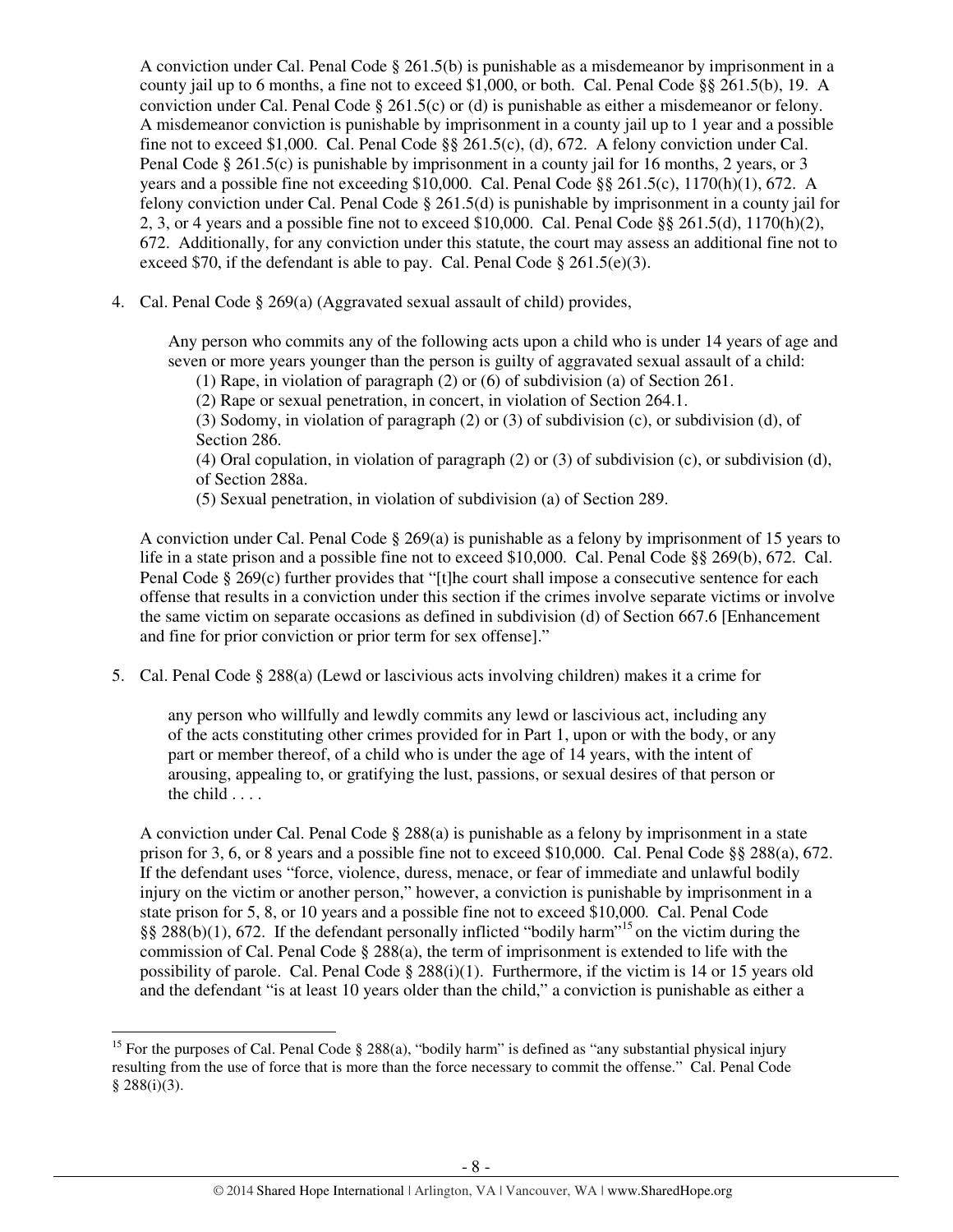A conviction under Cal. Penal Code § 261.5(b) is punishable as a misdemeanor by imprisonment in a county jail up to 6 months, a fine not to exceed $1,000, or both. Cal. Penal Code §§ 261.5(b), 19. A conviction under Cal. Penal Code § 261.5(c) or (d) is punishable as either a misdemeanor or felony. A misdemeanor conviction is punishable by imprisonment in a county jail up to 1 year and a possible fine not to exceed $1,000. Cal. Penal Code §§ 261.5(c), (d), 672. A felony conviction under Cal. Penal Code § 261.5(c) is punishable by imprisonment in a county jail for 16 months, 2 years, or 3 years and a possible fine not exceeding $10,000. Cal. Penal Code §§ 261.5(c), 1170(h)(1), 672. A felony conviction under Cal. Penal Code § 261.5(d) is punishable by imprisonment in a county jail for 2, 3, or 4 years and a possible fine not to exceed $10,000. Cal. Penal Code §§ 261.5(d), 1170(h)(2), 672. Additionally, for any conviction under this statute, the court may assess an additional fine not to exceed $70, if the defendant is able to pay. Cal. Penal Code § 261.5(e)(3).

4. Cal. Penal Code § 269(a) (Aggravated sexual assault of child) provides,

   > Any person who commits any of the following acts upon a child who is under 14 years of age and seven or more years younger than the person is guilty of aggravated sexual assault of a child:
   > (1) Rape, in violation of paragraph (2) or (6) of subdivision (a) of Section 261.
   > (2) Rape or sexual penetration, in concert, in violation of Section 264.1.
   > (3) Sodomy, in violation of paragraph (2) or (3) of subdivision (c), or subdivision (d), of Section 286.
   > (4) Oral copulation, in violation of paragraph (2) or (3) of subdivision (c), or subdivision (d), of Section 288a.
   > (5) Sexual penetration, in violation of subdivision (a) of Section 289.

   A conviction under Cal. Penal Code § 269(a) is punishable as a felony by imprisonment of 15 years to life in a state prison and a possible fine not to exceed $10,000. Cal. Penal Code §§ 269(b), 672. Cal. Penal Code § 269(c) further provides that "[t]he court shall impose a consecutive sentence for each offense that results in a conviction under this section if the crimes involve separate victims or involve the same victim on separate occasions as defined in subdivision (d) of Section 667.6 [Enhancement and fine for prior conviction or prior term for sex offense]."

5. Cal. Penal Code § 288(a) (Lewd or lascivious acts involving children) makes it a crime for

   > any person who willfully and lewdly commits any lewd or lascivious act, including any of the acts constituting other crimes provided for in Part 1, upon or with the body, or any part or member thereof, of a child who is under the age of 14 years, with the intent of arousing, appealing to, or gratifying the lust, passions, or sexual desires of that person or the child . . . .

   A conviction under Cal. Penal Code § 288(a) is punishable as a felony by imprisonment in a state prison for 3, 6, or 8 years and a possible fine not to exceed $10,000. Cal. Penal Code §§ 288(a), 672. If the defendant uses "force, violence, duress, menace, or fear of immediate and unlawful bodily injury on the victim or another person," however, a conviction is punishable by imprisonment in a state prison for 5, 8, or 10 years and a possible fine not to exceed $10,000. Cal. Penal Code §§ 288(b)(1), 672. If the defendant personally inflicted "bodily harm"[15] on the victim during the commission of Cal. Penal Code § 288(a), the term of imprisonment is extended to life with the possibility of parole. Cal. Penal Code § 288(i)(1). Furthermore, if the victim is 14 or 15 years old and the defendant "is at least 10 years older than the child," a conviction is punishable as either a

[15] For the purposes of Cal. Penal Code § 288(a), "bodily harm" is defined as "any substantial physical injury resulting from the use of force that is more than the force necessary to commit the offense." Cal. Penal Code § 288(i)(3).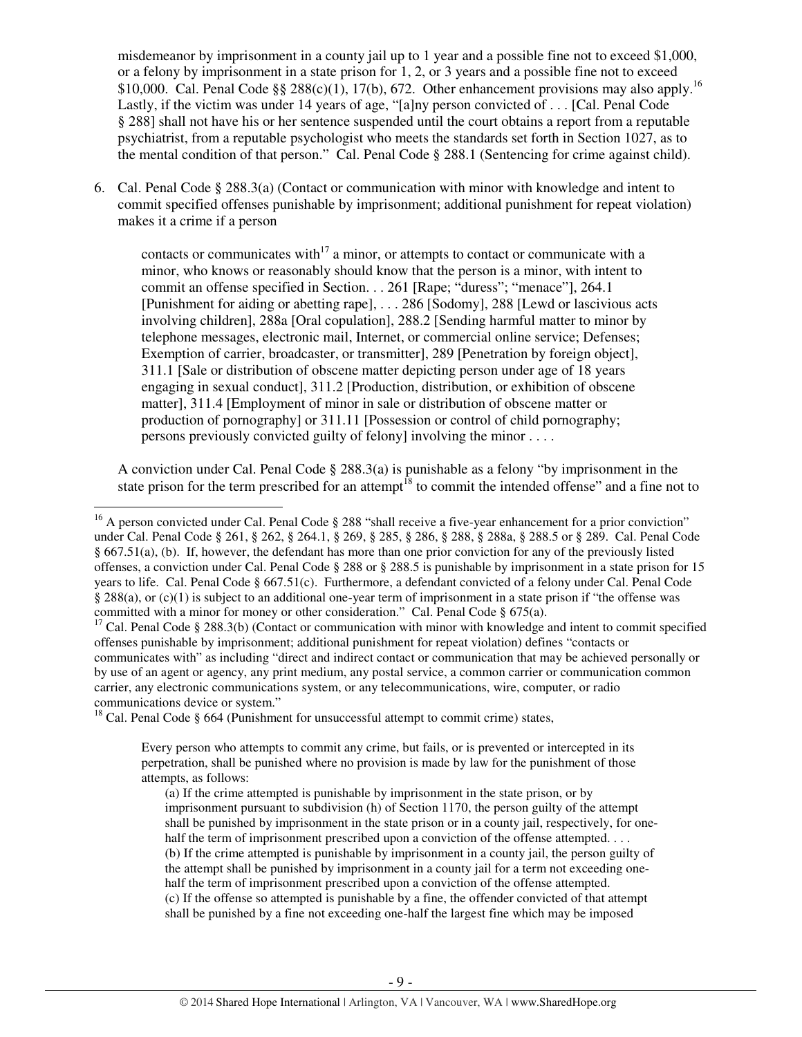misdemeanor by imprisonment in a county jail up to 1 year and a possible fine not to exceed $1,000, or a felony by imprisonment in a state prison for 1, 2, or 3 years and a possible fine not to exceed $10,000. Cal. Penal Code §§ 288(c)(1), 17(b), 672. Other enhancement provisions may also apply.[16] Lastly, if the victim was under 14 years of age, "[a]ny person convicted of . . . [Cal. Penal Code § 288] shall not have his or her sentence suspended until the court obtains a report from a reputable psychiatrist, from a reputable psychologist who meets the standards set forth in Section 1027, as to the mental condition of that person." Cal. Penal Code § 288.1 (Sentencing for crime against child).

6. Cal. Penal Code § 288.3(a) (Contact or communication with minor with knowledge and intent to commit specified offenses punishable by imprisonment; additional punishment for repeat violation) makes it a crime if a person

   > contacts or communicates with[17] a minor, or attempts to contact or communicate with a minor, who knows or reasonably should know that the person is a minor, with intent to commit an offense specified in Section. . . 261 [Rape; "duress"; "menace"], 264.1 [Punishment for aiding or abetting rape], . . . 286 [Sodomy], 288 [Lewd or lascivious acts involving children], 288a [Oral copulation], 288.2 [Sending harmful matter to minor by telephone messages, electronic mail, Internet, or commercial online service; Defenses; Exemption of carrier, broadcaster, or transmitter], 289 [Penetration by foreign object], 311.1 [Sale or distribution of obscene matter depicting person under age of 18 years engaging in sexual conduct], 311.2 [Production, distribution, or exhibition of obscene matter], 311.4 [Employment of minor in sale or distribution of obscene matter or production of pornography] or 311.11 [Possession or control of child pornography; persons previously convicted guilty of felony] involving the minor . . . .

   A conviction under Cal. Penal Code § 288.3(a) is punishable as a felony "by imprisonment in the state prison for the term prescribed for an attempt[18] to commit the intended offense" and a fine not to

---

[16] A person convicted under Cal. Penal Code § 288 "shall receive a five-year enhancement for a prior conviction" under Cal. Penal Code § 261, § 262, § 264.1, § 269, § 285, § 286, § 288, § 288a, § 288.5 or § 289. Cal. Penal Code § 667.51(a), (b). If, however, the defendant has more than one prior conviction for any of the previously listed offenses, a conviction under Cal. Penal Code § 288 or § 288.5 is punishable by imprisonment in a state prison for 15 years to life. Cal. Penal Code § 667.51(c). Furthermore, a defendant convicted of a felony under Cal. Penal Code § 288(a), or (c)(1) is subject to an additional one-year term of imprisonment in a state prison if "the offense was committed with a minor for money or other consideration." Cal. Penal Code § 675(a).

[17] Cal. Penal Code § 288.3(b) (Contact or communication with minor with knowledge and intent to commit specified offenses punishable by imprisonment; additional punishment for repeat violation) defines "contacts or communicates with" as including "direct and indirect contact or communication that may be achieved personally or by use of an agent or agency, any print medium, any postal service, a common carrier or communication common carrier, any electronic communications system, or any telecommunications, wire, computer, or radio communications device or system."

[18] Cal. Penal Code § 664 (Punishment for unsuccessful attempt to commit crime) states,

> Every person who attempts to commit any crime, but fails, or is prevented or intercepted in its perpetration, shall be punished where no provision is made by law for the punishment of those attempts, as follows:
>
> (a) If the crime attempted is punishable by imprisonment in the state prison, or by imprisonment pursuant to subdivision (h) of Section 1170, the person guilty of the attempt shall be punished by imprisonment in the state prison or in a county jail, respectively, for one-half the term of imprisonment prescribed upon a conviction of the offense attempted. . . .
> (b) If the crime attempted is punishable by imprisonment in a county jail, the person guilty of the attempt shall be punished by imprisonment in a county jail for a term not exceeding one-half the term of imprisonment prescribed upon a conviction of the offense attempted.
> (c) If the offense so attempted is punishable by a fine, the offender convicted of that attempt shall be punished by a fine not exceeding one-half the largest fine which may be imposed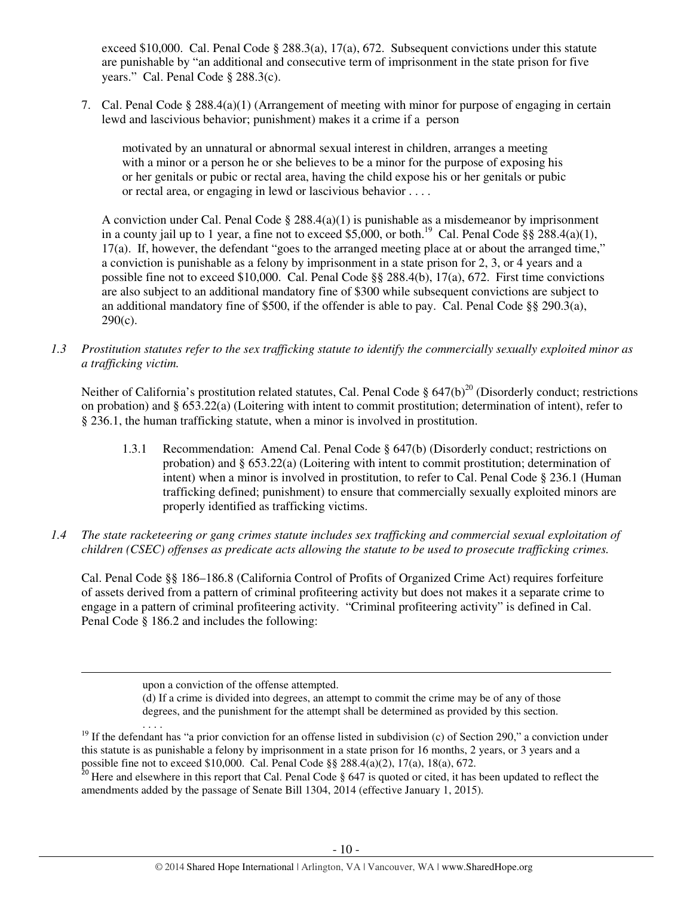exceed $10,000. Cal. Penal Code § 288.3(a), 17(a), 672. Subsequent convictions under this statute are punishable by "an additional and consecutive term of imprisonment in the state prison for five years." Cal. Penal Code § 288.3(c).

7. Cal. Penal Code § 288.4(a)(1) (Arrangement of meeting with minor for purpose of engaging in certain lewd and lascivious behavior; punishment) makes it a crime if a person

   > motivated by an unnatural or abnormal sexual interest in children, arranges a meeting with a minor or a person he or she believes to be a minor for the purpose of exposing his or her genitals or pubic or rectal area, having the child expose his or her genitals or pubic or rectal area, or engaging in lewd or lascivious behavior . . . .

   A conviction under Cal. Penal Code § 288.4(a)(1) is punishable as a misdemeanor by imprisonment in a county jail up to 1 year, a fine not to exceed $5,000, or both.[19] Cal. Penal Code §§ 288.4(a)(1), 17(a). If, however, the defendant "goes to the arranged meeting place at or about the arranged time," a conviction is punishable as a felony by imprisonment in a state prison for 2, 3, or 4 years and a possible fine not to exceed $10,000. Cal. Penal Code §§ 288.4(b), 17(a), 672. First time convictions are also subject to an additional mandatory fine of $300 while subsequent convictions are subject to an additional mandatory fine of $500, if the offender is able to pay. Cal. Penal Code §§ 290.3(a), 290(c).

*1.3 Prostitution statutes refer to the sex trafficking statute to identify the commercially sexually exploited minor as a trafficking victim.*

Neither of California's prostitution related statutes, Cal. Penal Code § 647(b)[20] (Disorderly conduct; restrictions on probation) and § 653.22(a) (Loitering with intent to commit prostitution; determination of intent), refer to § 236.1, the human trafficking statute, when a minor is involved in prostitution.

1.3.1 Recommendation: Amend Cal. Penal Code § 647(b) (Disorderly conduct; restrictions on probation) and § 653.22(a) (Loitering with intent to commit prostitution; determination of intent) when a minor is involved in prostitution, to refer to Cal. Penal Code § 236.1 (Human trafficking defined; punishment) to ensure that commercially sexually exploited minors are properly identified as trafficking victims.

*1.4 The state racketeering or gang crimes statute includes sex trafficking and commercial sexual exploitation of children (CSEC) offenses as predicate acts allowing the statute to be used to prosecute trafficking crimes.*

Cal. Penal Code §§ 186–186.8 (California Control of Profits of Organized Crime Act) requires forfeiture of assets derived from a pattern of criminal profiteering activity but does not makes it a separate crime to engage in a pattern of criminal profiteering activity. "Criminal profiteering activity" is defined in Cal. Penal Code § 186.2 and includes the following:

---

> upon a conviction of the offense attempted.
> (d) If a crime is divided into degrees, an attempt to commit the crime may be of any of those degrees, and the punishment for the attempt shall be determined as provided by this section.
> . . . .

[19] If the defendant has "a prior conviction for an offense listed in subdivision (c) of Section 290," a conviction under this statute is as punishable a felony by imprisonment in a state prison for 16 months, 2 years, or 3 years and a possible fine not to exceed $10,000. Cal. Penal Code §§ 288.4(a)(2), 17(a), 18(a), 672.

[20] Here and elsewhere in this report that Cal. Penal Code § 647 is quoted or cited, it has been updated to reflect the amendments added by the passage of Senate Bill 1304, 2014 (effective January 1, 2015).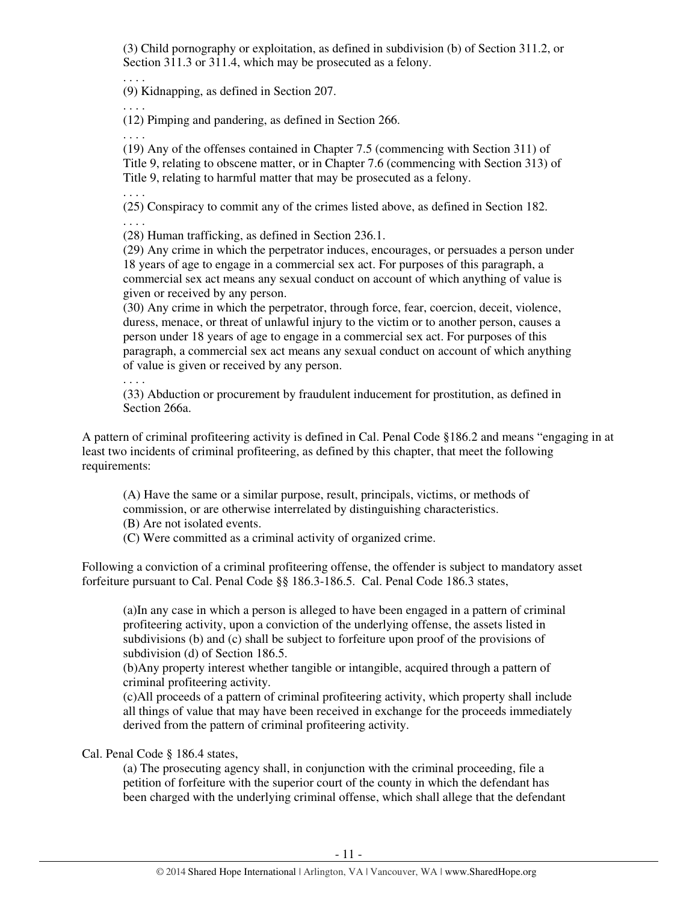(3) Child pornography or exploitation, as defined in subdivision (b) of Section 311.2, or Section 311.3 or 311.4, which may be prosecuted as a felony.

. . . .

(9) Kidnapping, as defined in Section 207.

. . . .

(12) Pimping and pandering, as defined in Section 266.

. . . .

(19) Any of the offenses contained in Chapter 7.5 (commencing with Section 311) of Title 9, relating to obscene matter, or in Chapter 7.6 (commencing with Section 313) of Title 9, relating to harmful matter that may be prosecuted as a felony.

. . . .

(25) Conspiracy to commit any of the crimes listed above, as defined in Section 182.

. . . .

(28) Human trafficking, as defined in Section 236.1.

(29) Any crime in which the perpetrator induces, encourages, or persuades a person under 18 years of age to engage in a commercial sex act. For purposes of this paragraph, a commercial sex act means any sexual conduct on account of which anything of value is given or received by any person.

(30) Any crime in which the perpetrator, through force, fear, coercion, deceit, violence, duress, menace, or threat of unlawful injury to the victim or to another person, causes a person under 18 years of age to engage in a commercial sex act. For purposes of this paragraph, a commercial sex act means any sexual conduct on account of which anything of value is given or received by any person.

. . . .

(33) Abduction or procurement by fraudulent inducement for prostitution, as defined in Section 266a.

A pattern of criminal profiteering activity is defined in Cal. Penal Code §186.2 and means "engaging in at least two incidents of criminal profiteering, as defined by this chapter, that meet the following requirements:

(A) Have the same or a similar purpose, result, principals, victims, or methods of commission, or are otherwise interrelated by distinguishing characteristics.
(B) Are not isolated events.
(C) Were committed as a criminal activity of organized crime.

Following a conviction of a criminal profiteering offense, the offender is subject to mandatory asset forfeiture pursuant to Cal. Penal Code §§ 186.3-186.5. Cal. Penal Code 186.3 states,

(a)In any case in which a person is alleged to have been engaged in a pattern of criminal profiteering activity, upon a conviction of the underlying offense, the assets listed in subdivisions (b) and (c) shall be subject to forfeiture upon proof of the provisions of subdivision (d) of Section 186.5.

(b)Any property interest whether tangible or intangible, acquired through a pattern of criminal profiteering activity.

(c)All proceeds of a pattern of criminal profiteering activity, which property shall include all things of value that may have been received in exchange for the proceeds immediately derived from the pattern of criminal profiteering activity.

Cal. Penal Code § 186.4 states,

(a) The prosecuting agency shall, in conjunction with the criminal proceeding, file a petition of forfeiture with the superior court of the county in which the defendant has been charged with the underlying criminal offense, which shall allege that the defendant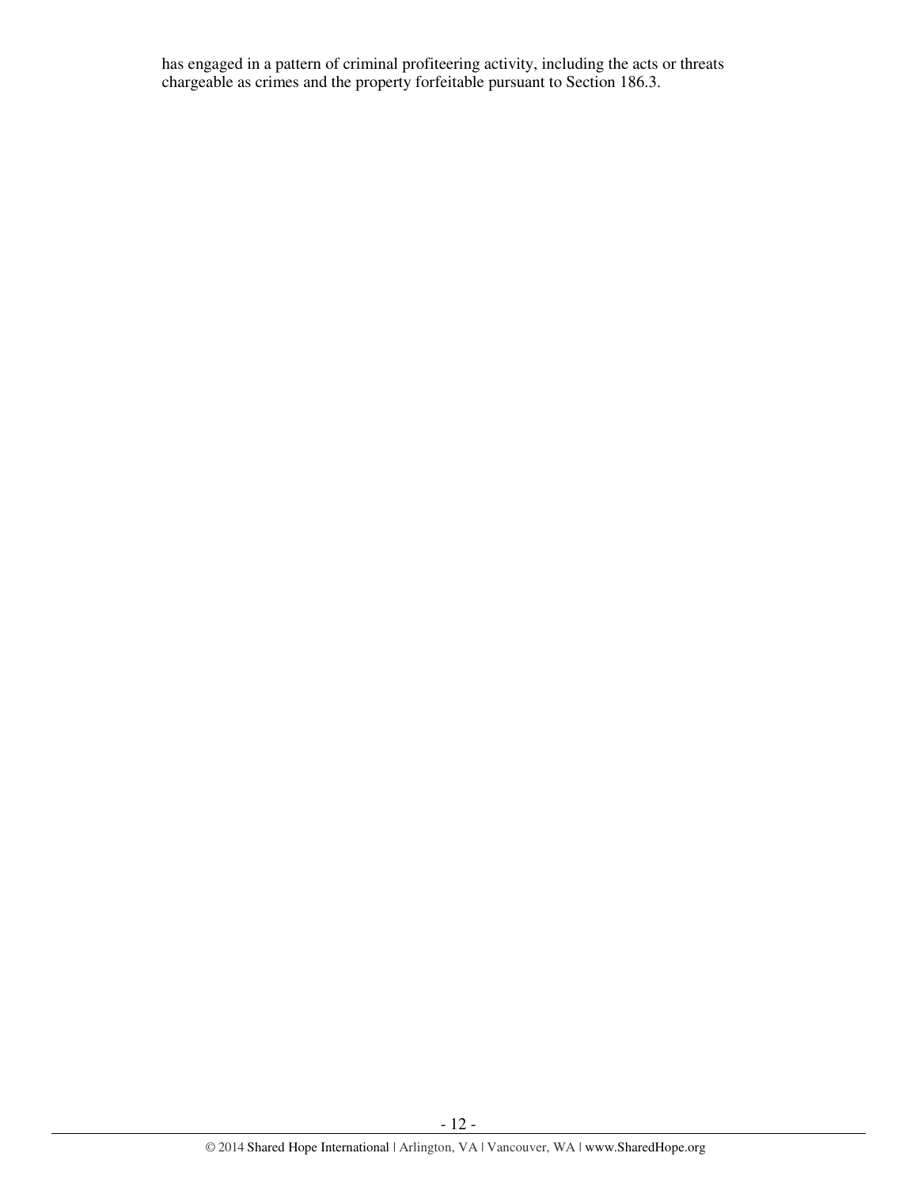has engaged in a pattern of criminal profiteering activity, including the acts or threats chargeable as crimes and the property forfeitable pursuant to Section 186.3.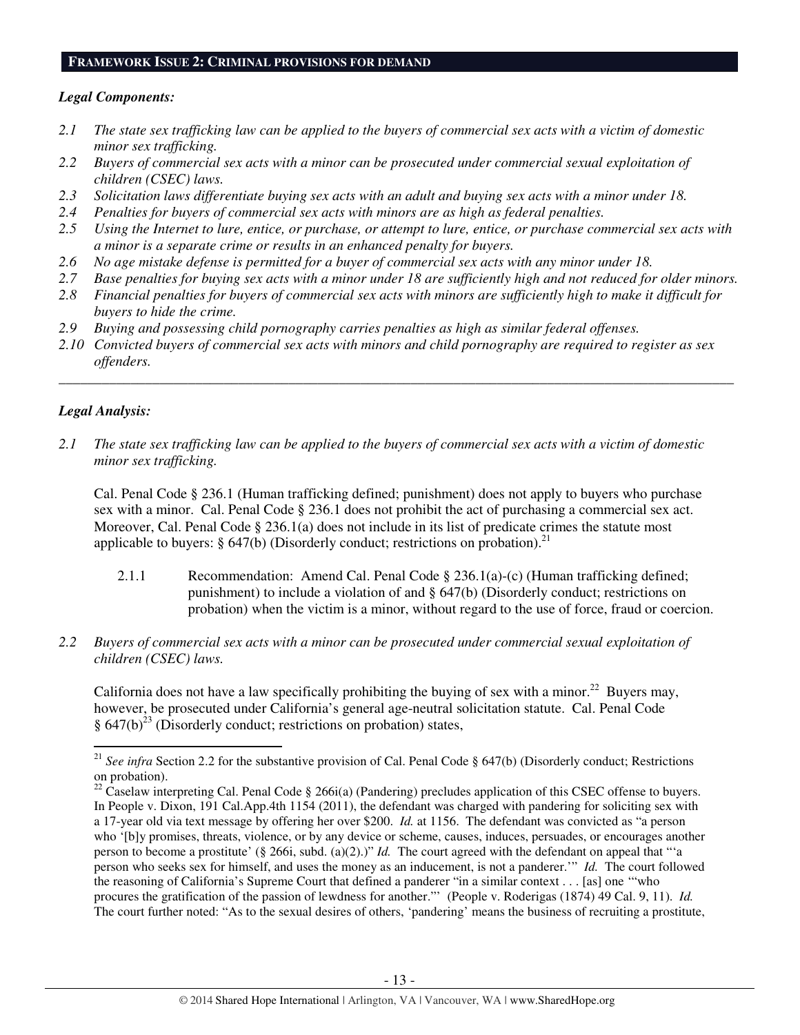## FRAMEWORK ISSUE 2: CRIMINAL PROVISIONS FOR DEMAND

### *Legal Components:*

*2.1 The state sex trafficking law can be applied to the buyers of commercial sex acts with a victim of domestic minor sex trafficking.*

*2.2 Buyers of commercial sex acts with a minor can be prosecuted under commercial sexual exploitation of children (CSEC) laws.*

*2.3 Solicitation laws differentiate buying sex acts with an adult and buying sex acts with a minor under 18.*

*2.4 Penalties for buyers of commercial sex acts with minors are as high as federal penalties.*

*2.5 Using the Internet to lure, entice, or purchase, or attempt to lure, entice, or purchase commercial sex acts with a minor is a separate crime or results in an enhanced penalty for buyers.*

*2.6 No age mistake defense is permitted for a buyer of commercial sex acts with any minor under 18.*

*2.7 Base penalties for buying sex acts with a minor under 18 are sufficiently high and not reduced for older minors.*

*2.8 Financial penalties for buyers of commercial sex acts with minors are sufficiently high to make it difficult for buyers to hide the crime.*

*2.9 Buying and possessing child pornography carries penalties as high as similar federal offenses.*

*2.10 Convicted buyers of commercial sex acts with minors and child pornography are required to register as sex offenders.*

---

### *Legal Analysis:*

*2.1 The state sex trafficking law can be applied to the buyers of commercial sex acts with a victim of domestic minor sex trafficking.*

Cal. Penal Code § 236.1 (Human trafficking defined; punishment) does not apply to buyers who purchase sex with a minor. Cal. Penal Code § 236.1 does not prohibit the act of purchasing a commercial sex act. Moreover, Cal. Penal Code § 236.1(a) does not include in its list of predicate crimes the statute most applicable to buyers: § 647(b) (Disorderly conduct; restrictions on probation).[21]

> 2.1.1 Recommendation: Amend Cal. Penal Code § 236.1(a)-(c) (Human trafficking defined; punishment) to include a violation of and § 647(b) (Disorderly conduct; restrictions on probation) when the victim is a minor, without regard to the use of force, fraud or coercion.

*2.2 Buyers of commercial sex acts with a minor can be prosecuted under commercial sexual exploitation of children (CSEC) laws.*

California does not have a law specifically prohibiting the buying of sex with a minor.[22] Buyers may, however, be prosecuted under California's general age-neutral solicitation statute. Cal. Penal Code § 647(b)[23] (Disorderly conduct; restrictions on probation) states,

---

[21] *See infra* Section 2.2 for the substantive provision of Cal. Penal Code § 647(b) (Disorderly conduct; Restrictions on probation).

[22] Caselaw interpreting Cal. Penal Code § 266i(a) (Pandering) precludes application of this CSEC offense to buyers. In People v. Dixon, 191 Cal.App.4th 1154 (2011), the defendant was charged with pandering for soliciting sex with a 17-year old via text message by offering her over $200. *Id.* at 1156. The defendant was convicted as "a person who '[b]y promises, threats, violence, or by any device or scheme, causes, induces, persuades, or encourages another person to become a prostitute' (§ 266i, subd. (a)(2).)" *Id.* The court agreed with the defendant on appeal that "'a person who seeks sex for himself, and uses the money as an inducement, is not a panderer.'" *Id.* The court followed the reasoning of California's Supreme Court that defined a panderer "in a similar context . . . [as] one '"who procures the gratification of the passion of lewdness for another."' (People v. Roderigas (1874) 49 Cal. 9, 11). *Id.* The court further noted: "As to the sexual desires of others, 'pandering' means the business of recruiting a prostitute,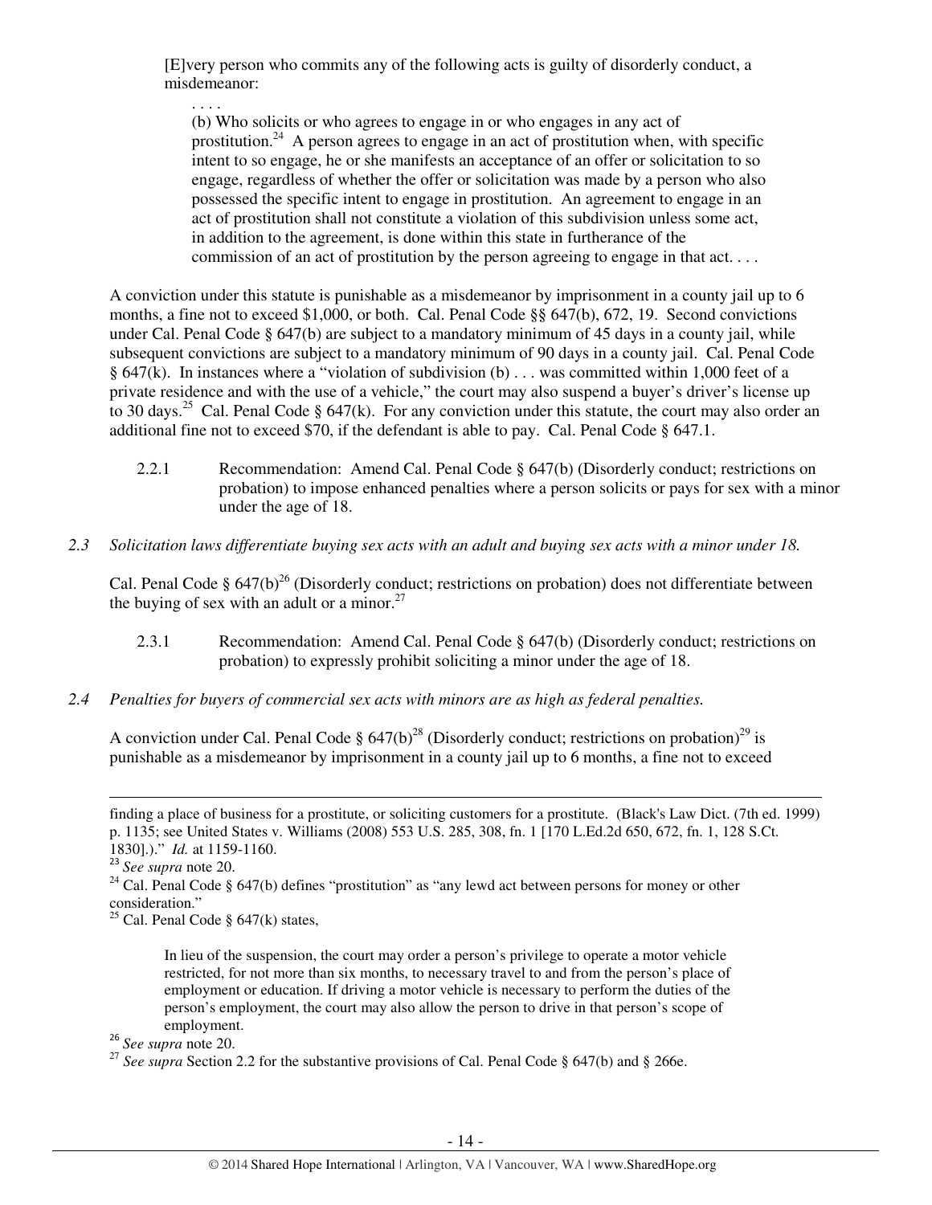> [E]very person who commits any of the following acts is guilty of disorderly conduct, a misdemeanor:
>
> . . . .
>
> (b) Who solicits or who agrees to engage in or who engages in any act of prostitution.[24] A person agrees to engage in an act of prostitution when, with specific intent to so engage, he or she manifests an acceptance of an offer or solicitation to so engage, regardless of whether the offer or solicitation was made by a person who also possessed the specific intent to engage in prostitution. An agreement to engage in an act of prostitution shall not constitute a violation of this subdivision unless some act, in addition to the agreement, is done within this state in furtherance of the commission of an act of prostitution by the person agreeing to engage in that act. . . .

A conviction under this statute is punishable as a misdemeanor by imprisonment in a county jail up to 6 months, a fine not to exceed $1,000, or both. Cal. Penal Code §§ 647(b), 672, 19. Second convictions under Cal. Penal Code § 647(b) are subject to a mandatory minimum of 45 days in a county jail, while subsequent convictions are subject to a mandatory minimum of 90 days in a county jail. Cal. Penal Code § 647(k). In instances where a "violation of subdivision (b) . . . was committed within 1,000 feet of a private residence and with the use of a vehicle," the court may also suspend a buyer's driver's license up to 30 days.[25] Cal. Penal Code § 647(k). For any conviction under this statute, the court may also order an additional fine not to exceed $70, if the defendant is able to pay. Cal. Penal Code § 647.1.

2.2.1 Recommendation: Amend Cal. Penal Code § 647(b) (Disorderly conduct; restrictions on probation) to impose enhanced penalties where a person solicits or pays for sex with a minor under the age of 18.

*2.3 Solicitation laws differentiate buying sex acts with an adult and buying sex acts with a minor under 18.*

Cal. Penal Code § 647(b)[26] (Disorderly conduct; restrictions on probation) does not differentiate between the buying of sex with an adult or a minor.[27]

2.3.1 Recommendation: Amend Cal. Penal Code § 647(b) (Disorderly conduct; restrictions on probation) to expressly prohibit soliciting a minor under the age of 18.

*2.4 Penalties for buyers of commercial sex acts with minors are as high as federal penalties.*

A conviction under Cal. Penal Code § 647(b)[28] (Disorderly conduct; restrictions on probation)[29] is punishable as a misdemeanor by imprisonment in a county jail up to 6 months, a fine not to exceed

---

finding a place of business for a prostitute, or soliciting customers for a prostitute. (Black's Law Dict. (7th ed. 1999) p. 1135; see United States v. Williams (2008) 553 U.S. 285, 308, fn. 1 [170 L.Ed.2d 650, 672, fn. 1, 128 S.Ct. 1830].)." *Id.* at 1159-1160.

[23] *See supra* note 20.

[24] Cal. Penal Code § 647(b) defines "prostitution" as "any lewd act between persons for money or other consideration."

[25] Cal. Penal Code § 647(k) states,

> In lieu of the suspension, the court may order a person's privilege to operate a motor vehicle restricted, for not more than six months, to necessary travel to and from the person's place of employment or education. If driving a motor vehicle is necessary to perform the duties of the person's employment, the court may also allow the person to drive in that person's scope of employment.

[26] *See supra* note 20.

[27] *See supra* Section 2.2 for the substantive provisions of Cal. Penal Code § 647(b) and § 266e.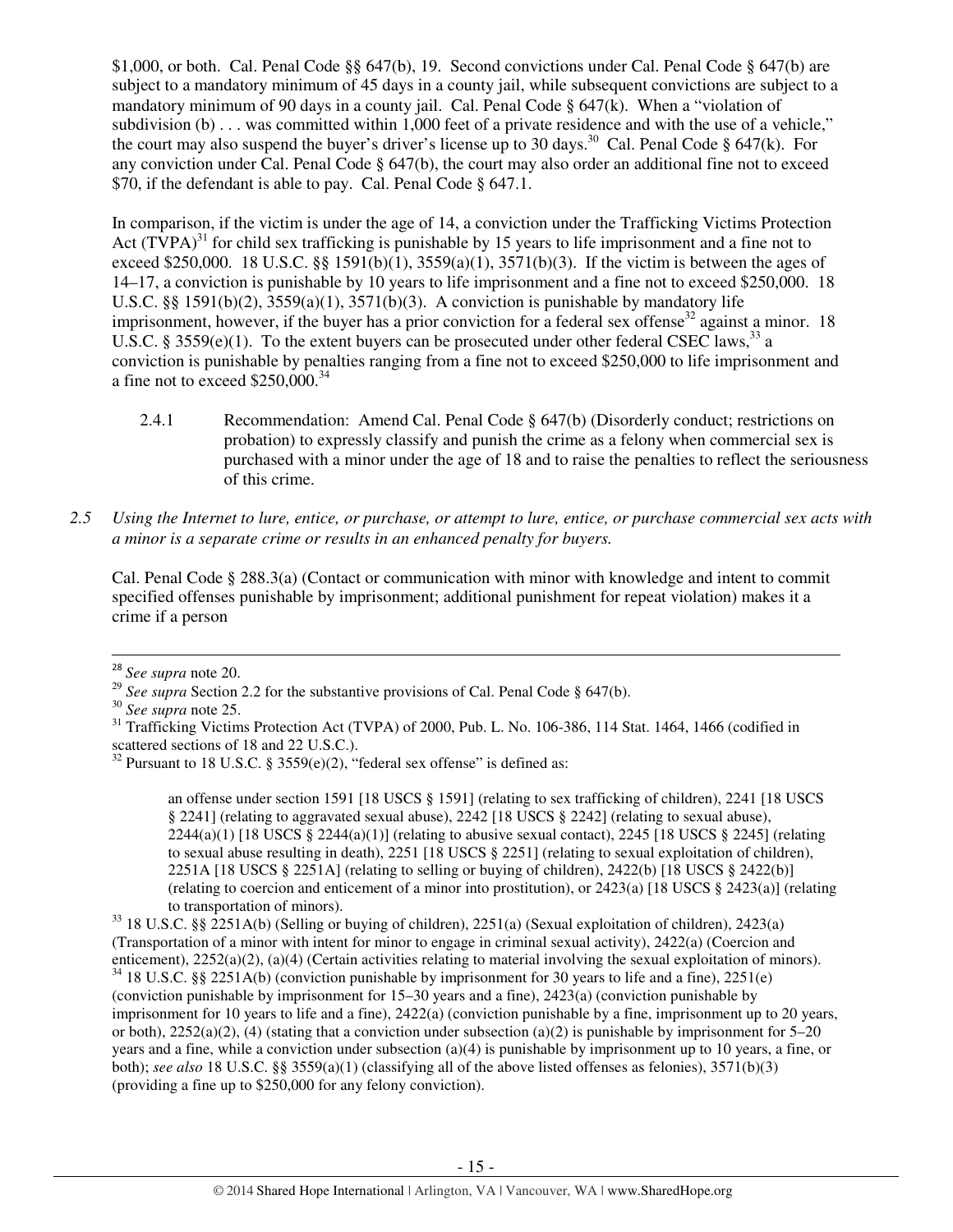$1,000, or both. Cal. Penal Code §§ 647(b), 19. Second convictions under Cal. Penal Code § 647(b) are subject to a mandatory minimum of 45 days in a county jail, while subsequent convictions are subject to a mandatory minimum of 90 days in a county jail. Cal. Penal Code § 647(k). When a "violation of subdivision (b) . . . was committed within 1,000 feet of a private residence and with the use of a vehicle," the court may also suspend the buyer's driver's license up to 30 days.[30] Cal. Penal Code § 647(k). For any conviction under Cal. Penal Code § 647(b), the court may also order an additional fine not to exceed $70, if the defendant is able to pay. Cal. Penal Code § 647.1.

In comparison, if the victim is under the age of 14, a conviction under the Trafficking Victims Protection Act (TVPA)[31] for child sex trafficking is punishable by 15 years to life imprisonment and a fine not to exceed $250,000. 18 U.S.C. §§ 1591(b)(1), 3559(a)(1), 3571(b)(3). If the victim is between the ages of 14–17, a conviction is punishable by 10 years to life imprisonment and a fine not to exceed $250,000. 18 U.S.C. §§ 1591(b)(2), 3559(a)(1), 3571(b)(3). A conviction is punishable by mandatory life imprisonment, however, if the buyer has a prior conviction for a federal sex offense[32] against a minor. 18 U.S.C. § 3559(e)(1). To the extent buyers can be prosecuted under other federal CSEC laws,[33] a conviction is punishable by penalties ranging from a fine not to exceed $250,000 to life imprisonment and a fine not to exceed $250,000.[34]

2.4.1 Recommendation: Amend Cal. Penal Code § 647(b) (Disorderly conduct; restrictions on probation) to expressly classify and punish the crime as a felony when commercial sex is purchased with a minor under the age of 18 and to raise the penalties to reflect the seriousness of this crime.

*2.5 Using the Internet to lure, entice, or purchase, or attempt to lure, entice, or purchase commercial sex acts with a minor is a separate crime or results in an enhanced penalty for buyers.*

Cal. Penal Code § 288.3(a) (Contact or communication with minor with knowledge and intent to commit specified offenses punishable by imprisonment; additional punishment for repeat violation) makes it a crime if a person

---

[28] *See supra* note 20.

[29] *See supra* Section 2.2 for the substantive provisions of Cal. Penal Code § 647(b).

[30] *See supra* note 25.

[31] Trafficking Victims Protection Act (TVPA) of 2000, Pub. L. No. 106-386, 114 Stat. 1464, 1466 (codified in scattered sections of 18 and 22 U.S.C.).

[32] Pursuant to 18 U.S.C. § 3559(e)(2), "federal sex offense" is defined as:

> an offense under section 1591 [18 USCS § 1591] (relating to sex trafficking of children), 2241 [18 USCS § 2241] (relating to aggravated sexual abuse), 2242 [18 USCS § 2242] (relating to sexual abuse), 2244(a)(1) [18 USCS § 2244(a)(1)] (relating to abusive sexual contact), 2245 [18 USCS § 2245] (relating to sexual abuse resulting in death), 2251 [18 USCS § 2251] (relating to sexual exploitation of children), 2251A [18 USCS § 2251A] (relating to selling or buying of children), 2422(b) [18 USCS § 2422(b)] (relating to coercion and enticement of a minor into prostitution), or 2423(a) [18 USCS § 2423(a)] (relating to transportation of minors).

[33] 18 U.S.C. §§ 2251A(b) (Selling or buying of children), 2251(a) (Sexual exploitation of children), 2423(a) (Transportation of a minor with intent for minor to engage in criminal sexual activity), 2422(a) (Coercion and enticement), 2252(a)(2), (a)(4) (Certain activities relating to material involving the sexual exploitation of minors).

[34] 18 U.S.C. §§ 2251A(b) (conviction punishable by imprisonment for 30 years to life and a fine), 2251(e) (conviction punishable by imprisonment for 15–30 years and a fine), 2423(a) (conviction punishable by imprisonment for 10 years to life and a fine), 2422(a) (conviction punishable by a fine, imprisonment up to 20 years, or both), 2252(a)(2), (4) (stating that a conviction under subsection (a)(2) is punishable by imprisonment for 5–20 years and a fine, while a conviction under subsection (a)(4) is punishable by imprisonment up to 10 years, a fine, or both); *see also* 18 U.S.C. §§ 3559(a)(1) (classifying all of the above listed offenses as felonies), 3571(b)(3) (providing a fine up to $250,000 for any felony conviction).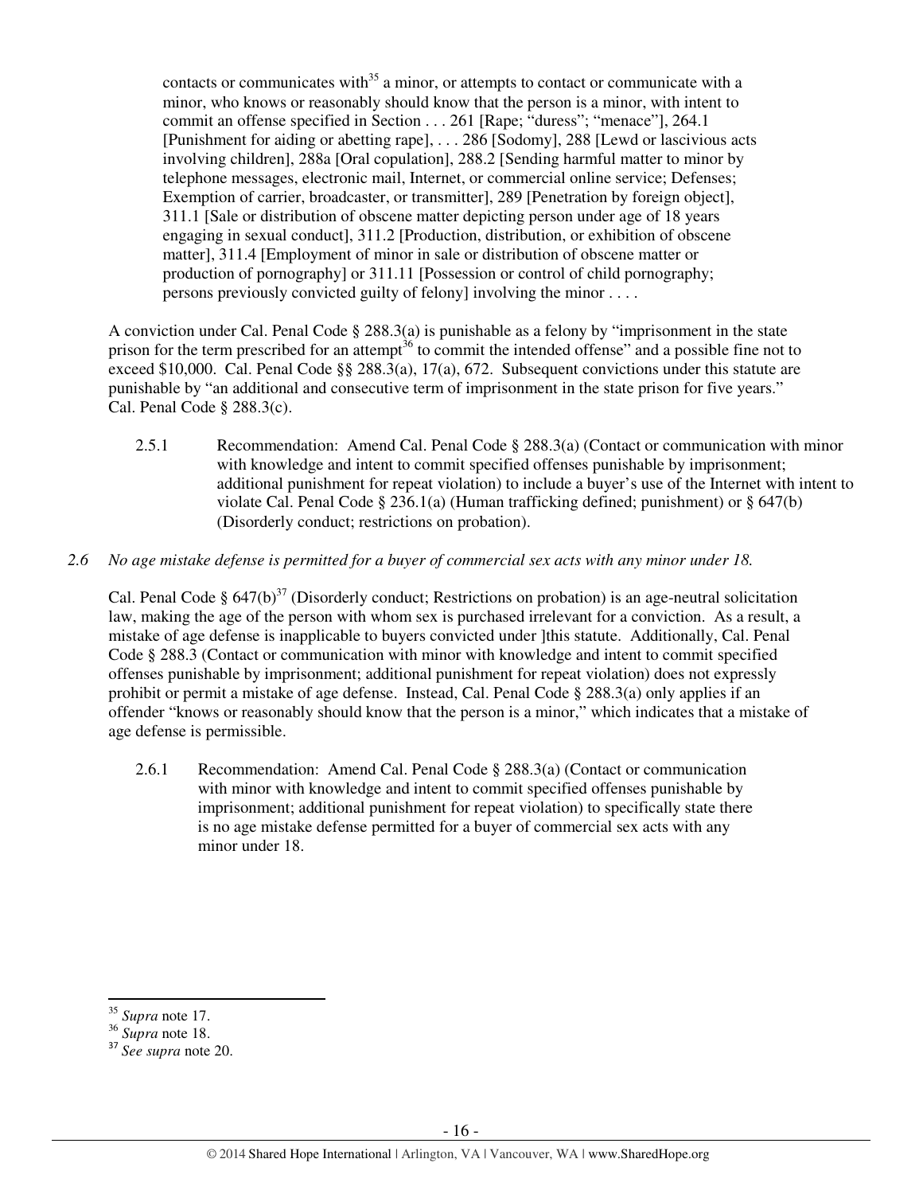> contacts or communicates with[35] a minor, or attempts to contact or communicate with a minor, who knows or reasonably should know that the person is a minor, with intent to commit an offense specified in Section . . . 261 [Rape; "duress"; "menace"], 264.1 [Punishment for aiding or abetting rape], . . . 286 [Sodomy], 288 [Lewd or lascivious acts involving children], 288a [Oral copulation], 288.2 [Sending harmful matter to minor by telephone messages, electronic mail, Internet, or commercial online service; Defenses; Exemption of carrier, broadcaster, or transmitter], 289 [Penetration by foreign object], 311.1 [Sale or distribution of obscene matter depicting person under age of 18 years engaging in sexual conduct], 311.2 [Production, distribution, or exhibition of obscene matter], 311.4 [Employment of minor in sale or distribution of obscene matter or production of pornography] or 311.11 [Possession or control of child pornography; persons previously convicted guilty of felony] involving the minor . . . .

A conviction under Cal. Penal Code § 288.3(a) is punishable as a felony by "imprisonment in the state prison for the term prescribed for an attempt[36] to commit the intended offense" and a possible fine not to exceed $10,000. Cal. Penal Code §§ 288.3(a), 17(a), 672. Subsequent convictions under this statute are punishable by "an additional and consecutive term of imprisonment in the state prison for five years." Cal. Penal Code § 288.3(c).

2.5.1 Recommendation: Amend Cal. Penal Code § 288.3(a) (Contact or communication with minor with knowledge and intent to commit specified offenses punishable by imprisonment; additional punishment for repeat violation) to include a buyer's use of the Internet with intent to violate Cal. Penal Code § 236.1(a) (Human trafficking defined; punishment) or § 647(b) (Disorderly conduct; restrictions on probation).

*2.6 No age mistake defense is permitted for a buyer of commercial sex acts with any minor under 18.*

Cal. Penal Code § 647(b)[37] (Disorderly conduct; Restrictions on probation) is an age-neutral solicitation law, making the age of the person with whom sex is purchased irrelevant for a conviction. As a result, a mistake of age defense is inapplicable to buyers convicted under ]this statute. Additionally, Cal. Penal Code § 288.3 (Contact or communication with minor with knowledge and intent to commit specified offenses punishable by imprisonment; additional punishment for repeat violation) does not expressly prohibit or permit a mistake of age defense. Instead, Cal. Penal Code § 288.3(a) only applies if an offender "knows or reasonably should know that the person is a minor," which indicates that a mistake of age defense is permissible.

2.6.1 Recommendation: Amend Cal. Penal Code § 288.3(a) (Contact or communication with minor with knowledge and intent to commit specified offenses punishable by imprisonment; additional punishment for repeat violation) to specifically state there is no age mistake defense permitted for a buyer of commercial sex acts with any minor under 18.

---

[35] *Supra* note 17.

[36] *Supra* note 18.

[37] *See supra* note 20.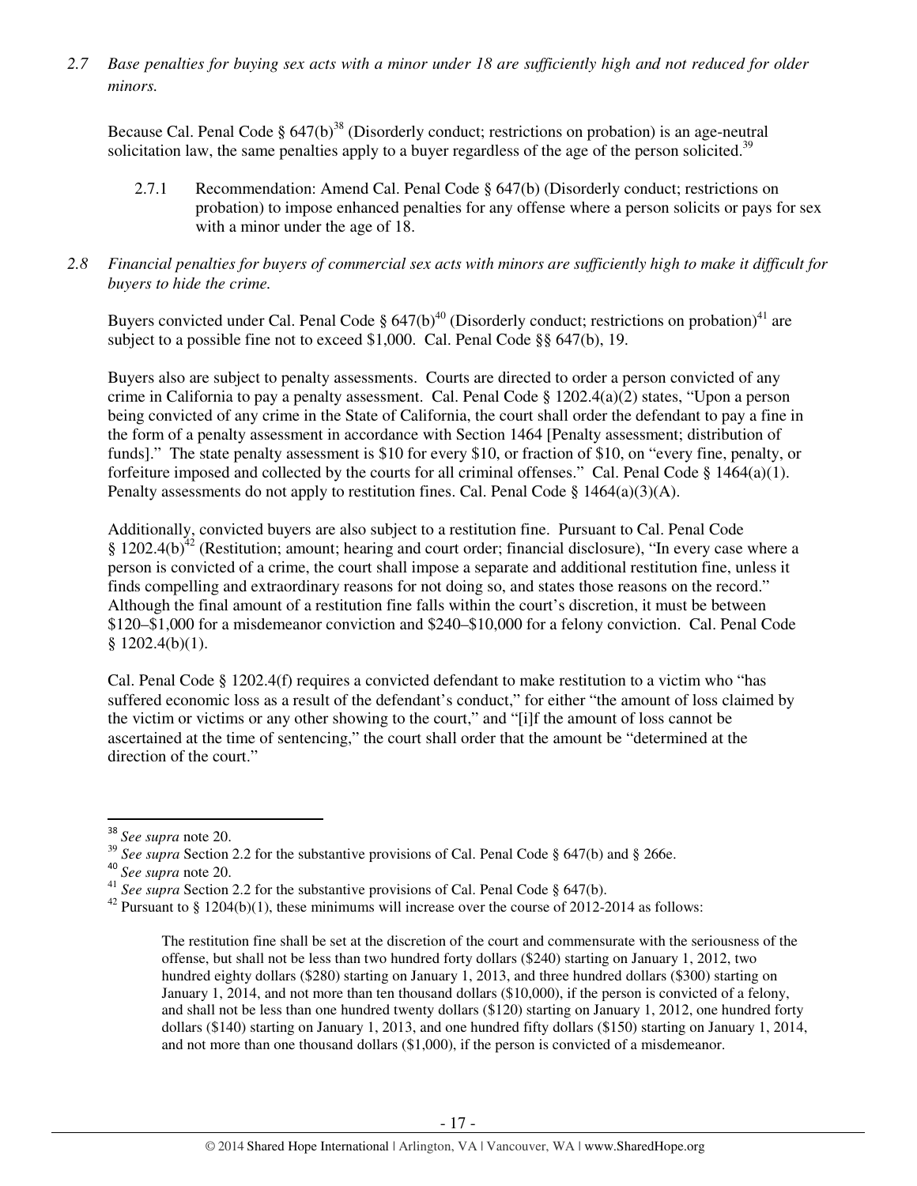*2.7 Base penalties for buying sex acts with a minor under 18 are sufficiently high and not reduced for older minors.*

Because Cal. Penal Code § 647(b)[38] (Disorderly conduct; restrictions on probation) is an age-neutral solicitation law, the same penalties apply to a buyer regardless of the age of the person solicited.[39]

2.7.1 Recommendation: Amend Cal. Penal Code § 647(b) (Disorderly conduct; restrictions on probation) to impose enhanced penalties for any offense where a person solicits or pays for sex with a minor under the age of 18.

*2.8 Financial penalties for buyers of commercial sex acts with minors are sufficiently high to make it difficult for buyers to hide the crime.*

Buyers convicted under Cal. Penal Code § 647(b)[40] (Disorderly conduct; restrictions on probation)[41] are subject to a possible fine not to exceed $1,000. Cal. Penal Code §§ 647(b), 19.

Buyers also are subject to penalty assessments. Courts are directed to order a person convicted of any crime in California to pay a penalty assessment. Cal. Penal Code § 1202.4(a)(2) states, "Upon a person being convicted of any crime in the State of California, the court shall order the defendant to pay a fine in the form of a penalty assessment in accordance with Section 1464 [Penalty assessment; distribution of funds]." The state penalty assessment is $10 for every $10, or fraction of $10, on "every fine, penalty, or forfeiture imposed and collected by the courts for all criminal offenses." Cal. Penal Code § 1464(a)(1). Penalty assessments do not apply to restitution fines. Cal. Penal Code § 1464(a)(3)(A).

Additionally, convicted buyers are also subject to a restitution fine. Pursuant to Cal. Penal Code § 1202.4(b)[42] (Restitution; amount; hearing and court order; financial disclosure), "In every case where a person is convicted of a crime, the court shall impose a separate and additional restitution fine, unless it finds compelling and extraordinary reasons for not doing so, and states those reasons on the record." Although the final amount of a restitution fine falls within the court's discretion, it must be between $120–$1,000 for a misdemeanor conviction and $240–$10,000 for a felony conviction. Cal. Penal Code § 1202.4(b)(1).

Cal. Penal Code § 1202.4(f) requires a convicted defendant to make restitution to a victim who "has suffered economic loss as a result of the defendant's conduct," for either "the amount of loss claimed by the victim or victims or any other showing to the court," and "[i]f the amount of loss cannot be ascertained at the time of sentencing," the court shall order that the amount be "determined at the direction of the court."

---

[38] *See supra* note 20.

[39] *See supra* Section 2.2 for the substantive provisions of Cal. Penal Code § 647(b) and § 266e.

[40] *See supra* note 20.

[41] *See supra* Section 2.2 for the substantive provisions of Cal. Penal Code § 647(b).

[42] Pursuant to § 1204(b)(1), these minimums will increase over the course of 2012-2014 as follows:

> The restitution fine shall be set at the discretion of the court and commensurate with the seriousness of the offense, but shall not be less than two hundred forty dollars ($240) starting on January 1, 2012, two hundred eighty dollars ($280) starting on January 1, 2013, and three hundred dollars ($300) starting on January 1, 2014, and not more than ten thousand dollars ($10,000), if the person is convicted of a felony, and shall not be less than one hundred twenty dollars ($120) starting on January 1, 2012, one hundred forty dollars ($140) starting on January 1, 2013, and one hundred fifty dollars ($150) starting on January 1, 2014, and not more than one thousand dollars ($1,000), if the person is convicted of a misdemeanor.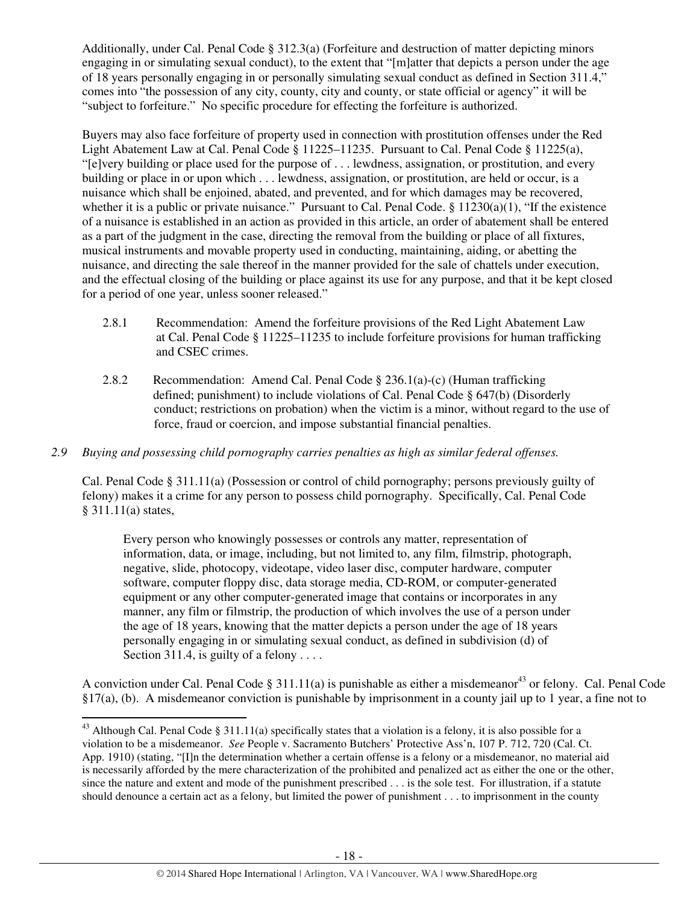Additionally, under Cal. Penal Code § 312.3(a) (Forfeiture and destruction of matter depicting minors engaging in or simulating sexual conduct), to the extent that "[m]atter that depicts a person under the age of 18 years personally engaging in or personally simulating sexual conduct as defined in Section 311.4," comes into "the possession of any city, county, city and county, or state official or agency" it will be "subject to forfeiture." No specific procedure for effecting the forfeiture is authorized.

Buyers may also face forfeiture of property used in connection with prostitution offenses under the Red Light Abatement Law at Cal. Penal Code § 11225–11235. Pursuant to Cal. Penal Code § 11225(a), "[e]very building or place used for the purpose of . . . lewdness, assignation, or prostitution, and every building or place in or upon which . . . lewdness, assignation, or prostitution, are held or occur, is a nuisance which shall be enjoined, abated, and prevented, and for which damages may be recovered, whether it is a public or private nuisance." Pursuant to Cal. Penal Code. § 11230(a)(1), "If the existence of a nuisance is established in an action as provided in this article, an order of abatement shall be entered as a part of the judgment in the case, directing the removal from the building or place of all fixtures, musical instruments and movable property used in conducting, maintaining, aiding, or abetting the nuisance, and directing the sale thereof in the manner provided for the sale of chattels under execution, and the effectual closing of the building or place against its use for any purpose, and that it be kept closed for a period of one year, unless sooner released."

2.8.1 Recommendation: Amend the forfeiture provisions of the Red Light Abatement Law at Cal. Penal Code § 11225–11235 to include forfeiture provisions for human trafficking and CSEC crimes.

2.8.2 Recommendation: Amend Cal. Penal Code § 236.1(a)-(c) (Human trafficking defined; punishment) to include violations of Cal. Penal Code § 647(b) (Disorderly conduct; restrictions on probation) when the victim is a minor, without regard to the use of force, fraud or coercion, and impose substantial financial penalties.

*2.9 Buying and possessing child pornography carries penalties as high as similar federal offenses.*

Cal. Penal Code § 311.11(a) (Possession or control of child pornography; persons previously guilty of felony) makes it a crime for any person to possess child pornography. Specifically, Cal. Penal Code § 311.11(a) states,

> Every person who knowingly possesses or controls any matter, representation of information, data, or image, including, but not limited to, any film, filmstrip, photograph, negative, slide, photocopy, videotape, video laser disc, computer hardware, computer software, computer floppy disc, data storage media, CD-ROM, or computer-generated equipment or any other computer-generated image that contains or incorporates in any manner, any film or filmstrip, the production of which involves the use of a person under the age of 18 years, knowing that the matter depicts a person under the age of 18 years personally engaging in or simulating sexual conduct, as defined in subdivision (d) of Section 311.4, is guilty of a felony . . . .

A conviction under Cal. Penal Code § 311.11(a) is punishable as either a misdemeanor[43] or felony. Cal. Penal Code §17(a), (b). A misdemeanor conviction is punishable by imprisonment in a county jail up to 1 year, a fine not to

---

[43] Although Cal. Penal Code § 311.11(a) specifically states that a violation is a felony, it is also possible for a violation to be a misdemeanor. *See* People v. Sacramento Butchers' Protective Ass'n, 107 P. 712, 720 (Cal. Ct. App. 1910) (stating, "[I]n the determination whether a certain offense is a felony or a misdemeanor, no material aid is necessarily afforded by the mere characterization of the prohibited and penalized act as either the one or the other, since the nature and extent and mode of the punishment prescribed . . . is the sole test. For illustration, if a statute should denounce a certain act as a felony, but limited the power of punishment . . . to imprisonment in the county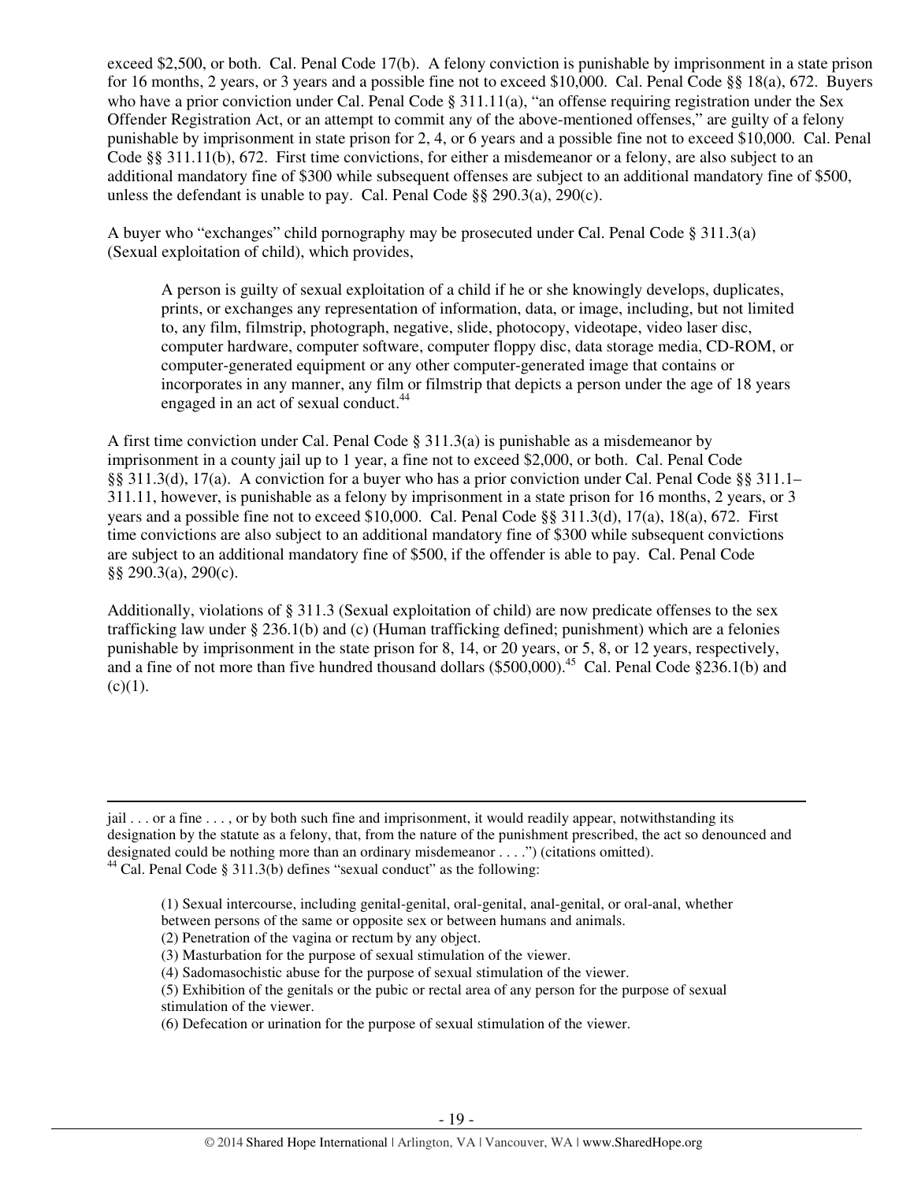exceed $2,500, or both. Cal. Penal Code 17(b). A felony conviction is punishable by imprisonment in a state prison for 16 months, 2 years, or 3 years and a possible fine not to exceed $10,000. Cal. Penal Code §§ 18(a), 672. Buyers who have a prior conviction under Cal. Penal Code § 311.11(a), "an offense requiring registration under the Sex Offender Registration Act, or an attempt to commit any of the above-mentioned offenses," are guilty of a felony punishable by imprisonment in state prison for 2, 4, or 6 years and a possible fine not to exceed $10,000. Cal. Penal Code §§ 311.11(b), 672. First time convictions, for either a misdemeanor or a felony, are also subject to an additional mandatory fine of $300 while subsequent offenses are subject to an additional mandatory fine of $500, unless the defendant is unable to pay. Cal. Penal Code §§ 290.3(a), 290(c).

A buyer who "exchanges" child pornography may be prosecuted under Cal. Penal Code § 311.3(a) (Sexual exploitation of child), which provides,

> A person is guilty of sexual exploitation of a child if he or she knowingly develops, duplicates, prints, or exchanges any representation of information, data, or image, including, but not limited to, any film, filmstrip, photograph, negative, slide, photocopy, videotape, video laser disc, computer hardware, computer software, computer floppy disc, data storage media, CD-ROM, or computer-generated equipment or any other computer-generated image that contains or incorporates in any manner, any film or filmstrip that depicts a person under the age of 18 years engaged in an act of sexual conduct.[44]

A first time conviction under Cal. Penal Code § 311.3(a) is punishable as a misdemeanor by imprisonment in a county jail up to 1 year, a fine not to exceed $2,000, or both. Cal. Penal Code §§ 311.3(d), 17(a). A conviction for a buyer who has a prior conviction under Cal. Penal Code §§ 311.1–311.11, however, is punishable as a felony by imprisonment in a state prison for 16 months, 2 years, or 3 years and a possible fine not to exceed $10,000. Cal. Penal Code §§ 311.3(d), 17(a), 18(a), 672. First time convictions are also subject to an additional mandatory fine of $300 while subsequent convictions are subject to an additional mandatory fine of $500, if the offender is able to pay. Cal. Penal Code §§ 290.3(a), 290(c).

Additionally, violations of § 311.3 (Sexual exploitation of child) are now predicate offenses to the sex trafficking law under § 236.1(b) and (c) (Human trafficking defined; punishment) which are a felonies punishable by imprisonment in the state prison for 8, 14, or 20 years, or 5, 8, or 12 years, respectively, and a fine of not more than five hundred thousand dollars ($500,000).[45] Cal. Penal Code §236.1(b) and (c)(1).

---

jail . . . or a fine . . . , or by both such fine and imprisonment, it would readily appear, notwithstanding its designation by the statute as a felony, that, from the nature of the punishment prescribed, the act so denounced and designated could be nothing more than an ordinary misdemeanor . . . .") (citations omitted).

[44] Cal. Penal Code § 311.3(b) defines "sexual conduct" as the following:

> (1) Sexual intercourse, including genital-genital, oral-genital, anal-genital, or oral-anal, whether between persons of the same or opposite sex or between humans and animals.
> (2) Penetration of the vagina or rectum by any object.
> (3) Masturbation for the purpose of sexual stimulation of the viewer.
> (4) Sadomasochistic abuse for the purpose of sexual stimulation of the viewer.
> (5) Exhibition of the genitals or the pubic or rectal area of any person for the purpose of sexual stimulation of the viewer.
> (6) Defecation or urination for the purpose of sexual stimulation of the viewer.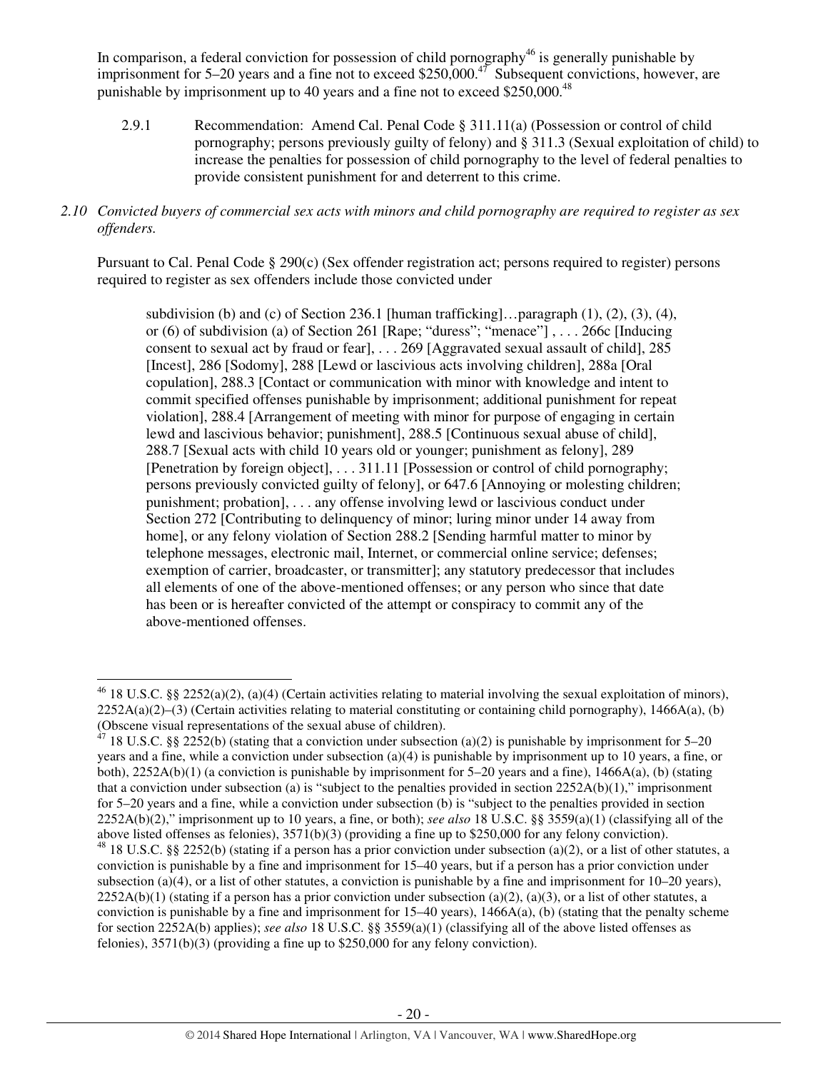In comparison, a federal conviction for possession of child pornography[46] is generally punishable by imprisonment for 5–20 years and a fine not to exceed $250,000.[47] Subsequent convictions, however, are punishable by imprisonment up to 40 years and a fine not to exceed $250,000.[48]

2.9.1 Recommendation: Amend Cal. Penal Code § 311.11(a) (Possession or control of child pornography; persons previously guilty of felony) and § 311.3 (Sexual exploitation of child) to increase the penalties for possession of child pornography to the level of federal penalties to provide consistent punishment for and deterrent to this crime.

*2.10 Convicted buyers of commercial sex acts with minors and child pornography are required to register as sex offenders.*

Pursuant to Cal. Penal Code § 290(c) (Sex offender registration act; persons required to register) persons required to register as sex offenders include those convicted under

> subdivision (b) and (c) of Section 236.1 [human trafficking]…paragraph (1), (2), (3), (4), or (6) of subdivision (a) of Section 261 [Rape; "duress"; "menace"] , . . . 266c [Inducing consent to sexual act by fraud or fear], . . . 269 [Aggravated sexual assault of child], 285 [Incest], 286 [Sodomy], 288 [Lewd or lascivious acts involving children], 288a [Oral copulation], 288.3 [Contact or communication with minor with knowledge and intent to commit specified offenses punishable by imprisonment; additional punishment for repeat violation], 288.4 [Arrangement of meeting with minor for purpose of engaging in certain lewd and lascivious behavior; punishment], 288.5 [Continuous sexual abuse of child], 288.7 [Sexual acts with child 10 years old or younger; punishment as felony], 289 [Penetration by foreign object], . . . 311.11 [Possession or control of child pornography; persons previously convicted guilty of felony], or 647.6 [Annoying or molesting children; punishment; probation], . . . any offense involving lewd or lascivious conduct under Section 272 [Contributing to delinquency of minor; luring minor under 14 away from home], or any felony violation of Section 288.2 [Sending harmful matter to minor by telephone messages, electronic mail, Internet, or commercial online service; defenses; exemption of carrier, broadcaster, or transmitter]; any statutory predecessor that includes all elements of one of the above-mentioned offenses; or any person who since that date has been or is hereafter convicted of the attempt or conspiracy to commit any of the above-mentioned offenses.

---

[46] 18 U.S.C. §§ 2252(a)(2), (a)(4) (Certain activities relating to material involving the sexual exploitation of minors), 2252A(a)(2)–(3) (Certain activities relating to material constituting or containing child pornography), 1466A(a), (b) (Obscene visual representations of the sexual abuse of children).

[47] 18 U.S.C. §§ 2252(b) (stating that a conviction under subsection (a)(2) is punishable by imprisonment for 5–20 years and a fine, while a conviction under subsection (a)(4) is punishable by imprisonment up to 10 years, a fine, or both), 2252A(b)(1) (a conviction is punishable by imprisonment for 5–20 years and a fine), 1466A(a), (b) (stating that a conviction under subsection (a) is "subject to the penalties provided in section 2252A(b)(1)," imprisonment for 5–20 years and a fine, while a conviction under subsection (b) is "subject to the penalties provided in section 2252A(b)(2)," imprisonment up to 10 years, a fine, or both); *see also* 18 U.S.C. §§ 3559(a)(1) (classifying all of the above listed offenses as felonies), 3571(b)(3) (providing a fine up to $250,000 for any felony conviction).

[48] 18 U.S.C. §§ 2252(b) (stating if a person has a prior conviction under subsection (a)(2), or a list of other statutes, a conviction is punishable by a fine and imprisonment for 15–40 years, but if a person has a prior conviction under subsection (a)(4), or a list of other statutes, a conviction is punishable by a fine and imprisonment for 10–20 years), 2252A(b)(1) (stating if a person has a prior conviction under subsection (a)(2), (a)(3), or a list of other statutes, a conviction is punishable by a fine and imprisonment for 15–40 years), 1466A(a), (b) (stating that the penalty scheme for section 2252A(b) applies); *see also* 18 U.S.C. §§ 3559(a)(1) (classifying all of the above listed offenses as felonies), 3571(b)(3) (providing a fine up to $250,000 for any felony conviction).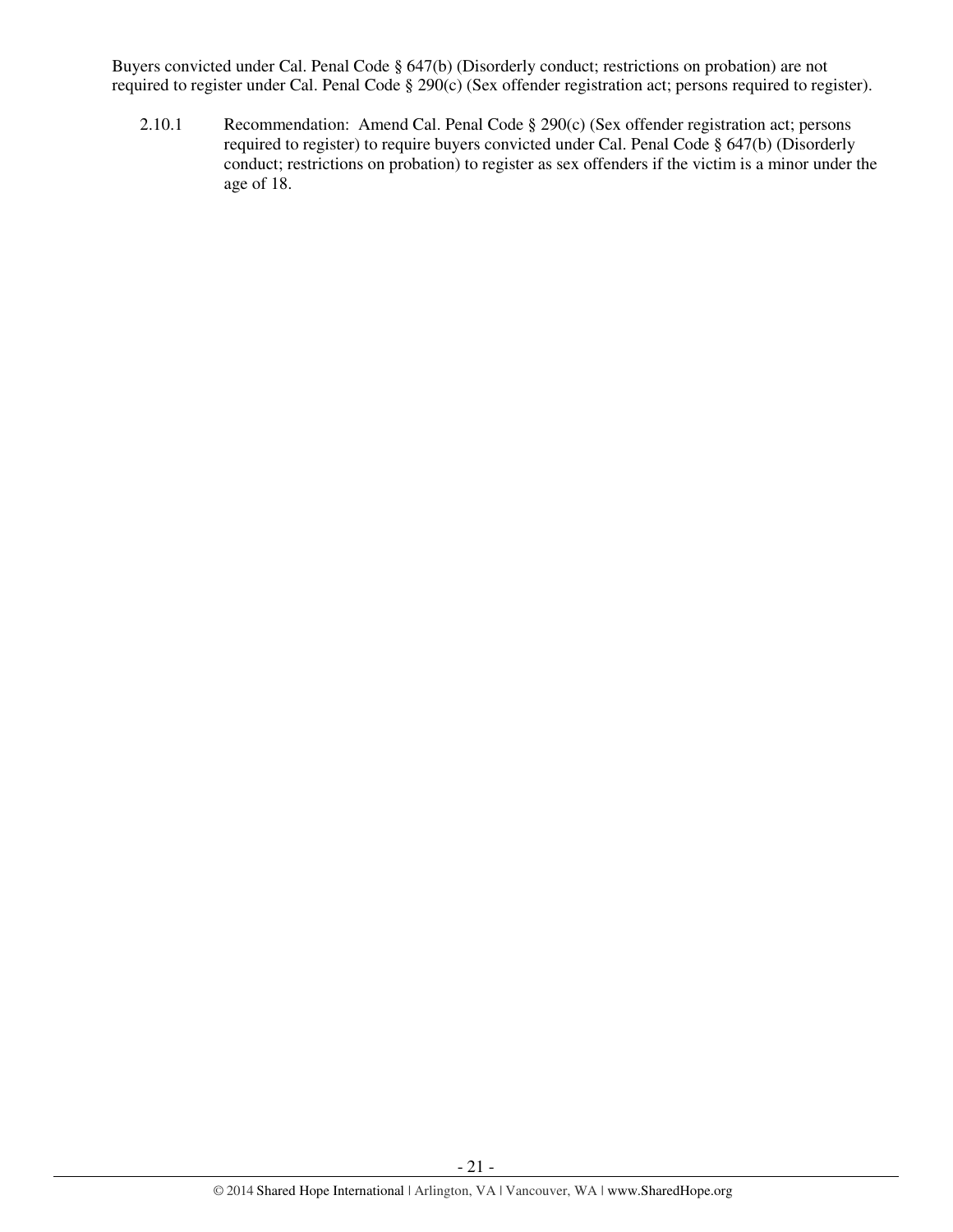Buyers convicted under Cal. Penal Code § 647(b) (Disorderly conduct; restrictions on probation) are not required to register under Cal. Penal Code § 290(c) (Sex offender registration act; persons required to register).

2.10.1 Recommendation: Amend Cal. Penal Code § 290(c) (Sex offender registration act; persons required to register) to require buyers convicted under Cal. Penal Code § 647(b) (Disorderly conduct; restrictions on probation) to register as sex offenders if the victim is a minor under the age of 18.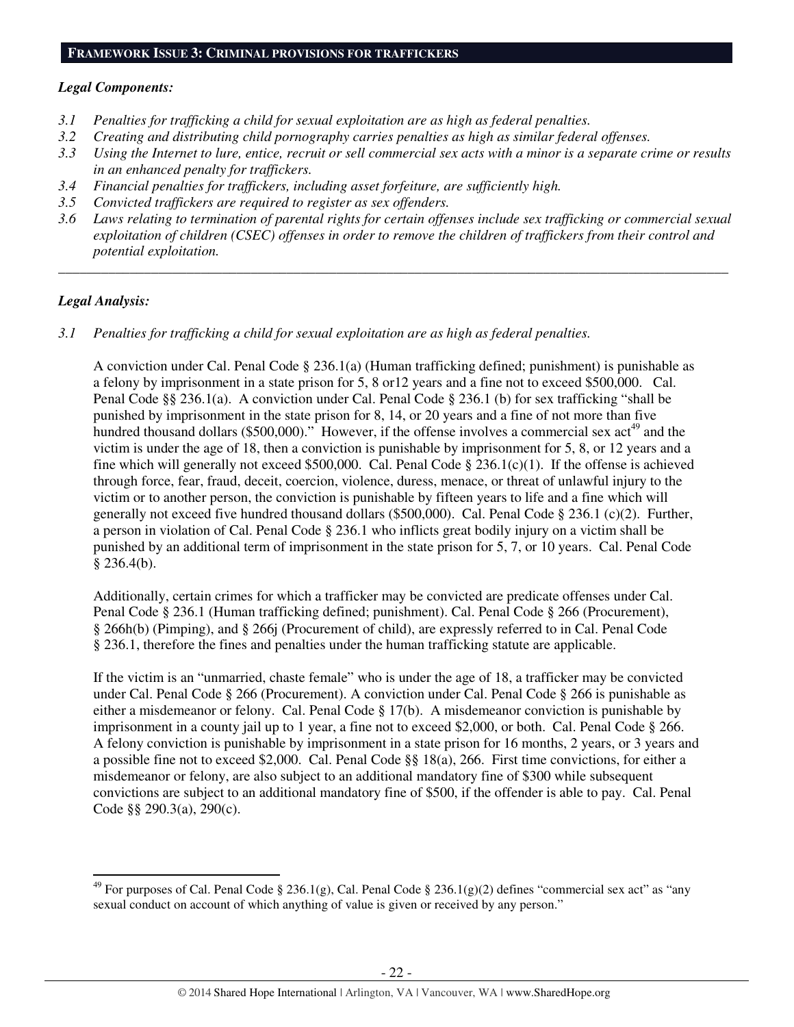## FRAMEWORK ISSUE 3: CRIMINAL PROVISIONS FOR TRAFFICKERS

***Legal Components:***

*3.1 Penalties for trafficking a child for sexual exploitation are as high as federal penalties.*
*3.2 Creating and distributing child pornography carries penalties as high as similar federal offenses.*
*3.3 Using the Internet to lure, entice, recruit or sell commercial sex acts with a minor is a separate crime or results in an enhanced penalty for traffickers.*
*3.4 Financial penalties for traffickers, including asset forfeiture, are sufficiently high.*
*3.5 Convicted traffickers are required to register as sex offenders.*
*3.6 Laws relating to termination of parental rights for certain offenses include sex trafficking or commercial sexual exploitation of children (CSEC) offenses in order to remove the children of traffickers from their control and potential exploitation.*

---

***Legal Analysis:***

*3.1 Penalties for trafficking a child for sexual exploitation are as high as federal penalties.*

A conviction under Cal. Penal Code § 236.1(a) (Human trafficking defined; punishment) is punishable as a felony by imprisonment in a state prison for 5, 8 or12 years and a fine not to exceed $500,000. Cal. Penal Code §§ 236.1(a). A conviction under Cal. Penal Code § 236.1 (b) for sex trafficking "shall be punished by imprisonment in the state prison for 8, 14, or 20 years and a fine of not more than five hundred thousand dollars ($500,000)." However, if the offense involves a commercial sex act[49] and the victim is under the age of 18, then a conviction is punishable by imprisonment for 5, 8, or 12 years and a fine which will generally not exceed $500,000. Cal. Penal Code § 236.1(c)(1). If the offense is achieved through force, fear, fraud, deceit, coercion, violence, duress, menace, or threat of unlawful injury to the victim or to another person, the conviction is punishable by fifteen years to life and a fine which will generally not exceed five hundred thousand dollars ($500,000). Cal. Penal Code § 236.1 (c)(2). Further, a person in violation of Cal. Penal Code § 236.1 who inflicts great bodily injury on a victim shall be punished by an additional term of imprisonment in the state prison for 5, 7, or 10 years. Cal. Penal Code § 236.4(b).

Additionally, certain crimes for which a trafficker may be convicted are predicate offenses under Cal. Penal Code § 236.1 (Human trafficking defined; punishment). Cal. Penal Code § 266 (Procurement), § 266h(b) (Pimping), and § 266j (Procurement of child), are expressly referred to in Cal. Penal Code § 236.1, therefore the fines and penalties under the human trafficking statute are applicable.

If the victim is an "unmarried, chaste female" who is under the age of 18, a trafficker may be convicted under Cal. Penal Code § 266 (Procurement). A conviction under Cal. Penal Code § 266 is punishable as either a misdemeanor or felony. Cal. Penal Code § 17(b). A misdemeanor conviction is punishable by imprisonment in a county jail up to 1 year, a fine not to exceed $2,000, or both. Cal. Penal Code § 266. A felony conviction is punishable by imprisonment in a state prison for 16 months, 2 years, or 3 years and a possible fine not to exceed $2,000. Cal. Penal Code §§ 18(a), 266. First time convictions, for either a misdemeanor or felony, are also subject to an additional mandatory fine of $300 while subsequent convictions are subject to an additional mandatory fine of $500, if the offender is able to pay. Cal. Penal Code §§ 290.3(a), 290(c).

---

[49] For purposes of Cal. Penal Code § 236.1(g), Cal. Penal Code § 236.1(g)(2) defines "commercial sex act" as "any sexual conduct on account of which anything of value is given or received by any person."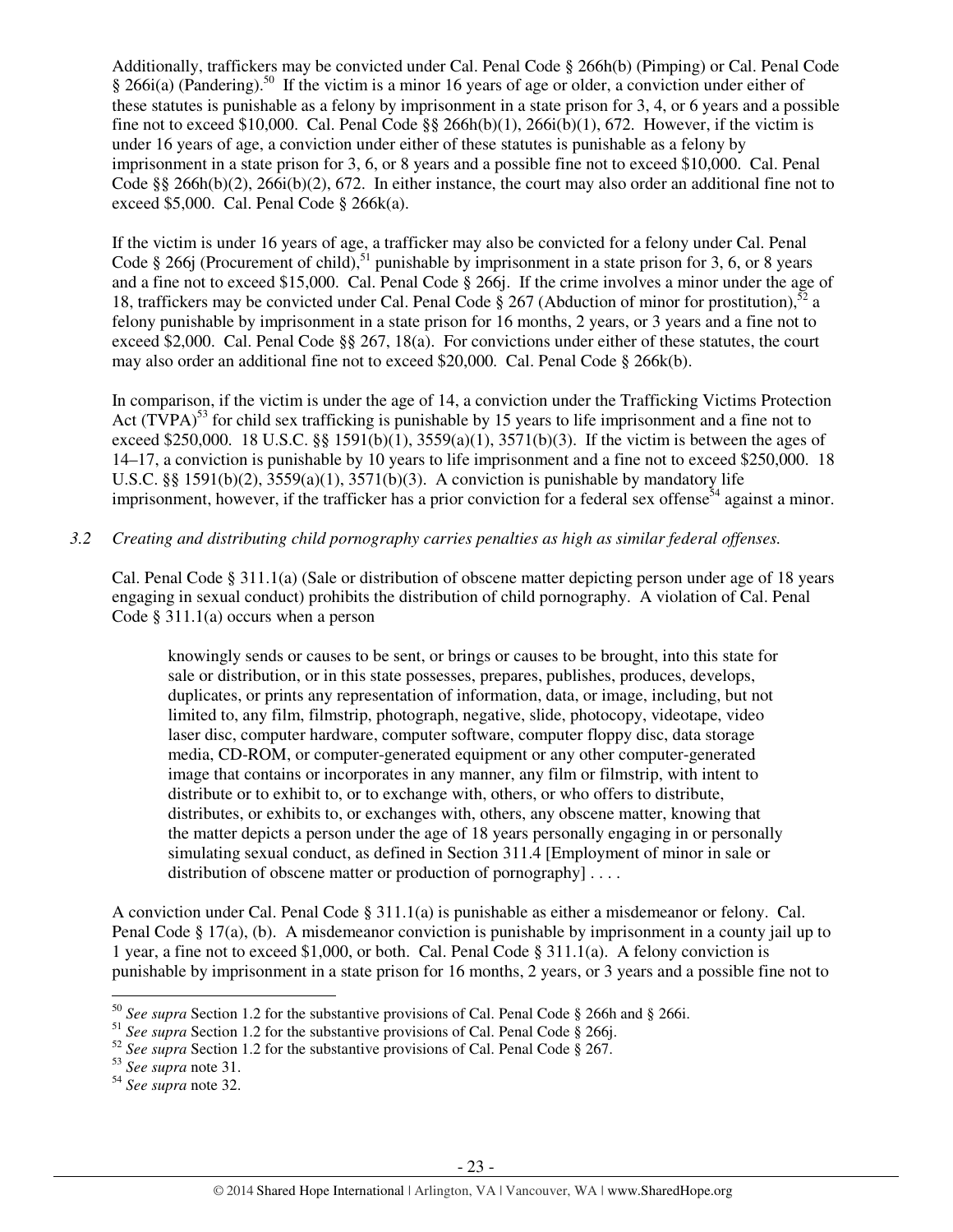Additionally, traffickers may be convicted under Cal. Penal Code § 266h(b) (Pimping) or Cal. Penal Code § 266i(a) (Pandering).[50] If the victim is a minor 16 years of age or older, a conviction under either of these statutes is punishable as a felony by imprisonment in a state prison for 3, 4, or 6 years and a possible fine not to exceed $10,000. Cal. Penal Code §§ 266h(b)(1), 266i(b)(1), 672. However, if the victim is under 16 years of age, a conviction under either of these statutes is punishable as a felony by imprisonment in a state prison for 3, 6, or 8 years and a possible fine not to exceed $10,000. Cal. Penal Code §§ 266h(b)(2), 266i(b)(2), 672. In either instance, the court may also order an additional fine not to exceed $5,000. Cal. Penal Code § 266k(a).

If the victim is under 16 years of age, a trafficker may also be convicted for a felony under Cal. Penal Code § 266j (Procurement of child),[51] punishable by imprisonment in a state prison for 3, 6, or 8 years and a fine not to exceed $15,000. Cal. Penal Code § 266j. If the crime involves a minor under the age of 18, traffickers may be convicted under Cal. Penal Code § 267 (Abduction of minor for prostitution),[52] a felony punishable by imprisonment in a state prison for 16 months, 2 years, or 3 years and a fine not to exceed $2,000. Cal. Penal Code §§ 267, 18(a). For convictions under either of these statutes, the court may also order an additional fine not to exceed $20,000. Cal. Penal Code § 266k(b).

In comparison, if the victim is under the age of 14, a conviction under the Trafficking Victims Protection Act (TVPA)[53] for child sex trafficking is punishable by 15 years to life imprisonment and a fine not to exceed $250,000. 18 U.S.C. §§ 1591(b)(1), 3559(a)(1), 3571(b)(3). If the victim is between the ages of 14–17, a conviction is punishable by 10 years to life imprisonment and a fine not to exceed $250,000. 18 U.S.C. §§ 1591(b)(2), 3559(a)(1), 3571(b)(3). A conviction is punishable by mandatory life imprisonment, however, if the trafficker has a prior conviction for a federal sex offense[54] against a minor.

*3.2 Creating and distributing child pornography carries penalties as high as similar federal offenses.*

Cal. Penal Code § 311.1(a) (Sale or distribution of obscene matter depicting person under age of 18 years engaging in sexual conduct) prohibits the distribution of child pornography. A violation of Cal. Penal Code § 311.1(a) occurs when a person

> knowingly sends or causes to be sent, or brings or causes to be brought, into this state for sale or distribution, or in this state possesses, prepares, publishes, produces, develops, duplicates, or prints any representation of information, data, or image, including, but not limited to, any film, filmstrip, photograph, negative, slide, photocopy, videotape, video laser disc, computer hardware, computer software, computer floppy disc, data storage media, CD-ROM, or computer-generated equipment or any other computer-generated image that contains or incorporates in any manner, any film or filmstrip, with intent to distribute or to exhibit to, or to exchange with, others, or who offers to distribute, distributes, or exhibits to, or exchanges with, others, any obscene matter, knowing that the matter depicts a person under the age of 18 years personally engaging in or personally simulating sexual conduct, as defined in Section 311.4 [Employment of minor in sale or distribution of obscene matter or production of pornography] . . . .

A conviction under Cal. Penal Code § 311.1(a) is punishable as either a misdemeanor or felony. Cal. Penal Code § 17(a), (b). A misdemeanor conviction is punishable by imprisonment in a county jail up to 1 year, a fine not to exceed $1,000, or both. Cal. Penal Code § 311.1(a). A felony conviction is punishable by imprisonment in a state prison for 16 months, 2 years, or 3 years and a possible fine not to

---

[50] *See supra* Section 1.2 for the substantive provisions of Cal. Penal Code § 266h and § 266i.
[51] *See supra* Section 1.2 for the substantive provisions of Cal. Penal Code § 266j.
[52] *See supra* Section 1.2 for the substantive provisions of Cal. Penal Code § 267.
[53] *See supra* note 31.
[54] *See supra* note 32.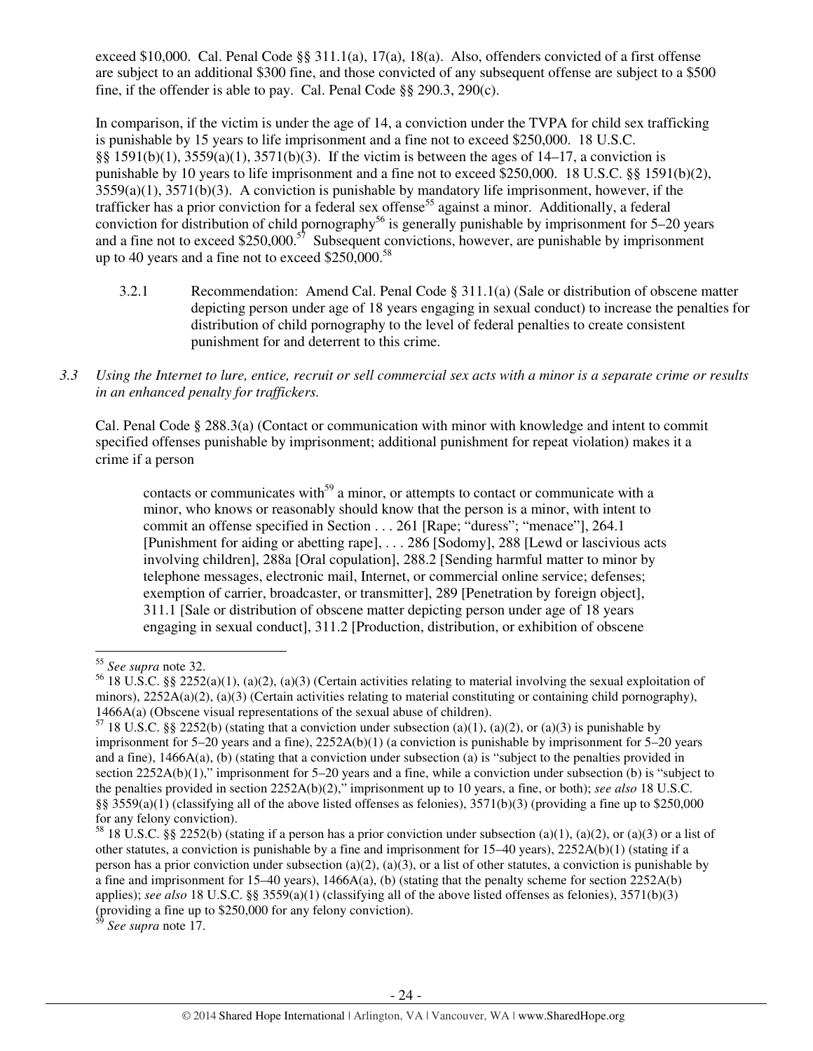exceed $10,000. Cal. Penal Code §§ 311.1(a), 17(a), 18(a). Also, offenders convicted of a first offense are subject to an additional $300 fine, and those convicted of any subsequent offense are subject to a $500 fine, if the offender is able to pay. Cal. Penal Code §§ 290.3, 290(c).

In comparison, if the victim is under the age of 14, a conviction under the TVPA for child sex trafficking is punishable by 15 years to life imprisonment and a fine not to exceed $250,000. 18 U.S.C. §§ 1591(b)(1), 3559(a)(1), 3571(b)(3). If the victim is between the ages of 14–17, a conviction is punishable by 10 years to life imprisonment and a fine not to exceed $250,000. 18 U.S.C. §§ 1591(b)(2), 3559(a)(1), 3571(b)(3). A conviction is punishable by mandatory life imprisonment, however, if the trafficker has a prior conviction for a federal sex offense[55] against a minor. Additionally, a federal conviction for distribution of child pornography[56] is generally punishable by imprisonment for 5–20 years and a fine not to exceed $250,000.[57] Subsequent convictions, however, are punishable by imprisonment up to 40 years and a fine not to exceed $250,000.[58]

3.2.1 Recommendation: Amend Cal. Penal Code § 311.1(a) (Sale or distribution of obscene matter depicting person under age of 18 years engaging in sexual conduct) to increase the penalties for distribution of child pornography to the level of federal penalties to create consistent punishment for and deterrent to this crime.

*3.3 Using the Internet to lure, entice, recruit or sell commercial sex acts with a minor is a separate crime or results in an enhanced penalty for traffickers.*

Cal. Penal Code § 288.3(a) (Contact or communication with minor with knowledge and intent to commit specified offenses punishable by imprisonment; additional punishment for repeat violation) makes it a crime if a person

> contacts or communicates with[59] a minor, or attempts to contact or communicate with a minor, who knows or reasonably should know that the person is a minor, with intent to commit an offense specified in Section . . . 261 [Rape; "duress"; "menace"], 264.1 [Punishment for aiding or abetting rape], . . . 286 [Sodomy], 288 [Lewd or lascivious acts involving children], 288a [Oral copulation], 288.2 [Sending harmful matter to minor by telephone messages, electronic mail, Internet, or commercial online service; defenses; exemption of carrier, broadcaster, or transmitter], 289 [Penetration by foreign object], 311.1 [Sale or distribution of obscene matter depicting person under age of 18 years engaging in sexual conduct], 311.2 [Production, distribution, or exhibition of obscene

---

[55] *See supra* note 32.

[56] 18 U.S.C. §§ 2252(a)(1), (a)(2), (a)(3) (Certain activities relating to material involving the sexual exploitation of minors), 2252A(a)(2), (a)(3) (Certain activities relating to material constituting or containing child pornography), 1466A(a) (Obscene visual representations of the sexual abuse of children).

[57] 18 U.S.C. §§ 2252(b) (stating that a conviction under subsection (a)(1), (a)(2), or (a)(3) is punishable by imprisonment for 5–20 years and a fine), 2252A(b)(1) (a conviction is punishable by imprisonment for 5–20 years and a fine), 1466A(a), (b) (stating that a conviction under subsection (a) is "subject to the penalties provided in section 2252A(b)(1)," imprisonment for 5–20 years and a fine, while a conviction under subsection (b) is "subject to the penalties provided in section 2252A(b)(2)," imprisonment up to 10 years, a fine, or both); *see also* 18 U.S.C. §§ 3559(a)(1) (classifying all of the above listed offenses as felonies), 3571(b)(3) (providing a fine up to $250,000 for any felony conviction).

[58] 18 U.S.C. §§ 2252(b) (stating if a person has a prior conviction under subsection (a)(1), (a)(2), or (a)(3) or a list of other statutes, a conviction is punishable by a fine and imprisonment for 15–40 years), 2252A(b)(1) (stating if a person has a prior conviction under subsection (a)(2), (a)(3), or a list of other statutes, a conviction is punishable by a fine and imprisonment for 15–40 years), 1466A(a), (b) (stating that the penalty scheme for section 2252A(b) applies); *see also* 18 U.S.C. §§ 3559(a)(1) (classifying all of the above listed offenses as felonies), 3571(b)(3) (providing a fine up to $250,000 for any felony conviction).

[59] *See supra* note 17.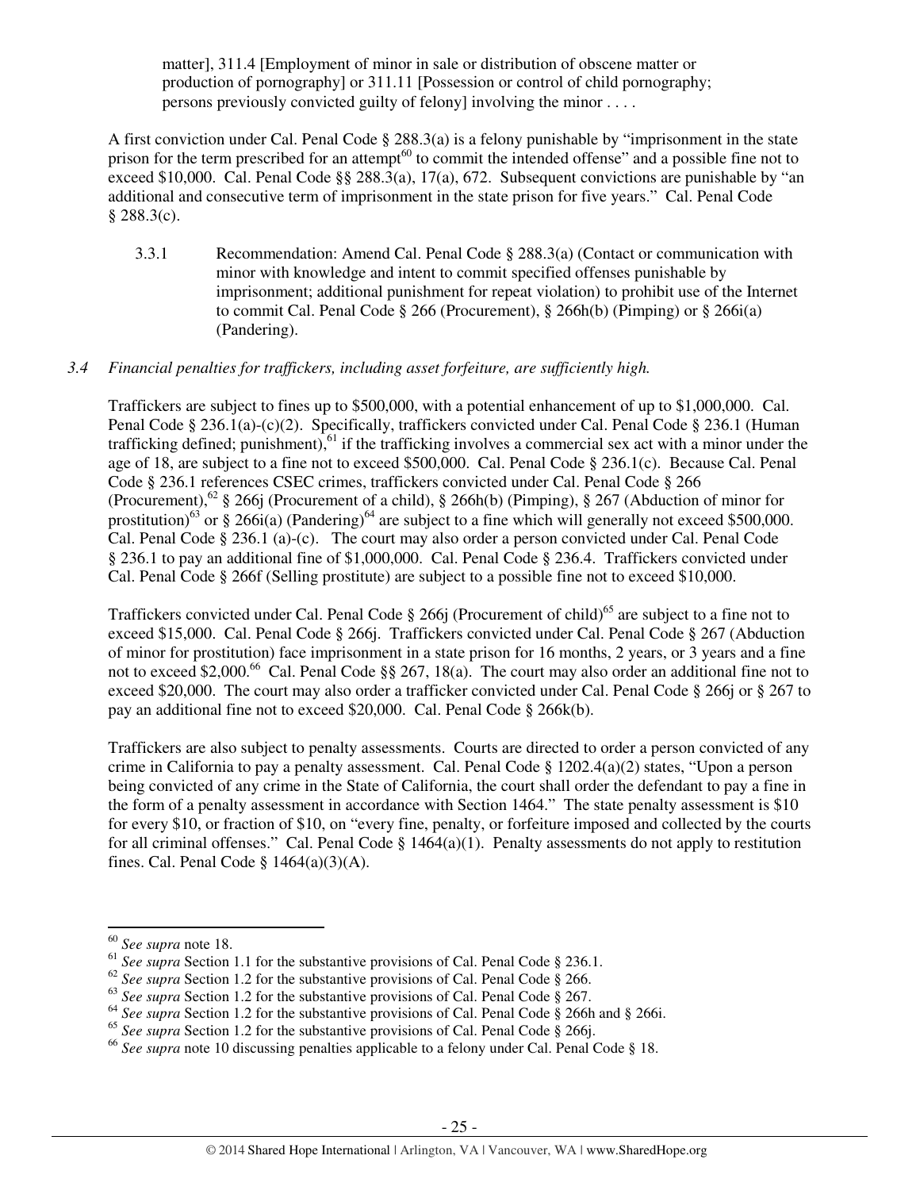matter], 311.4 [Employment of minor in sale or distribution of obscene matter or production of pornography] or 311.11 [Possession or control of child pornography; persons previously convicted guilty of felony] involving the minor . . . .

A first conviction under Cal. Penal Code § 288.3(a) is a felony punishable by "imprisonment in the state prison for the term prescribed for an attempt[60] to commit the intended offense" and a possible fine not to exceed $10,000. Cal. Penal Code §§ 288.3(a), 17(a), 672. Subsequent convictions are punishable by "an additional and consecutive term of imprisonment in the state prison for five years." Cal. Penal Code § 288.3(c).

3.3.1 Recommendation: Amend Cal. Penal Code § 288.3(a) (Contact or communication with minor with knowledge and intent to commit specified offenses punishable by imprisonment; additional punishment for repeat violation) to prohibit use of the Internet to commit Cal. Penal Code § 266 (Procurement), § 266h(b) (Pimping) or § 266i(a) (Pandering).

*3.4 Financial penalties for traffickers, including asset forfeiture, are sufficiently high.*

Traffickers are subject to fines up to $500,000, with a potential enhancement of up to $1,000,000. Cal. Penal Code § 236.1(a)-(c)(2). Specifically, traffickers convicted under Cal. Penal Code § 236.1 (Human trafficking defined; punishment),[61] if the trafficking involves a commercial sex act with a minor under the age of 18, are subject to a fine not to exceed $500,000. Cal. Penal Code § 236.1(c). Because Cal. Penal Code § 236.1 references CSEC crimes, traffickers convicted under Cal. Penal Code § 266 (Procurement),[62] § 266j (Procurement of a child), § 266h(b) (Pimping), § 267 (Abduction of minor for prostitution)[63] or § 266i(a) (Pandering)[64] are subject to a fine which will generally not exceed $500,000. Cal. Penal Code § 236.1 (a)-(c). The court may also order a person convicted under Cal. Penal Code § 236.1 to pay an additional fine of $1,000,000. Cal. Penal Code § 236.4. Traffickers convicted under Cal. Penal Code § 266f (Selling prostitute) are subject to a possible fine not to exceed $10,000.

Traffickers convicted under Cal. Penal Code § 266j (Procurement of child)[65] are subject to a fine not to exceed $15,000. Cal. Penal Code § 266j. Traffickers convicted under Cal. Penal Code § 267 (Abduction of minor for prostitution) face imprisonment in a state prison for 16 months, 2 years, or 3 years and a fine not to exceed $2,000.[66] Cal. Penal Code §§ 267, 18(a). The court may also order an additional fine not to exceed $20,000. The court may also order a trafficker convicted under Cal. Penal Code § 266j or § 267 to pay an additional fine not to exceed $20,000. Cal. Penal Code § 266k(b).

Traffickers are also subject to penalty assessments. Courts are directed to order a person convicted of any crime in California to pay a penalty assessment. Cal. Penal Code § 1202.4(a)(2) states, "Upon a person being convicted of any crime in the State of California, the court shall order the defendant to pay a fine in the form of a penalty assessment in accordance with Section 1464." The state penalty assessment is $10 for every $10, or fraction of $10, on "every fine, penalty, or forfeiture imposed and collected by the courts for all criminal offenses." Cal. Penal Code § 1464(a)(1). Penalty assessments do not apply to restitution fines. Cal. Penal Code § 1464(a)(3)(A).

---

[60] *See supra* note 18.
[61] *See supra* Section 1.1 for the substantive provisions of Cal. Penal Code § 236.1.
[62] *See supra* Section 1.2 for the substantive provisions of Cal. Penal Code § 266.
[63] *See supra* Section 1.2 for the substantive provisions of Cal. Penal Code § 267.
[64] *See supra* Section 1.2 for the substantive provisions of Cal. Penal Code § 266h and § 266i.
[65] *See supra* Section 1.2 for the substantive provisions of Cal. Penal Code § 266j.
[66] *See supra* note 10 discussing penalties applicable to a felony under Cal. Penal Code § 18.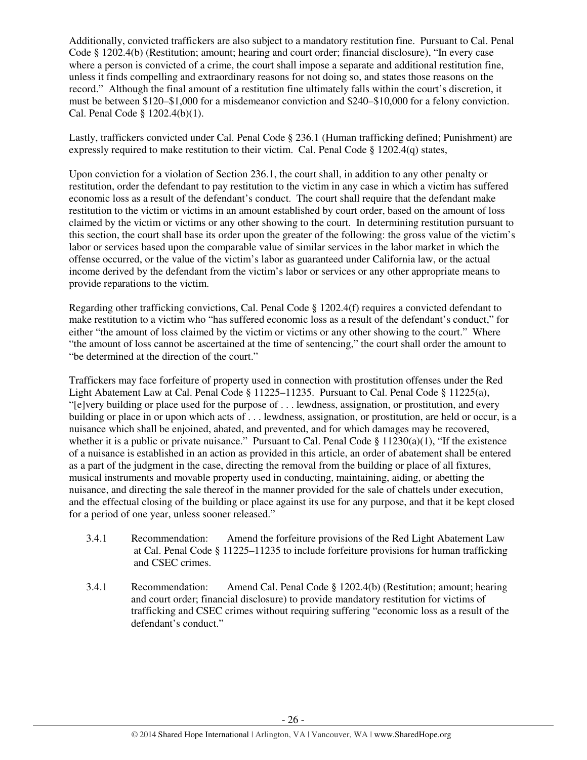Additionally, convicted traffickers are also subject to a mandatory restitution fine. Pursuant to Cal. Penal Code § 1202.4(b) (Restitution; amount; hearing and court order; financial disclosure), "In every case where a person is convicted of a crime, the court shall impose a separate and additional restitution fine, unless it finds compelling and extraordinary reasons for not doing so, and states those reasons on the record." Although the final amount of a restitution fine ultimately falls within the court's discretion, it must be between $120–$1,000 for a misdemeanor conviction and $240–$10,000 for a felony conviction. Cal. Penal Code § 1202.4(b)(1).

Lastly, traffickers convicted under Cal. Penal Code § 236.1 (Human trafficking defined; Punishment) are expressly required to make restitution to their victim. Cal. Penal Code § 1202.4(q) states,

Upon conviction for a violation of Section 236.1, the court shall, in addition to any other penalty or restitution, order the defendant to pay restitution to the victim in any case in which a victim has suffered economic loss as a result of the defendant's conduct. The court shall require that the defendant make restitution to the victim or victims in an amount established by court order, based on the amount of loss claimed by the victim or victims or any other showing to the court. In determining restitution pursuant to this section, the court shall base its order upon the greater of the following: the gross value of the victim's labor or services based upon the comparable value of similar services in the labor market in which the offense occurred, or the value of the victim's labor as guaranteed under California law, or the actual income derived by the defendant from the victim's labor or services or any other appropriate means to provide reparations to the victim.

Regarding other trafficking convictions, Cal. Penal Code § 1202.4(f) requires a convicted defendant to make restitution to a victim who "has suffered economic loss as a result of the defendant's conduct," for either "the amount of loss claimed by the victim or victims or any other showing to the court." Where "the amount of loss cannot be ascertained at the time of sentencing," the court shall order the amount to "be determined at the direction of the court."

Traffickers may face forfeiture of property used in connection with prostitution offenses under the Red Light Abatement Law at Cal. Penal Code § 11225–11235. Pursuant to Cal. Penal Code § 11225(a), "[e]very building or place used for the purpose of . . . lewdness, assignation, or prostitution, and every building or place in or upon which acts of . . . lewdness, assignation, or prostitution, are held or occur, is a nuisance which shall be enjoined, abated, and prevented, and for which damages may be recovered, whether it is a public or private nuisance." Pursuant to Cal. Penal Code § 11230(a)(1), "If the existence of a nuisance is established in an action as provided in this article, an order of abatement shall be entered as a part of the judgment in the case, directing the removal from the building or place of all fixtures, musical instruments and movable property used in conducting, maintaining, aiding, or abetting the nuisance, and directing the sale thereof in the manner provided for the sale of chattels under execution, and the effectual closing of the building or place against its use for any purpose, and that it be kept closed for a period of one year, unless sooner released."

3.4.1 Recommendation: Amend the forfeiture provisions of the Red Light Abatement Law at Cal. Penal Code § 11225–11235 to include forfeiture provisions for human trafficking and CSEC crimes.

3.4.1 Recommendation: Amend Cal. Penal Code § 1202.4(b) (Restitution; amount; hearing and court order; financial disclosure) to provide mandatory restitution for victims of trafficking and CSEC crimes without requiring suffering "economic loss as a result of the defendant's conduct."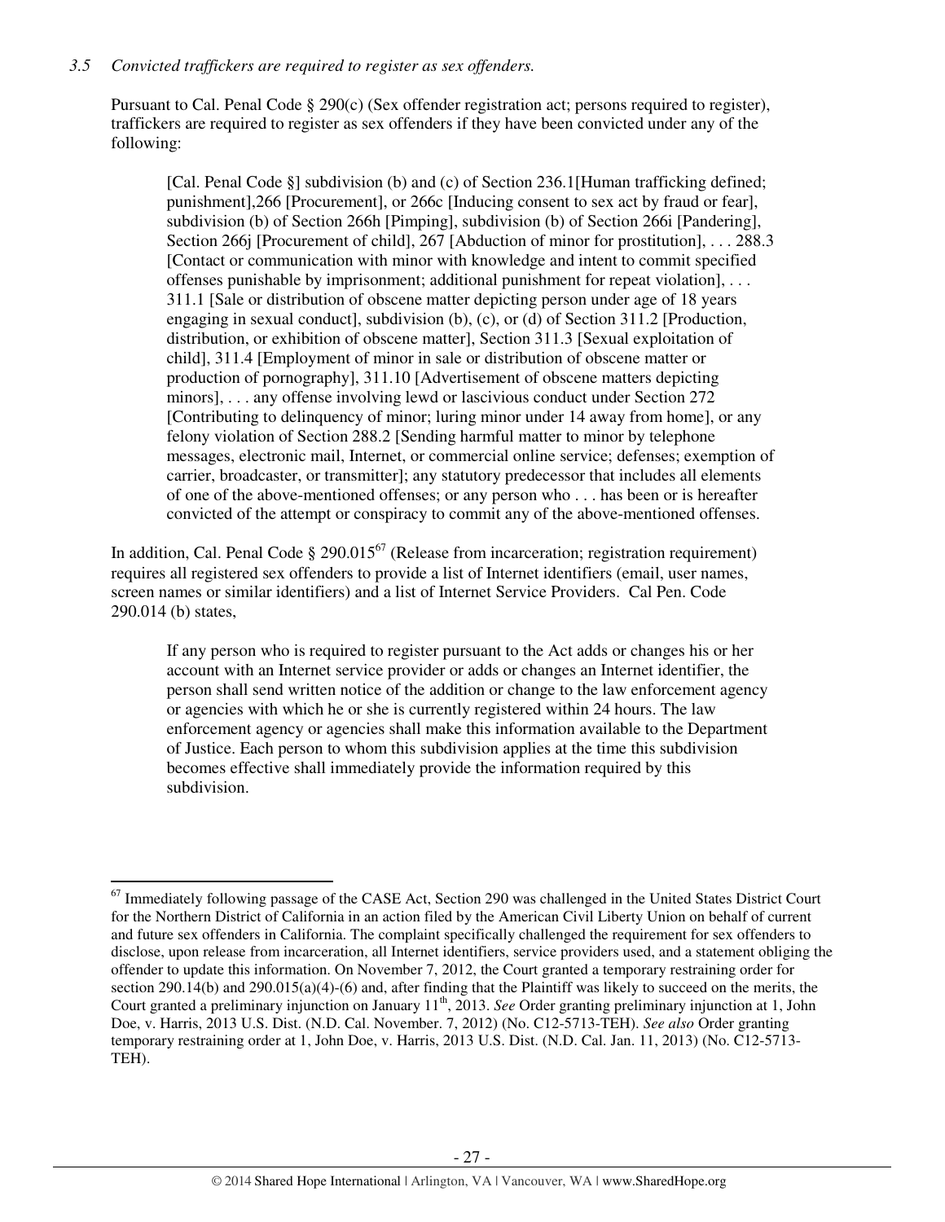*3.5 Convicted traffickers are required to register as sex offenders.*

Pursuant to Cal. Penal Code § 290(c) (Sex offender registration act; persons required to register), traffickers are required to register as sex offenders if they have been convicted under any of the following:

> [Cal. Penal Code §] subdivision (b) and (c) of Section 236.1[Human trafficking defined; punishment],266 [Procurement], or 266c [Inducing consent to sex act by fraud or fear], subdivision (b) of Section 266h [Pimping], subdivision (b) of Section 266i [Pandering], Section 266j [Procurement of child], 267 [Abduction of minor for prostitution], . . . 288.3 [Contact or communication with minor with knowledge and intent to commit specified offenses punishable by imprisonment; additional punishment for repeat violation], . . . 311.1 [Sale or distribution of obscene matter depicting person under age of 18 years engaging in sexual conduct], subdivision (b), (c), or (d) of Section 311.2 [Production, distribution, or exhibition of obscene matter], Section 311.3 [Sexual exploitation of child], 311.4 [Employment of minor in sale or distribution of obscene matter or production of pornography], 311.10 [Advertisement of obscene matters depicting minors], . . . any offense involving lewd or lascivious conduct under Section 272 [Contributing to delinquency of minor; luring minor under 14 away from home], or any felony violation of Section 288.2 [Sending harmful matter to minor by telephone messages, electronic mail, Internet, or commercial online service; defenses; exemption of carrier, broadcaster, or transmitter]; any statutory predecessor that includes all elements of one of the above-mentioned offenses; or any person who . . . has been or is hereafter convicted of the attempt or conspiracy to commit any of the above-mentioned offenses.

In addition, Cal. Penal Code § 290.015[67] (Release from incarceration; registration requirement) requires all registered sex offenders to provide a list of Internet identifiers (email, user names, screen names or similar identifiers) and a list of Internet Service Providers. Cal Pen. Code 290.014 (b) states,

> If any person who is required to register pursuant to the Act adds or changes his or her account with an Internet service provider or adds or changes an Internet identifier, the person shall send written notice of the addition or change to the law enforcement agency or agencies with which he or she is currently registered within 24 hours. The law enforcement agency or agencies shall make this information available to the Department of Justice. Each person to whom this subdivision applies at the time this subdivision becomes effective shall immediately provide the information required by this subdivision.

---

[67] Immediately following passage of the CASE Act, Section 290 was challenged in the United States District Court for the Northern District of California in an action filed by the American Civil Liberty Union on behalf of current and future sex offenders in California. The complaint specifically challenged the requirement for sex offenders to disclose, upon release from incarceration, all Internet identifiers, service providers used, and a statement obliging the offender to update this information. On November 7, 2012, the Court granted a temporary restraining order for section 290.14(b) and 290.015(a)(4)-(6) and, after finding that the Plaintiff was likely to succeed on the merits, the Court granted a preliminary injunction on January 11th, 2013. *See* Order granting preliminary injunction at 1, John Doe, v. Harris, 2013 U.S. Dist. (N.D. Cal. November. 7, 2012) (No. C12-5713-TEH). *See also* Order granting temporary restraining order at 1, John Doe, v. Harris, 2013 U.S. Dist. (N.D. Cal. Jan. 11, 2013) (No. C12-5713-TEH).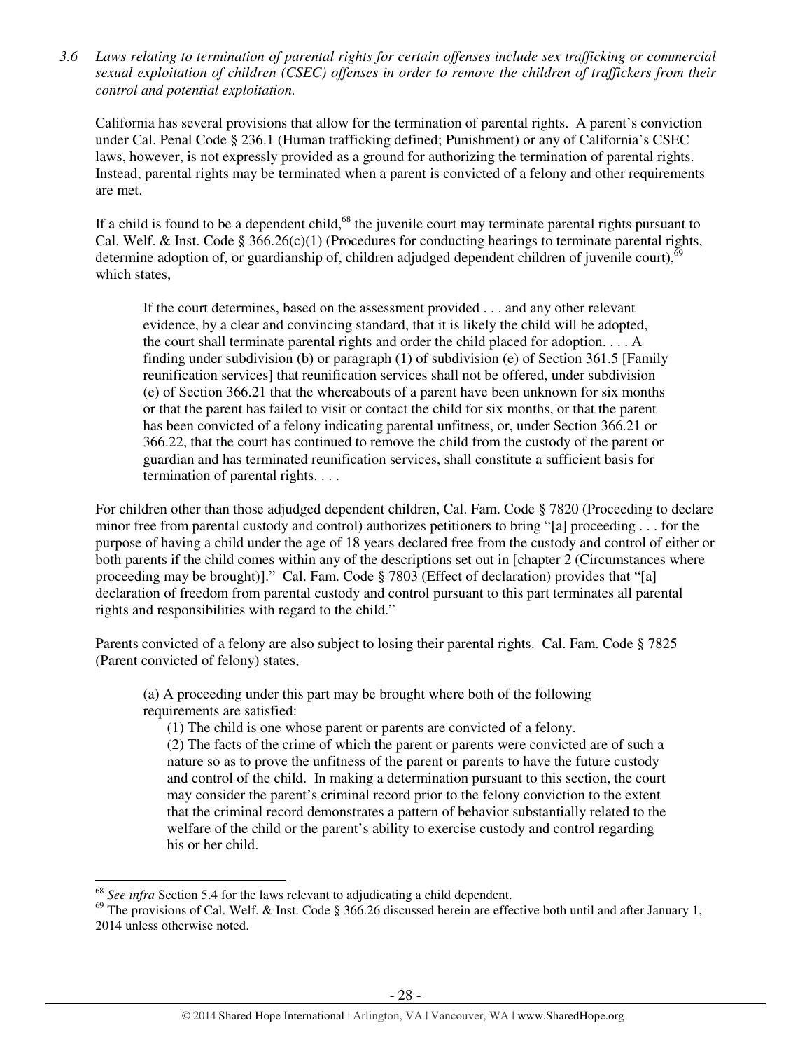*3.6 Laws relating to termination of parental rights for certain offenses include sex trafficking or commercial sexual exploitation of children (CSEC) offenses in order to remove the children of traffickers from their control and potential exploitation.*

California has several provisions that allow for the termination of parental rights. A parent's conviction under Cal. Penal Code § 236.1 (Human trafficking defined; Punishment) or any of California's CSEC laws, however, is not expressly provided as a ground for authorizing the termination of parental rights. Instead, parental rights may be terminated when a parent is convicted of a felony and other requirements are met.

If a child is found to be a dependent child,[68] the juvenile court may terminate parental rights pursuant to Cal. Welf. & Inst. Code § 366.26(c)(1) (Procedures for conducting hearings to terminate parental rights, determine adoption of, or guardianship of, children adjudged dependent children of juvenile court),[69] which states,

> If the court determines, based on the assessment provided . . . and any other relevant evidence, by a clear and convincing standard, that it is likely the child will be adopted, the court shall terminate parental rights and order the child placed for adoption. . . . A finding under subdivision (b) or paragraph (1) of subdivision (e) of Section 361.5 [Family reunification services] that reunification services shall not be offered, under subdivision (e) of Section 366.21 that the whereabouts of a parent have been unknown for six months or that the parent has failed to visit or contact the child for six months, or that the parent has been convicted of a felony indicating parental unfitness, or, under Section 366.21 or 366.22, that the court has continued to remove the child from the custody of the parent or guardian and has terminated reunification services, shall constitute a sufficient basis for termination of parental rights. . . .

For children other than those adjudged dependent children, Cal. Fam. Code § 7820 (Proceeding to declare minor free from parental custody and control) authorizes petitioners to bring "[a] proceeding . . . for the purpose of having a child under the age of 18 years declared free from the custody and control of either or both parents if the child comes within any of the descriptions set out in [chapter 2 (Circumstances where proceeding may be brought)]." Cal. Fam. Code § 7803 (Effect of declaration) provides that "[a] declaration of freedom from parental custody and control pursuant to this part terminates all parental rights and responsibilities with regard to the child."

Parents convicted of a felony are also subject to losing their parental rights. Cal. Fam. Code § 7825 (Parent convicted of felony) states,

> (a) A proceeding under this part may be brought where both of the following requirements are satisfied:
>
> (1) The child is one whose parent or parents are convicted of a felony.
>
> (2) The facts of the crime of which the parent or parents were convicted are of such a nature so as to prove the unfitness of the parent or parents to have the future custody and control of the child. In making a determination pursuant to this section, the court may consider the parent's criminal record prior to the felony conviction to the extent that the criminal record demonstrates a pattern of behavior substantially related to the welfare of the child or the parent's ability to exercise custody and control regarding his or her child.

---

[68] *See infra* Section 5.4 for the laws relevant to adjudicating a child dependent.

[69] The provisions of Cal. Welf. & Inst. Code § 366.26 discussed herein are effective both until and after January 1, 2014 unless otherwise noted.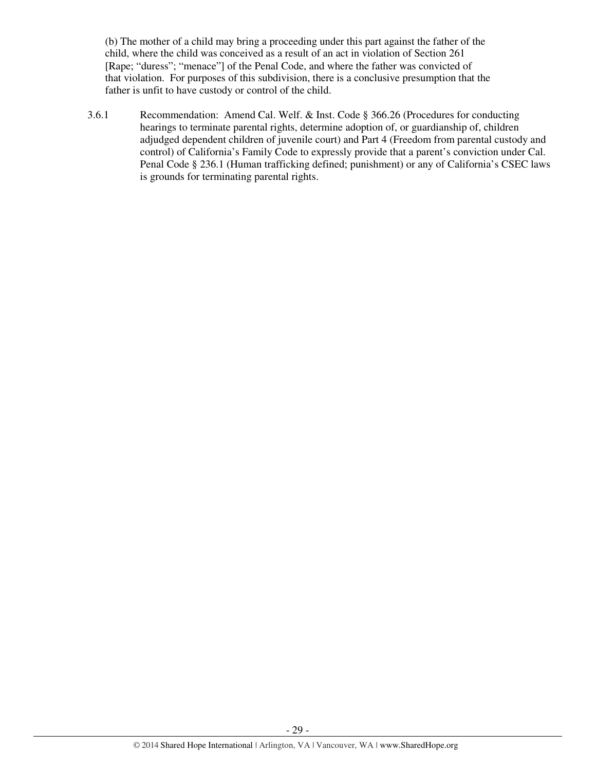(b) The mother of a child may bring a proceeding under this part against the father of the child, where the child was conceived as a result of an act in violation of Section 261 [Rape; "duress"; "menace"] of the Penal Code, and where the father was convicted of that violation. For purposes of this subdivision, there is a conclusive presumption that the father is unfit to have custody or control of the child.

3.6.1 Recommendation: Amend Cal. Welf. & Inst. Code § 366.26 (Procedures for conducting hearings to terminate parental rights, determine adoption of, or guardianship of, children adjudged dependent children of juvenile court) and Part 4 (Freedom from parental custody and control) of California's Family Code to expressly provide that a parent's conviction under Cal. Penal Code § 236.1 (Human trafficking defined; punishment) or any of California's CSEC laws is grounds for terminating parental rights.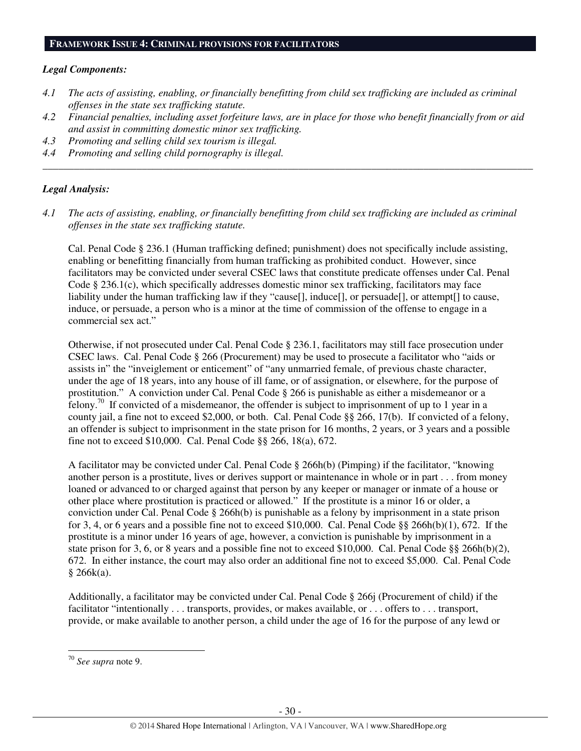## FRAMEWORK ISSUE 4: CRIMINAL PROVISIONS FOR FACILITATORS

***Legal Components:***

*4.1 The acts of assisting, enabling, or financially benefitting from child sex trafficking are included as criminal offenses in the state sex trafficking statute.*

*4.2 Financial penalties, including asset forfeiture laws, are in place for those who benefit financially from or aid and assist in committing domestic minor sex trafficking.*

*4.3 Promoting and selling child sex tourism is illegal.*

*4.4 Promoting and selling child pornography is illegal.*

---

***Legal Analysis:***

*4.1 The acts of assisting, enabling, or financially benefitting from child sex trafficking are included as criminal offenses in the state sex trafficking statute.*

Cal. Penal Code § 236.1 (Human trafficking defined; punishment) does not specifically include assisting, enabling or benefitting financially from human trafficking as prohibited conduct. However, since facilitators may be convicted under several CSEC laws that constitute predicate offenses under Cal. Penal Code § 236.1(c), which specifically addresses domestic minor sex trafficking, facilitators may face liability under the human trafficking law if they "cause[], induce[], or persuade[], or attempt[] to cause, induce, or persuade, a person who is a minor at the time of commission of the offense to engage in a commercial sex act."

Otherwise, if not prosecuted under Cal. Penal Code § 236.1, facilitators may still face prosecution under CSEC laws. Cal. Penal Code § 266 (Procurement) may be used to prosecute a facilitator who "aids or assists in" the "inveiglement or enticement" of "any unmarried female, of previous chaste character, under the age of 18 years, into any house of ill fame, or of assignation, or elsewhere, for the purpose of prostitution." A conviction under Cal. Penal Code § 266 is punishable as either a misdemeanor or a felony.[70] If convicted of a misdemeanor, the offender is subject to imprisonment of up to 1 year in a county jail, a fine not to exceed $2,000, or both. Cal. Penal Code §§ 266, 17(b). If convicted of a felony, an offender is subject to imprisonment in the state prison for 16 months, 2 years, or 3 years and a possible fine not to exceed $10,000. Cal. Penal Code §§ 266, 18(a), 672.

A facilitator may be convicted under Cal. Penal Code § 266h(b) (Pimping) if the facilitator, "knowing another person is a prostitute, lives or derives support or maintenance in whole or in part . . . from money loaned or advanced to or charged against that person by any keeper or manager or inmate of a house or other place where prostitution is practiced or allowed." If the prostitute is a minor 16 or older, a conviction under Cal. Penal Code § 266h(b) is punishable as a felony by imprisonment in a state prison for 3, 4, or 6 years and a possible fine not to exceed $10,000. Cal. Penal Code §§ 266h(b)(1), 672. If the prostitute is a minor under 16 years of age, however, a conviction is punishable by imprisonment in a state prison for 3, 6, or 8 years and a possible fine not to exceed $10,000. Cal. Penal Code §§ 266h(b)(2), 672. In either instance, the court may also order an additional fine not to exceed $5,000. Cal. Penal Code § 266k(a).

Additionally, a facilitator may be convicted under Cal. Penal Code § 266j (Procurement of child) if the facilitator "intentionally . . . transports, provides, or makes available, or . . . offers to . . . transport, provide, or make available to another person, a child under the age of 16 for the purpose of any lewd or

---

[70] *See supra* note 9.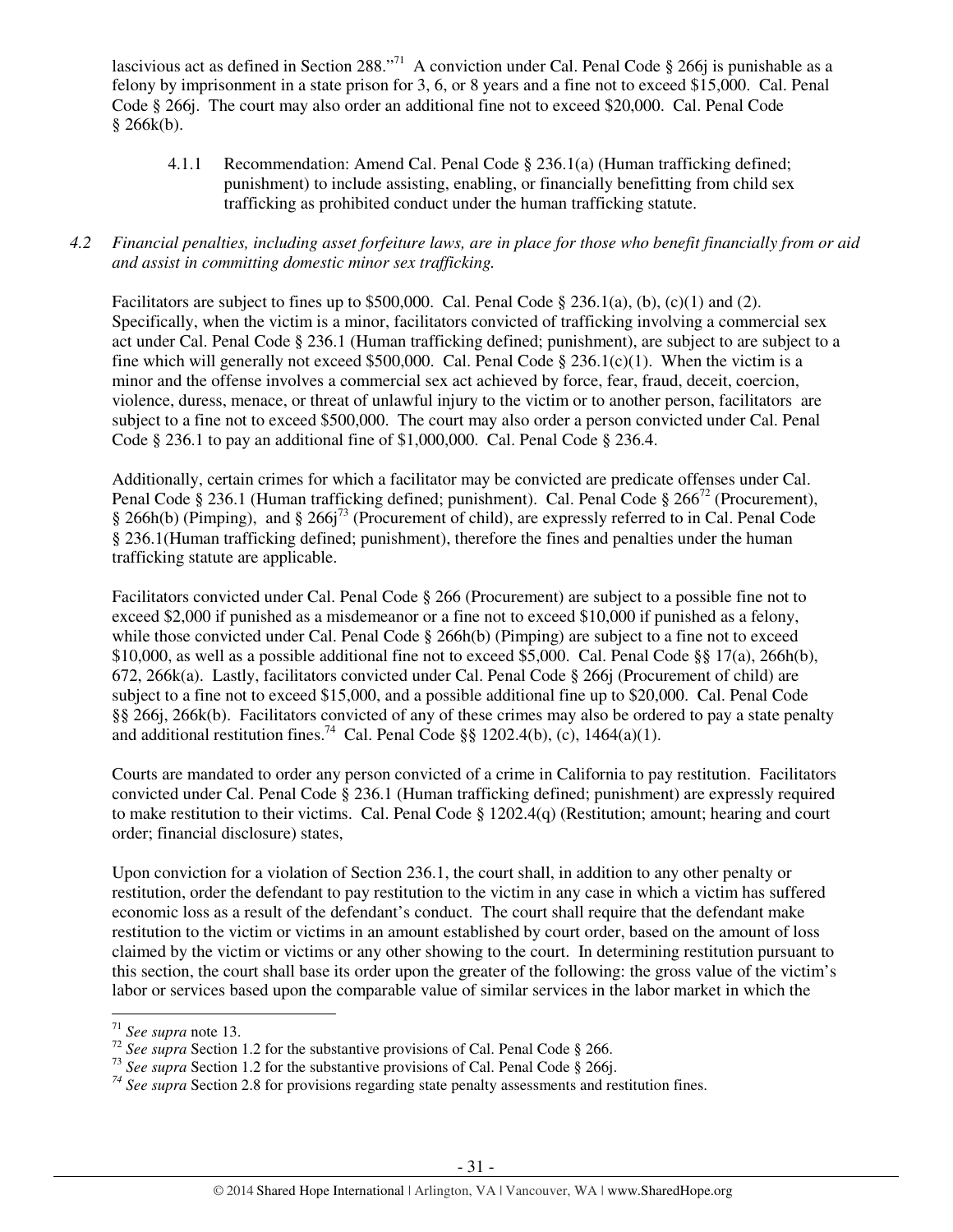lascivious act as defined in Section 288."[71] A conviction under Cal. Penal Code § 266j is punishable as a felony by imprisonment in a state prison for 3, 6, or 8 years and a fine not to exceed $15,000. Cal. Penal Code § 266j. The court may also order an additional fine not to exceed $20,000. Cal. Penal Code § 266k(b).

4.1.1 Recommendation: Amend Cal. Penal Code § 236.1(a) (Human trafficking defined; punishment) to include assisting, enabling, or financially benefitting from child sex trafficking as prohibited conduct under the human trafficking statute.

*4.2 Financial penalties, including asset forfeiture laws, are in place for those who benefit financially from or aid and assist in committing domestic minor sex trafficking.*

Facilitators are subject to fines up to $500,000. Cal. Penal Code § 236.1(a), (b), (c)(1) and (2). Specifically, when the victim is a minor, facilitators convicted of trafficking involving a commercial sex act under Cal. Penal Code § 236.1 (Human trafficking defined; punishment), are subject to are subject to a fine which will generally not exceed $500,000. Cal. Penal Code § 236.1(c)(1). When the victim is a minor and the offense involves a commercial sex act achieved by force, fear, fraud, deceit, coercion, violence, duress, menace, or threat of unlawful injury to the victim or to another person, facilitators are subject to a fine not to exceed $500,000. The court may also order a person convicted under Cal. Penal Code § 236.1 to pay an additional fine of $1,000,000. Cal. Penal Code § 236.4.

Additionally, certain crimes for which a facilitator may be convicted are predicate offenses under Cal. Penal Code § 236.1 (Human trafficking defined; punishment). Cal. Penal Code § 266[72] (Procurement), § 266h(b) (Pimping), and § 266j[73] (Procurement of child), are expressly referred to in Cal. Penal Code § 236.1(Human trafficking defined; punishment), therefore the fines and penalties under the human trafficking statute are applicable.

Facilitators convicted under Cal. Penal Code § 266 (Procurement) are subject to a possible fine not to exceed $2,000 if punished as a misdemeanor or a fine not to exceed $10,000 if punished as a felony, while those convicted under Cal. Penal Code § 266h(b) (Pimping) are subject to a fine not to exceed $10,000, as well as a possible additional fine not to exceed $5,000. Cal. Penal Code §§ 17(a), 266h(b), 672, 266k(a). Lastly, facilitators convicted under Cal. Penal Code § 266j (Procurement of child) are subject to a fine not to exceed $15,000, and a possible additional fine up to $20,000. Cal. Penal Code §§ 266j, 266k(b). Facilitators convicted of any of these crimes may also be ordered to pay a state penalty and additional restitution fines.[74] Cal. Penal Code §§ 1202.4(b), (c), 1464(a)(1).

Courts are mandated to order any person convicted of a crime in California to pay restitution. Facilitators convicted under Cal. Penal Code § 236.1 (Human trafficking defined; punishment) are expressly required to make restitution to their victims. Cal. Penal Code § 1202.4(q) (Restitution; amount; hearing and court order; financial disclosure) states,

Upon conviction for a violation of Section 236.1, the court shall, in addition to any other penalty or restitution, order the defendant to pay restitution to the victim in any case in which a victim has suffered economic loss as a result of the defendant's conduct. The court shall require that the defendant make restitution to the victim or victims in an amount established by court order, based on the amount of loss claimed by the victim or victims or any other showing to the court. In determining restitution pursuant to this section, the court shall base its order upon the greater of the following: the gross value of the victim's labor or services based upon the comparable value of similar services in the labor market in which the

---

[71] *See supra* note 13.

[72] *See supra* Section 1.2 for the substantive provisions of Cal. Penal Code § 266.

[73] *See supra* Section 1.2 for the substantive provisions of Cal. Penal Code § 266j.

[74] *See supra* Section 2.8 for provisions regarding state penalty assessments and restitution fines.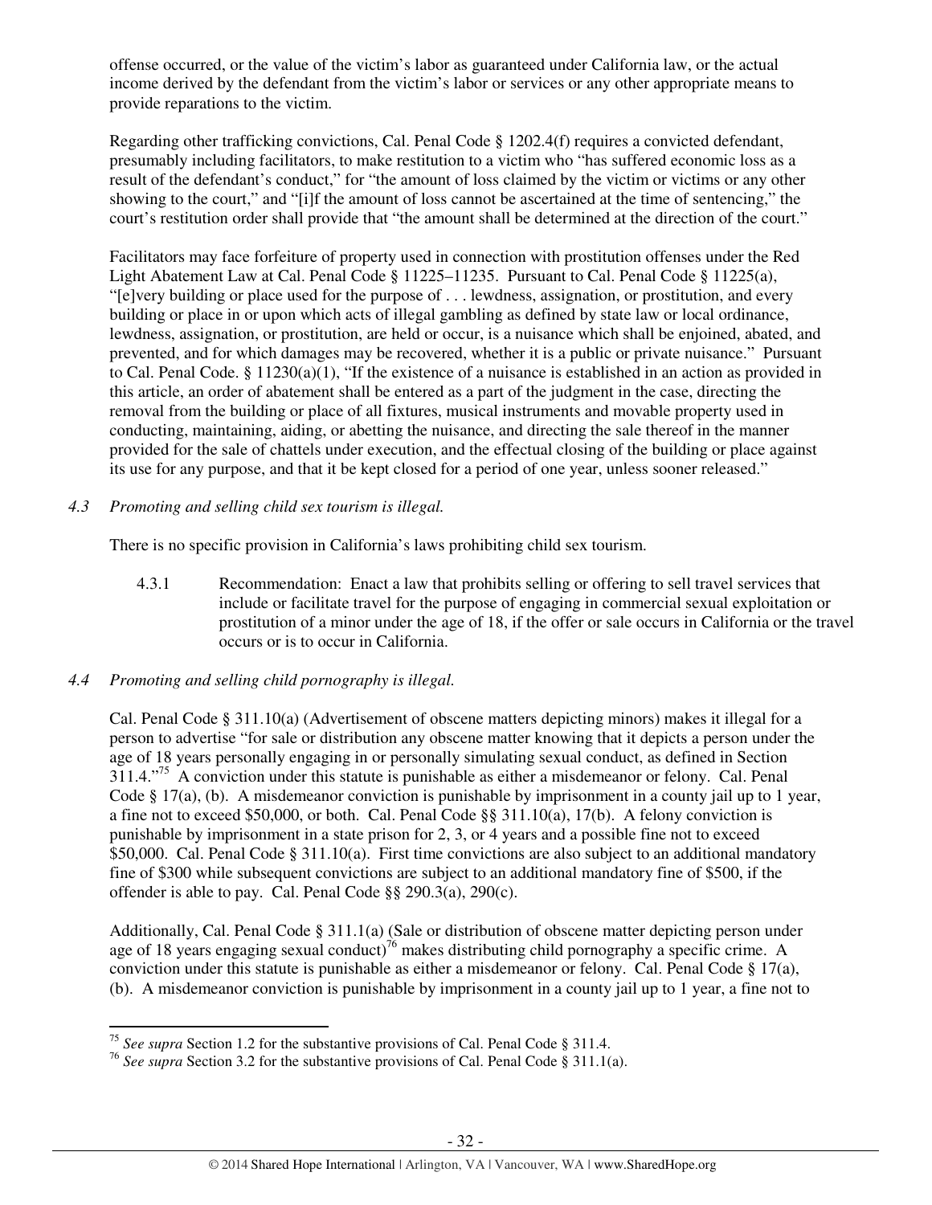offense occurred, or the value of the victim's labor as guaranteed under California law, or the actual income derived by the defendant from the victim's labor or services or any other appropriate means to provide reparations to the victim.

Regarding other trafficking convictions, Cal. Penal Code § 1202.4(f) requires a convicted defendant, presumably including facilitators, to make restitution to a victim who "has suffered economic loss as a result of the defendant's conduct," for "the amount of loss claimed by the victim or victims or any other showing to the court," and "[i]f the amount of loss cannot be ascertained at the time of sentencing," the court's restitution order shall provide that "the amount shall be determined at the direction of the court."

Facilitators may face forfeiture of property used in connection with prostitution offenses under the Red Light Abatement Law at Cal. Penal Code § 11225–11235. Pursuant to Cal. Penal Code § 11225(a), "[e]very building or place used for the purpose of . . . lewdness, assignation, or prostitution, and every building or place in or upon which acts of illegal gambling as defined by state law or local ordinance, lewdness, assignation, or prostitution, are held or occur, is a nuisance which shall be enjoined, abated, and prevented, and for which damages may be recovered, whether it is a public or private nuisance." Pursuant to Cal. Penal Code. § 11230(a)(1), "If the existence of a nuisance is established in an action as provided in this article, an order of abatement shall be entered as a part of the judgment in the case, directing the removal from the building or place of all fixtures, musical instruments and movable property used in conducting, maintaining, aiding, or abetting the nuisance, and directing the sale thereof in the manner provided for the sale of chattels under execution, and the effectual closing of the building or place against its use for any purpose, and that it be kept closed for a period of one year, unless sooner released."

*4.3 Promoting and selling child sex tourism is illegal.*

There is no specific provision in California's laws prohibiting child sex tourism.

4.3.1 Recommendation: Enact a law that prohibits selling or offering to sell travel services that include or facilitate travel for the purpose of engaging in commercial sexual exploitation or prostitution of a minor under the age of 18, if the offer or sale occurs in California or the travel occurs or is to occur in California.

*4.4 Promoting and selling child pornography is illegal.*

Cal. Penal Code § 311.10(a) (Advertisement of obscene matters depicting minors) makes it illegal for a person to advertise "for sale or distribution any obscene matter knowing that it depicts a person under the age of 18 years personally engaging in or personally simulating sexual conduct, as defined in Section 311.4."[75] A conviction under this statute is punishable as either a misdemeanor or felony. Cal. Penal Code § 17(a), (b). A misdemeanor conviction is punishable by imprisonment in a county jail up to 1 year, a fine not to exceed $50,000, or both. Cal. Penal Code §§ 311.10(a), 17(b). A felony conviction is punishable by imprisonment in a state prison for 2, 3, or 4 years and a possible fine not to exceed $50,000. Cal. Penal Code § 311.10(a). First time convictions are also subject to an additional mandatory fine of $300 while subsequent convictions are subject to an additional mandatory fine of $500, if the offender is able to pay. Cal. Penal Code §§ 290.3(a), 290(c).

Additionally, Cal. Penal Code § 311.1(a) (Sale or distribution of obscene matter depicting person under age of 18 years engaging sexual conduct)[76] makes distributing child pornography a specific crime. A conviction under this statute is punishable as either a misdemeanor or felony. Cal. Penal Code § 17(a), (b). A misdemeanor conviction is punishable by imprisonment in a county jail up to 1 year, a fine not to

---

[75] *See supra* Section 1.2 for the substantive provisions of Cal. Penal Code § 311.4.

[76] *See supra* Section 3.2 for the substantive provisions of Cal. Penal Code § 311.1(a).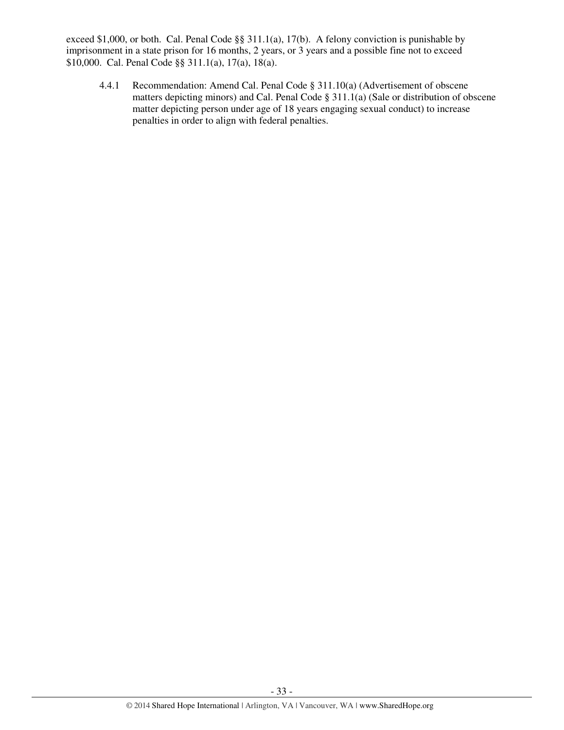exceed $1,000, or both. Cal. Penal Code §§ 311.1(a), 17(b). A felony conviction is punishable by imprisonment in a state prison for 16 months, 2 years, or 3 years and a possible fine not to exceed $10,000. Cal. Penal Code §§ 311.1(a), 17(a), 18(a).

4.4.1 Recommendation: Amend Cal. Penal Code § 311.10(a) (Advertisement of obscene matters depicting minors) and Cal. Penal Code § 311.1(a) (Sale or distribution of obscene matter depicting person under age of 18 years engaging sexual conduct) to increase penalties in order to align with federal penalties.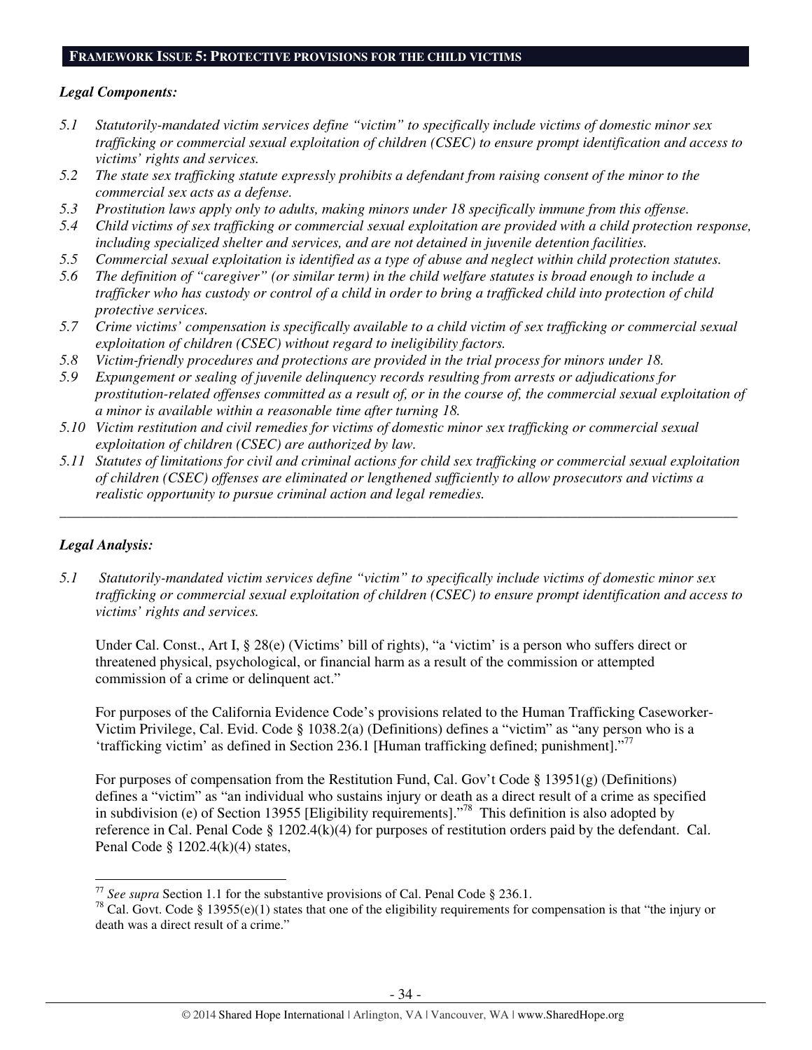## FRAMEWORK ISSUE 5: PROTECTIVE PROVISIONS FOR THE CHILD VICTIMS

***Legal Components:***

*5.1 Statutorily-mandated victim services define "victim" to specifically include victims of domestic minor sex trafficking or commercial sexual exploitation of children (CSEC) to ensure prompt identification and access to victims' rights and services.*

*5.2 The state sex trafficking statute expressly prohibits a defendant from raising consent of the minor to the commercial sex acts as a defense.*

*5.3 Prostitution laws apply only to adults, making minors under 18 specifically immune from this offense.*

*5.4 Child victims of sex trafficking or commercial sexual exploitation are provided with a child protection response, including specialized shelter and services, and are not detained in juvenile detention facilities.*

*5.5 Commercial sexual exploitation is identified as a type of abuse and neglect within child protection statutes.*

*5.6 The definition of "caregiver" (or similar term) in the child welfare statutes is broad enough to include a trafficker who has custody or control of a child in order to bring a trafficked child into protection of child protective services.*

*5.7 Crime victims' compensation is specifically available to a child victim of sex trafficking or commercial sexual exploitation of children (CSEC) without regard to ineligibility factors.*

*5.8 Victim-friendly procedures and protections are provided in the trial process for minors under 18.*

*5.9 Expungement or sealing of juvenile delinquency records resulting from arrests or adjudications for prostitution-related offenses committed as a result of, or in the course of, the commercial sexual exploitation of a minor is available within a reasonable time after turning 18.*

*5.10 Victim restitution and civil remedies for victims of domestic minor sex trafficking or commercial sexual exploitation of children (CSEC) are authorized by law.*

*5.11 Statutes of limitations for civil and criminal actions for child sex trafficking or commercial sexual exploitation of children (CSEC) offenses are eliminated or lengthened sufficiently to allow prosecutors and victims a realistic opportunity to pursue criminal action and legal remedies.*

---

***Legal Analysis:***

*5.1 Statutorily-mandated victim services define "victim" to specifically include victims of domestic minor sex trafficking or commercial sexual exploitation of children (CSEC) to ensure prompt identification and access to victims' rights and services.*

Under Cal. Const., Art I, § 28(e) (Victims' bill of rights), "a 'victim' is a person who suffers direct or threatened physical, psychological, or financial harm as a result of the commission or attempted commission of a crime or delinquent act."

For purposes of the California Evidence Code's provisions related to the Human Trafficking Caseworker-Victim Privilege, Cal. Evid. Code § 1038.2(a) (Definitions) defines a "victim" as "any person who is a 'trafficking victim' as defined in Section 236.1 [Human trafficking defined; punishment]."[77]

For purposes of compensation from the Restitution Fund, Cal. Gov't Code § 13951(g) (Definitions) defines a "victim" as "an individual who sustains injury or death as a direct result of a crime as specified in subdivision (e) of Section 13955 [Eligibility requirements]."[78] This definition is also adopted by reference in Cal. Penal Code § 1202.4(k)(4) for purposes of restitution orders paid by the defendant. Cal. Penal Code § 1202.4(k)(4) states,

---

[77] *See supra* Section 1.1 for the substantive provisions of Cal. Penal Code § 236.1.

[78] Cal. Govt. Code § 13955(e)(1) states that one of the eligibility requirements for compensation is that "the injury or death was a direct result of a crime."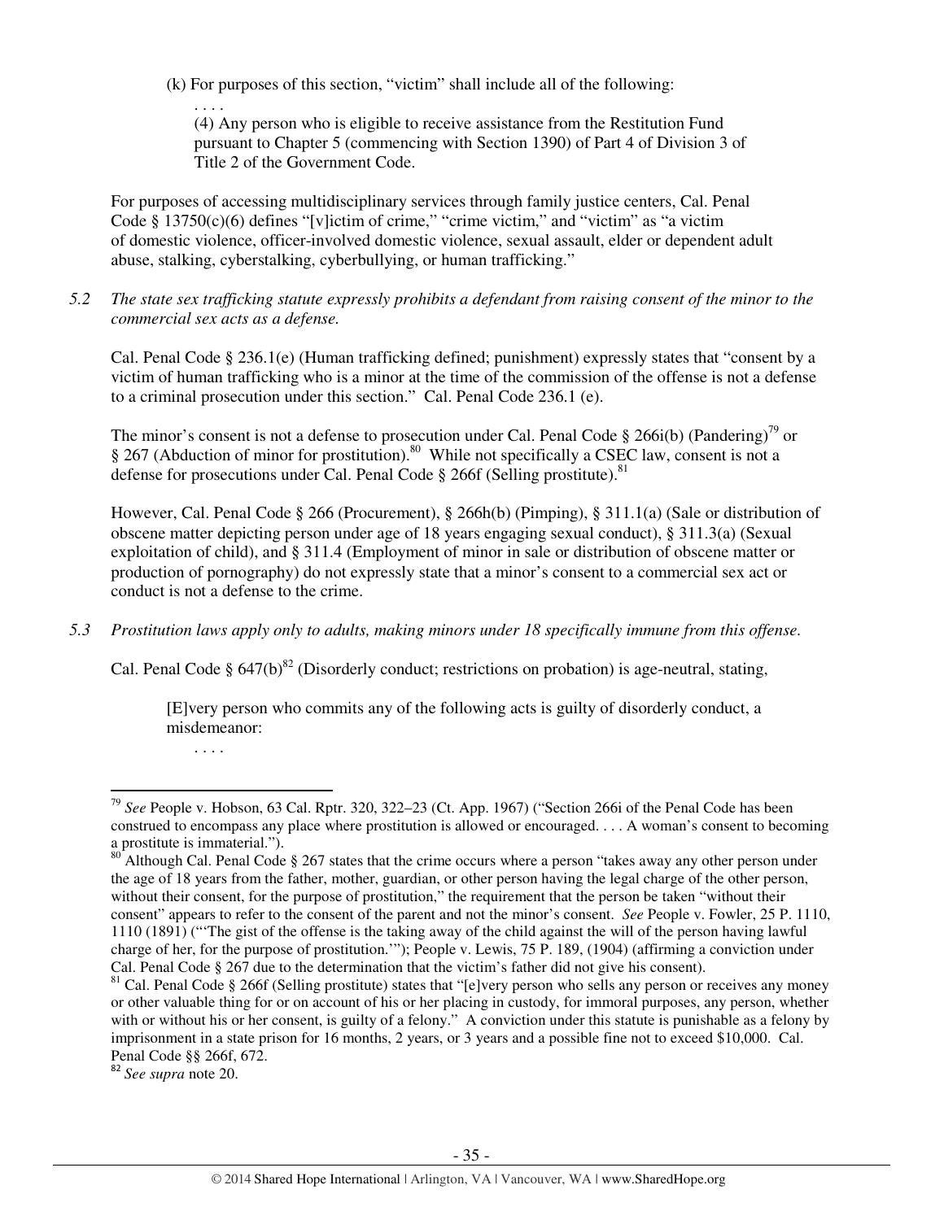(k) For purposes of this section, "victim" shall include all of the following:

. . . .

(4) Any person who is eligible to receive assistance from the Restitution Fund pursuant to Chapter 5 (commencing with Section 1390) of Part 4 of Division 3 of Title 2 of the Government Code.

For purposes of accessing multidisciplinary services through family justice centers, Cal. Penal Code § 13750(c)(6) defines "[v]ictim of crime," "crime victim," and "victim" as "a victim of domestic violence, officer-involved domestic violence, sexual assault, elder or dependent adult abuse, stalking, cyberstalking, cyberbullying, or human trafficking."

*5.2 The state sex trafficking statute expressly prohibits a defendant from raising consent of the minor to the commercial sex acts as a defense.*

Cal. Penal Code § 236.1(e) (Human trafficking defined; punishment) expressly states that "consent by a victim of human trafficking who is a minor at the time of the commission of the offense is not a defense to a criminal prosecution under this section." Cal. Penal Code 236.1 (e).

The minor's consent is not a defense to prosecution under Cal. Penal Code § 266i(b) (Pandering)[79] or § 267 (Abduction of minor for prostitution).[80] While not specifically a CSEC law, consent is not a defense for prosecutions under Cal. Penal Code § 266f (Selling prostitute).[81]

However, Cal. Penal Code § 266 (Procurement), § 266h(b) (Pimping), § 311.1(a) (Sale or distribution of obscene matter depicting person under age of 18 years engaging sexual conduct), § 311.3(a) (Sexual exploitation of child), and § 311.4 (Employment of minor in sale or distribution of obscene matter or production of pornography) do not expressly state that a minor's consent to a commercial sex act or conduct is not a defense to the crime.

*5.3 Prostitution laws apply only to adults, making minors under 18 specifically immune from this offense.*

Cal. Penal Code § 647(b)[82] (Disorderly conduct; restrictions on probation) is age-neutral, stating,

[E]very person who commits any of the following acts is guilty of disorderly conduct, a misdemeanor:

. . . .

---

[79] *See* People v. Hobson, 63 Cal. Rptr. 320, 322–23 (Ct. App. 1967) ("Section 266i of the Penal Code has been construed to encompass any place where prostitution is allowed or encouraged. . . . A woman's consent to becoming a prostitute is immaterial.").

[80] Although Cal. Penal Code § 267 states that the crime occurs where a person "takes away any other person under the age of 18 years from the father, mother, guardian, or other person having the legal charge of the other person, without their consent, for the purpose of prostitution," the requirement that the person be taken "without their consent" appears to refer to the consent of the parent and not the minor's consent. *See* People v. Fowler, 25 P. 1110, 1110 (1891) ("'The gist of the offense is the taking away of the child against the will of the person having lawful charge of her, for the purpose of prostitution.'"); People v. Lewis, 75 P. 189, (1904) (affirming a conviction under Cal. Penal Code § 267 due to the determination that the victim's father did not give his consent).

[81] Cal. Penal Code § 266f (Selling prostitute) states that "[e]very person who sells any person or receives any money or other valuable thing for or on account of his or her placing in custody, for immoral purposes, any person, whether with or without his or her consent, is guilty of a felony." A conviction under this statute is punishable as a felony by imprisonment in a state prison for 16 months, 2 years, or 3 years and a possible fine not to exceed $10,000. Cal. Penal Code §§ 266f, 672.

[82] *See supra* note 20.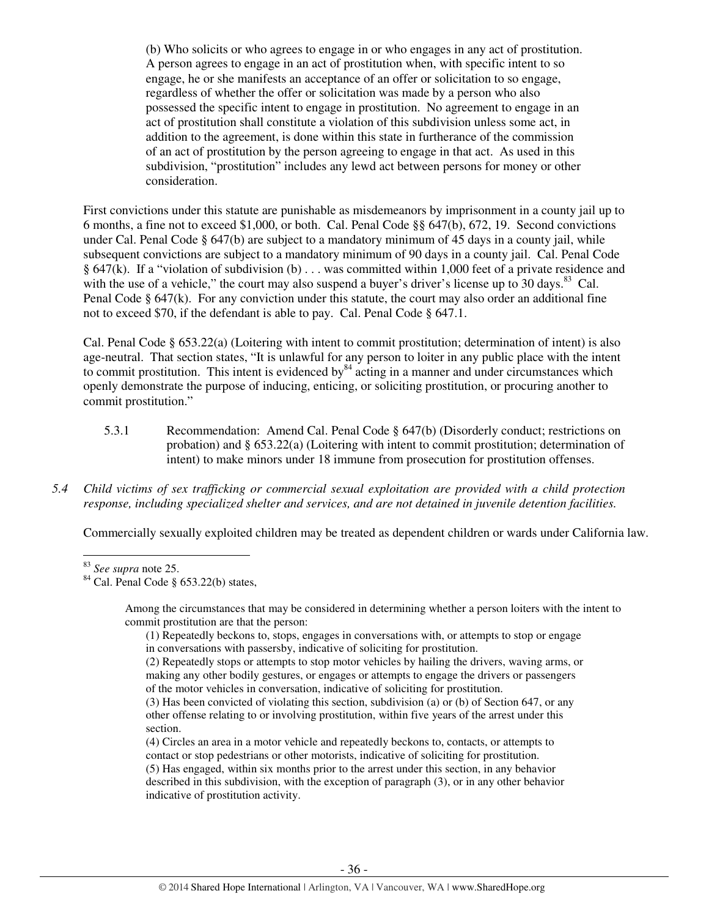> (b) Who solicits or who agrees to engage in or who engages in any act of prostitution. A person agrees to engage in an act of prostitution when, with specific intent to so engage, he or she manifests an acceptance of an offer or solicitation to so engage, regardless of whether the offer or solicitation was made by a person who also possessed the specific intent to engage in prostitution. No agreement to engage in an act of prostitution shall constitute a violation of this subdivision unless some act, in addition to the agreement, is done within this state in furtherance of the commission of an act of prostitution by the person agreeing to engage in that act. As used in this subdivision, "prostitution" includes any lewd act between persons for money or other consideration.

First convictions under this statute are punishable as misdemeanors by imprisonment in a county jail up to 6 months, a fine not to exceed $1,000, or both. Cal. Penal Code §§ 647(b), 672, 19. Second convictions under Cal. Penal Code § 647(b) are subject to a mandatory minimum of 45 days in a county jail, while subsequent convictions are subject to a mandatory minimum of 90 days in a county jail. Cal. Penal Code § 647(k). If a "violation of subdivision (b) . . . was committed within 1,000 feet of a private residence and with the use of a vehicle," the court may also suspend a buyer's driver's license up to 30 days.[83] Cal. Penal Code § 647(k). For any conviction under this statute, the court may also order an additional fine not to exceed $70, if the defendant is able to pay. Cal. Penal Code § 647.1.

Cal. Penal Code § 653.22(a) (Loitering with intent to commit prostitution; determination of intent) is also age-neutral. That section states, "It is unlawful for any person to loiter in any public place with the intent to commit prostitution. This intent is evidenced by[84] acting in a manner and under circumstances which openly demonstrate the purpose of inducing, enticing, or soliciting prostitution, or procuring another to commit prostitution."

5.3.1 Recommendation: Amend Cal. Penal Code § 647(b) (Disorderly conduct; restrictions on probation) and § 653.22(a) (Loitering with intent to commit prostitution; determination of intent) to make minors under 18 immune from prosecution for prostitution offenses.

*5.4 Child victims of sex trafficking or commercial sexual exploitation are provided with a child protection response, including specialized shelter and services, and are not detained in juvenile detention facilities.*

Commercially sexually exploited children may be treated as dependent children or wards under California law.

---

[83] *See supra* note 25.

[84] Cal. Penal Code § 653.22(b) states,

> Among the circumstances that may be considered in determining whether a person loiters with the intent to commit prostitution are that the person:
>
> (1) Repeatedly beckons to, stops, engages in conversations with, or attempts to stop or engage in conversations with passersby, indicative of soliciting for prostitution.
>
> (2) Repeatedly stops or attempts to stop motor vehicles by hailing the drivers, waving arms, or making any other bodily gestures, or engages or attempts to engage the drivers or passengers of the motor vehicles in conversation, indicative of soliciting for prostitution.
>
> (3) Has been convicted of violating this section, subdivision (a) or (b) of Section 647, or any other offense relating to or involving prostitution, within five years of the arrest under this section.
>
> (4) Circles an area in a motor vehicle and repeatedly beckons to, contacts, or attempts to contact or stop pedestrians or other motorists, indicative of soliciting for prostitution.
>
> (5) Has engaged, within six months prior to the arrest under this section, in any behavior described in this subdivision, with the exception of paragraph (3), or in any other behavior indicative of prostitution activity.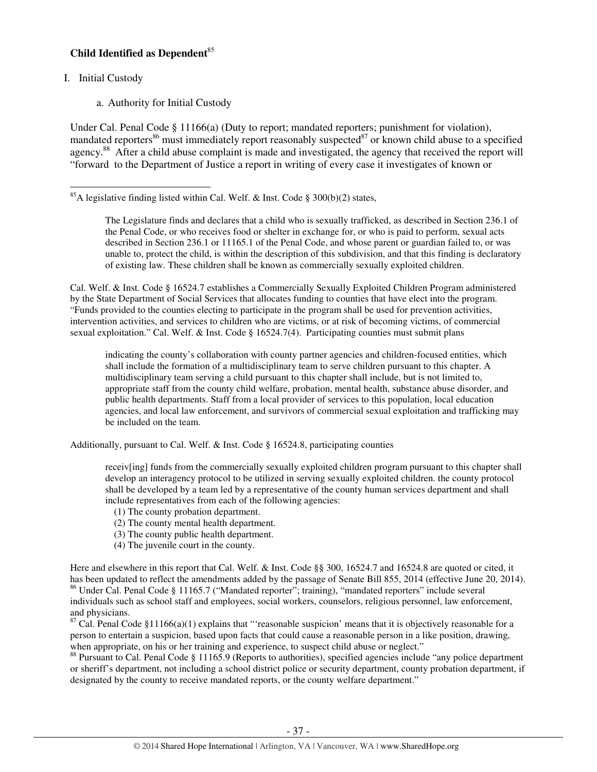**Child Identified as Dependent**[85]

I. Initial Custody

a. Authority for Initial Custody

Under Cal. Penal Code § 11166(a) (Duty to report; mandated reporters; punishment for violation), mandated reporters[86] must immediately report reasonably suspected[87] or known child abuse to a specified agency.[88] After a child abuse complaint is made and investigated, the agency that received the report will "forward to the Department of Justice a report in writing of every case it investigates of known or

---

[85] A legislative finding listed within Cal. Welf. & Inst. Code § 300(b)(2) states,

> The Legislature finds and declares that a child who is sexually trafficked, as described in Section 236.1 of the Penal Code, or who receives food or shelter in exchange for, or who is paid to perform, sexual acts described in Section 236.1 or 11165.1 of the Penal Code, and whose parent or guardian failed to, or was unable to, protect the child, is within the description of this subdivision, and that this finding is declaratory of existing law. These children shall be known as commercially sexually exploited children.

Cal. Welf. & Inst. Code § 16524.7 establishes a Commercially Sexually Exploited Children Program administered by the State Department of Social Services that allocates funding to counties that have elect into the program. "Funds provided to the counties electing to participate in the program shall be used for prevention activities, intervention activities, and services to children who are victims, or at risk of becoming victims, of commercial sexual exploitation." Cal. Welf. & Inst. Code § 16524.7(4). Participating counties must submit plans

> indicating the county's collaboration with county partner agencies and children-focused entities, which shall include the formation of a multidisciplinary team to serve children pursuant to this chapter. A multidisciplinary team serving a child pursuant to this chapter shall include, but is not limited to, appropriate staff from the county child welfare, probation, mental health, substance abuse disorder, and public health departments. Staff from a local provider of services to this population, local education agencies, and local law enforcement, and survivors of commercial sexual exploitation and trafficking may be included on the team.

Additionally, pursuant to Cal. Welf. & Inst. Code § 16524.8, participating counties

> receiv[ing] funds from the commercially sexually exploited children program pursuant to this chapter shall develop an interagency protocol to be utilized in serving sexually exploited children. the county protocol shall be developed by a team led by a representative of the county human services department and shall include representatives from each of the following agencies:
> (1) The county probation department.
> (2) The county mental health department.
> (3) The county public health department.
> (4) The juvenile court in the county.

Here and elsewhere in this report that Cal. Welf. & Inst. Code §§ 300, 16524.7 and 16524.8 are quoted or cited, it has been updated to reflect the amendments added by the passage of Senate Bill 855, 2014 (effective June 20, 2014).

[86] Under Cal. Penal Code § 11165.7 ("Mandated reporter"; training), "mandated reporters" include several individuals such as school staff and employees, social workers, counselors, religious personnel, law enforcement, and physicians.

[87] Cal. Penal Code §11166(a)(1) explains that "'reasonable suspicion' means that it is objectively reasonable for a person to entertain a suspicion, based upon facts that could cause a reasonable person in a like position, drawing, when appropriate, on his or her training and experience, to suspect child abuse or neglect."

[88] Pursuant to Cal. Penal Code § 11165.9 (Reports to authorities), specified agencies include "any police department or sheriff's department, not including a school district police or security department, county probation department, if designated by the county to receive mandated reports, or the county welfare department."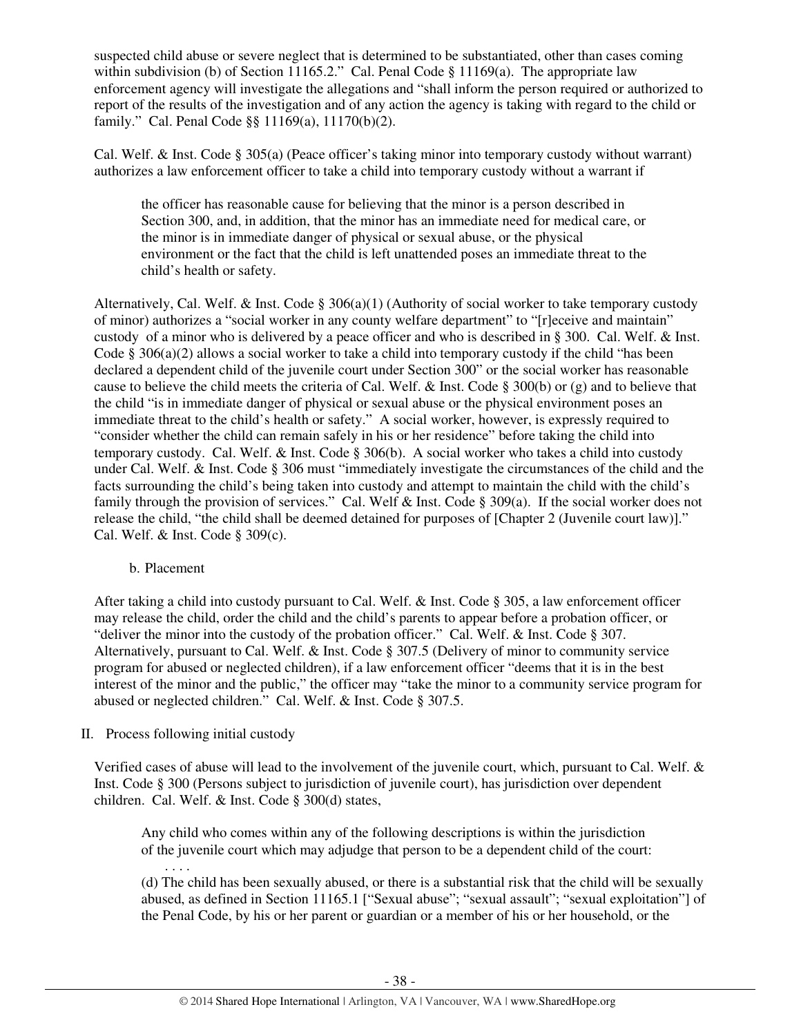suspected child abuse or severe neglect that is determined to be substantiated, other than cases coming within subdivision (b) of Section 11165.2." Cal. Penal Code § 11169(a). The appropriate law enforcement agency will investigate the allegations and "shall inform the person required or authorized to report of the results of the investigation and of any action the agency is taking with regard to the child or family." Cal. Penal Code §§ 11169(a), 11170(b)(2).

Cal. Welf. & Inst. Code § 305(a) (Peace officer's taking minor into temporary custody without warrant) authorizes a law enforcement officer to take a child into temporary custody without a warrant if

> the officer has reasonable cause for believing that the minor is a person described in Section 300, and, in addition, that the minor has an immediate need for medical care, or the minor is in immediate danger of physical or sexual abuse, or the physical environment or the fact that the child is left unattended poses an immediate threat to the child's health or safety.

Alternatively, Cal. Welf. & Inst. Code § 306(a)(1) (Authority of social worker to take temporary custody of minor) authorizes a "social worker in any county welfare department" to "[r]eceive and maintain" custody of a minor who is delivered by a peace officer and who is described in § 300. Cal. Welf. & Inst. Code § 306(a)(2) allows a social worker to take a child into temporary custody if the child "has been declared a dependent child of the juvenile court under Section 300" or the social worker has reasonable cause to believe the child meets the criteria of Cal. Welf. & Inst. Code § 300(b) or (g) and to believe that the child "is in immediate danger of physical or sexual abuse or the physical environment poses an immediate threat to the child's health or safety." A social worker, however, is expressly required to "consider whether the child can remain safely in his or her residence" before taking the child into temporary custody. Cal. Welf. & Inst. Code § 306(b). A social worker who takes a child into custody under Cal. Welf. & Inst. Code § 306 must "immediately investigate the circumstances of the child and the facts surrounding the child's being taken into custody and attempt to maintain the child with the child's family through the provision of services." Cal. Welf & Inst. Code § 309(a). If the social worker does not release the child, "the child shall be deemed detained for purposes of [Chapter 2 (Juvenile court law)]." Cal. Welf. & Inst. Code § 309(c).

b. Placement

After taking a child into custody pursuant to Cal. Welf. & Inst. Code § 305, a law enforcement officer may release the child, order the child and the child's parents to appear before a probation officer, or "deliver the minor into the custody of the probation officer." Cal. Welf. & Inst. Code § 307. Alternatively, pursuant to Cal. Welf. & Inst. Code § 307.5 (Delivery of minor to community service program for abused or neglected children), if a law enforcement officer "deems that it is in the best interest of the minor and the public," the officer may "take the minor to a community service program for abused or neglected children." Cal. Welf. & Inst. Code § 307.5.

II. Process following initial custody

Verified cases of abuse will lead to the involvement of the juvenile court, which, pursuant to Cal. Welf. & Inst. Code § 300 (Persons subject to jurisdiction of juvenile court), has jurisdiction over dependent children. Cal. Welf. & Inst. Code § 300(d) states,

> Any child who comes within any of the following descriptions is within the jurisdiction of the juvenile court which may adjudge that person to be a dependent child of the court:
>
> . . . .
>
> (d) The child has been sexually abused, or there is a substantial risk that the child will be sexually abused, as defined in Section 11165.1 ["Sexual abuse"; "sexual assault"; "sexual exploitation"] of the Penal Code, by his or her parent or guardian or a member of his or her household, or the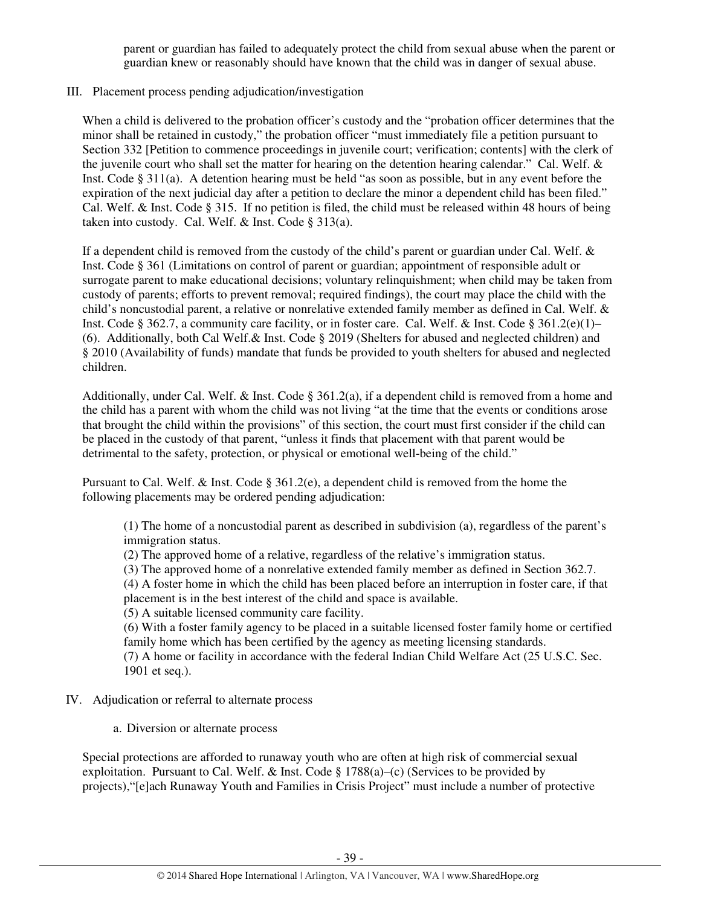parent or guardian has failed to adequately protect the child from sexual abuse when the parent or guardian knew or reasonably should have known that the child was in danger of sexual abuse.

III. Placement process pending adjudication/investigation

When a child is delivered to the probation officer's custody and the "probation officer determines that the minor shall be retained in custody," the probation officer "must immediately file a petition pursuant to Section 332 [Petition to commence proceedings in juvenile court; verification; contents] with the clerk of the juvenile court who shall set the matter for hearing on the detention hearing calendar." Cal. Welf. & Inst. Code § 311(a). A detention hearing must be held "as soon as possible, but in any event before the expiration of the next judicial day after a petition to declare the minor a dependent child has been filed." Cal. Welf. & Inst. Code § 315. If no petition is filed, the child must be released within 48 hours of being taken into custody. Cal. Welf. & Inst. Code § 313(a).

If a dependent child is removed from the custody of the child's parent or guardian under Cal. Welf. & Inst. Code § 361 (Limitations on control of parent or guardian; appointment of responsible adult or surrogate parent to make educational decisions; voluntary relinquishment; when child may be taken from custody of parents; efforts to prevent removal; required findings), the court may place the child with the child's noncustodial parent, a relative or nonrelative extended family member as defined in Cal. Welf. & Inst. Code § 362.7, a community care facility, or in foster care. Cal. Welf. & Inst. Code § 361.2(e)(1)–(6). Additionally, both Cal Welf.& Inst. Code § 2019 (Shelters for abused and neglected children) and § 2010 (Availability of funds) mandate that funds be provided to youth shelters for abused and neglected children.

Additionally, under Cal. Welf. & Inst. Code § 361.2(a), if a dependent child is removed from a home and the child has a parent with whom the child was not living "at the time that the events or conditions arose that brought the child within the provisions" of this section, the court must first consider if the child can be placed in the custody of that parent, "unless it finds that placement with that parent would be detrimental to the safety, protection, or physical or emotional well-being of the child."

Pursuant to Cal. Welf. & Inst. Code § 361.2(e), a dependent child is removed from the home the following placements may be ordered pending adjudication:

> (1) The home of a noncustodial parent as described in subdivision (a), regardless of the parent's immigration status.
> (2) The approved home of a relative, regardless of the relative's immigration status.
> (3) The approved home of a nonrelative extended family member as defined in Section 362.7.
> (4) A foster home in which the child has been placed before an interruption in foster care, if that placement is in the best interest of the child and space is available.
> (5) A suitable licensed community care facility.
> (6) With a foster family agency to be placed in a suitable licensed foster family home or certified family home which has been certified by the agency as meeting licensing standards.
> (7) A home or facility in accordance with the federal Indian Child Welfare Act (25 U.S.C. Sec. 1901 et seq.).

IV. Adjudication or referral to alternate process

a. Diversion or alternate process

Special protections are afforded to runaway youth who are often at high risk of commercial sexual exploitation. Pursuant to Cal. Welf. & Inst. Code § 1788(a)–(c) (Services to be provided by projects),"[e]ach Runaway Youth and Families in Crisis Project" must include a number of protective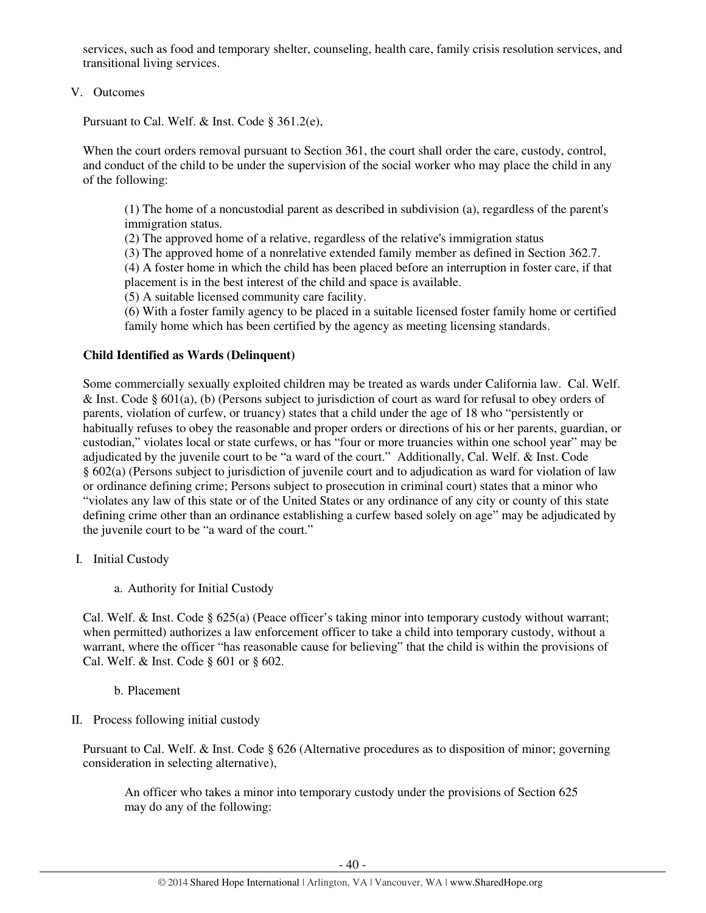services, such as food and temporary shelter, counseling, health care, family crisis resolution services, and transitional living services.

V. Outcomes

Pursuant to Cal. Welf. & Inst. Code § 361.2(e),

> When the court orders removal pursuant to Section 361, the court shall order the care, custody, control, and conduct of the child to be under the supervision of the social worker who may place the child in any of the following:
>
> (1) The home of a noncustodial parent as described in subdivision (a), regardless of the parent's immigration status.
> (2) The approved home of a relative, regardless of the relative's immigration status
> (3) The approved home of a nonrelative extended family member as defined in Section 362.7.
> (4) A foster home in which the child has been placed before an interruption in foster care, if that placement is in the best interest of the child and space is available.
> (5) A suitable licensed community care facility.
> (6) With a foster family agency to be placed in a suitable licensed foster family home or certified family home which has been certified by the agency as meeting licensing standards.

**Child Identified as Wards (Delinquent)**

Some commercially sexually exploited children may be treated as wards under California law. Cal. Welf. & Inst. Code § 601(a), (b) (Persons subject to jurisdiction of court as ward for refusal to obey orders of parents, violation of curfew, or truancy) states that a child under the age of 18 who "persistently or habitually refuses to obey the reasonable and proper orders or directions of his or her parents, guardian, or custodian," violates local or state curfews, or has "four or more truancies within one school year" may be adjudicated by the juvenile court to be "a ward of the court." Additionally, Cal. Welf. & Inst. Code § 602(a) (Persons subject to jurisdiction of juvenile court and to adjudication as ward for violation of law or ordinance defining crime; Persons subject to prosecution in criminal court) states that a minor who "violates any law of this state or of the United States or any ordinance of any city or county of this state defining crime other than an ordinance establishing a curfew based solely on age" may be adjudicated by the juvenile court to be "a ward of the court."

I. Initial Custody

a. Authority for Initial Custody

Cal. Welf. & Inst. Code § 625(a) (Peace officer's taking minor into temporary custody without warrant; when permitted) authorizes a law enforcement officer to take a child into temporary custody, without a warrant, where the officer "has reasonable cause for believing" that the child is within the provisions of Cal. Welf. & Inst. Code § 601 or § 602.

b. Placement

II. Process following initial custody

Pursuant to Cal. Welf. & Inst. Code § 626 (Alternative procedures as to disposition of minor; governing consideration in selecting alternative),

> An officer who takes a minor into temporary custody under the provisions of Section 625 may do any of the following: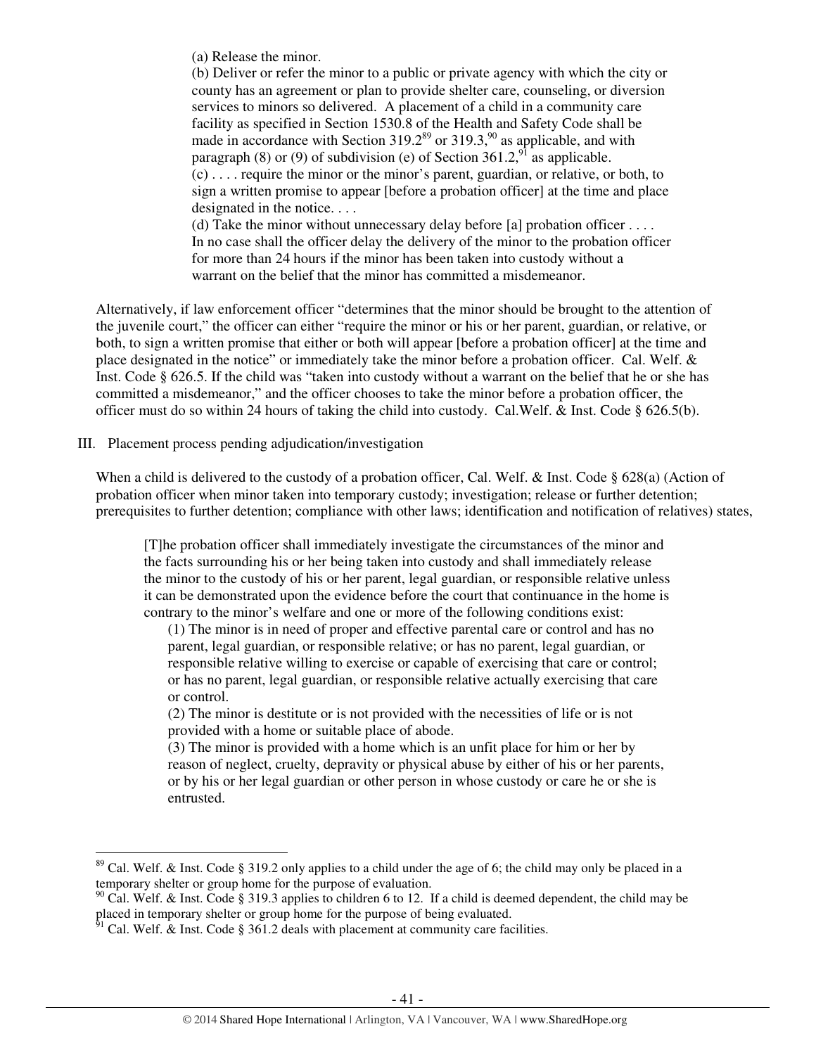> (a) Release the minor.
> (b) Deliver or refer the minor to a public or private agency with which the city or county has an agreement or plan to provide shelter care, counseling, or diversion services to minors so delivered. A placement of a child in a community care facility as specified in Section 1530.8 of the Health and Safety Code shall be made in accordance with Section 319.2[89] or 319.3,[90] as applicable, and with paragraph (8) or (9) of subdivision (e) of Section 361.2,[91] as applicable.
> (c) . . . . require the minor or the minor's parent, guardian, or relative, or both, to sign a written promise to appear [before a probation officer] at the time and place designated in the notice. . . .
> (d) Take the minor without unnecessary delay before [a] probation officer . . . . In no case shall the officer delay the delivery of the minor to the probation officer for more than 24 hours if the minor has been taken into custody without a warrant on the belief that the minor has committed a misdemeanor.

Alternatively, if law enforcement officer "determines that the minor should be brought to the attention of the juvenile court," the officer can either "require the minor or his or her parent, guardian, or relative, or both, to sign a written promise that either or both will appear [before a probation officer] at the time and place designated in the notice" or immediately take the minor before a probation officer. Cal. Welf. & Inst. Code § 626.5. If the child was "taken into custody without a warrant on the belief that he or she has committed a misdemeanor," and the officer chooses to take the minor before a probation officer, the officer must do so within 24 hours of taking the child into custody. Cal.Welf. & Inst. Code § 626.5(b).

III. Placement process pending adjudication/investigation

When a child is delivered to the custody of a probation officer, Cal. Welf. & Inst. Code § 628(a) (Action of probation officer when minor taken into temporary custody; investigation; release or further detention; prerequisites to further detention; compliance with other laws; identification and notification of relatives) states,

> [T]he probation officer shall immediately investigate the circumstances of the minor and the facts surrounding his or her being taken into custody and shall immediately release the minor to the custody of his or her parent, legal guardian, or responsible relative unless it can be demonstrated upon the evidence before the court that continuance in the home is contrary to the minor's welfare and one or more of the following conditions exist:
>
> (1) The minor is in need of proper and effective parental care or control and has no parent, legal guardian, or responsible relative; or has no parent, legal guardian, or responsible relative willing to exercise or capable of exercising that care or control; or has no parent, legal guardian, or responsible relative actually exercising that care or control.
>
> (2) The minor is destitute or is not provided with the necessities of life or is not provided with a home or suitable place of abode.
>
> (3) The minor is provided with a home which is an unfit place for him or her by reason of neglect, cruelty, depravity or physical abuse by either of his or her parents, or by his or her legal guardian or other person in whose custody or care he or she is entrusted.

---

[89] Cal. Welf. & Inst. Code § 319.2 only applies to a child under the age of 6; the child may only be placed in a temporary shelter or group home for the purpose of evaluation.

[90] Cal. Welf. & Inst. Code § 319.3 applies to children 6 to 12. If a child is deemed dependent, the child may be placed in temporary shelter or group home for the purpose of being evaluated.

[91] Cal. Welf. & Inst. Code § 361.2 deals with placement at community care facilities.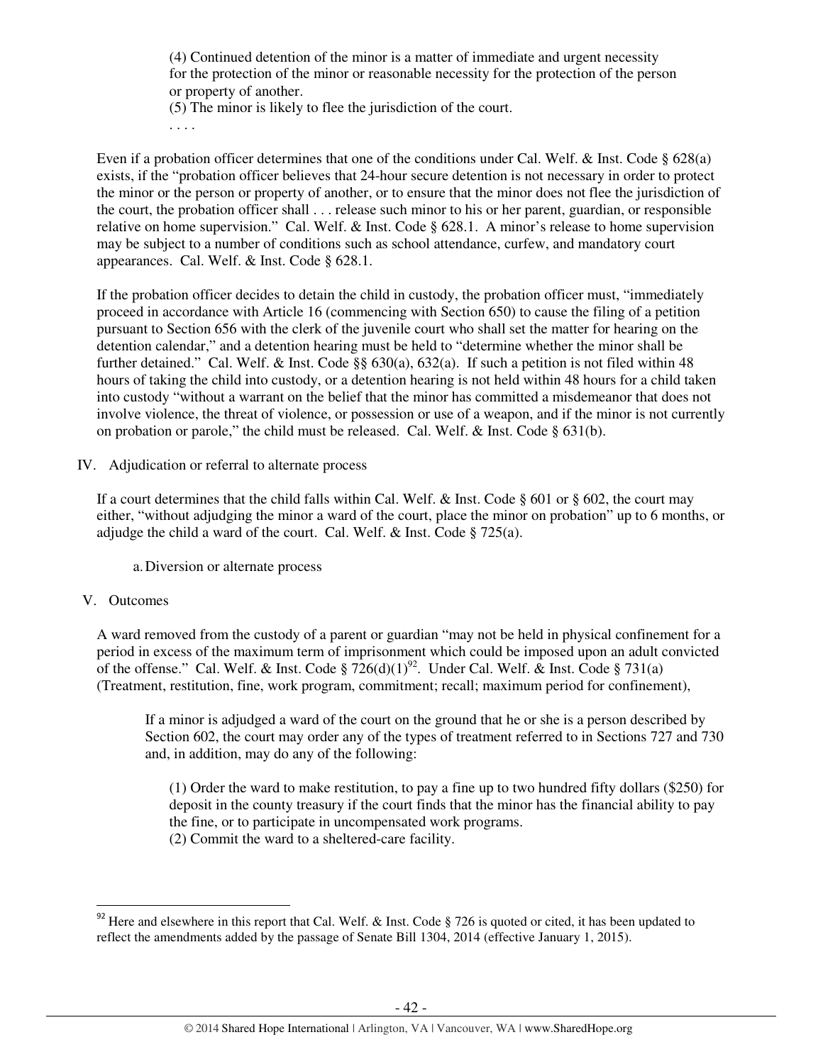> (4) Continued detention of the minor is a matter of immediate and urgent necessity for the protection of the minor or reasonable necessity for the protection of the person or property of another.
> (5) The minor is likely to flee the jurisdiction of the court.
> . . . .

Even if a probation officer determines that one of the conditions under Cal. Welf. & Inst. Code § 628(a) exists, if the "probation officer believes that 24-hour secure detention is not necessary in order to protect the minor or the person or property of another, or to ensure that the minor does not flee the jurisdiction of the court, the probation officer shall . . . release such minor to his or her parent, guardian, or responsible relative on home supervision." Cal. Welf. & Inst. Code § 628.1. A minor's release to home supervision may be subject to a number of conditions such as school attendance, curfew, and mandatory court appearances. Cal. Welf. & Inst. Code § 628.1.

If the probation officer decides to detain the child in custody, the probation officer must, "immediately proceed in accordance with Article 16 (commencing with Section 650) to cause the filing of a petition pursuant to Section 656 with the clerk of the juvenile court who shall set the matter for hearing on the detention calendar," and a detention hearing must be held to "determine whether the minor shall be further detained." Cal. Welf. & Inst. Code §§ 630(a), 632(a). If such a petition is not filed within 48 hours of taking the child into custody, or a detention hearing is not held within 48 hours for a child taken into custody "without a warrant on the belief that the minor has committed a misdemeanor that does not involve violence, the threat of violence, or possession or use of a weapon, and if the minor is not currently on probation or parole," the child must be released. Cal. Welf. & Inst. Code § 631(b).

## IV. Adjudication or referral to alternate process

If a court determines that the child falls within Cal. Welf. & Inst. Code § 601 or § 602, the court may either, "without adjudging the minor a ward of the court, place the minor on probation" up to 6 months, or adjudge the child a ward of the court. Cal. Welf. & Inst. Code § 725(a).

### a. Diversion or alternate process

## V. Outcomes

A ward removed from the custody of a parent or guardian "may not be held in physical confinement for a period in excess of the maximum term of imprisonment which could be imposed upon an adult convicted of the offense." Cal. Welf. & Inst. Code § 726(d)(1)[92]. Under Cal. Welf. & Inst. Code § 731(a) (Treatment, restitution, fine, work program, commitment; recall; maximum period for confinement),

> If a minor is adjudged a ward of the court on the ground that he or she is a person described by Section 602, the court may order any of the types of treatment referred to in Sections 727 and 730 and, in addition, may do any of the following:
>
> (1) Order the ward to make restitution, to pay a fine up to two hundred fifty dollars ($250) for deposit in the county treasury if the court finds that the minor has the financial ability to pay the fine, or to participate in uncompensated work programs.
> (2) Commit the ward to a sheltered-care facility.

[92] Here and elsewhere in this report that Cal. Welf. & Inst. Code § 726 is quoted or cited, it has been updated to reflect the amendments added by the passage of Senate Bill 1304, 2014 (effective January 1, 2015).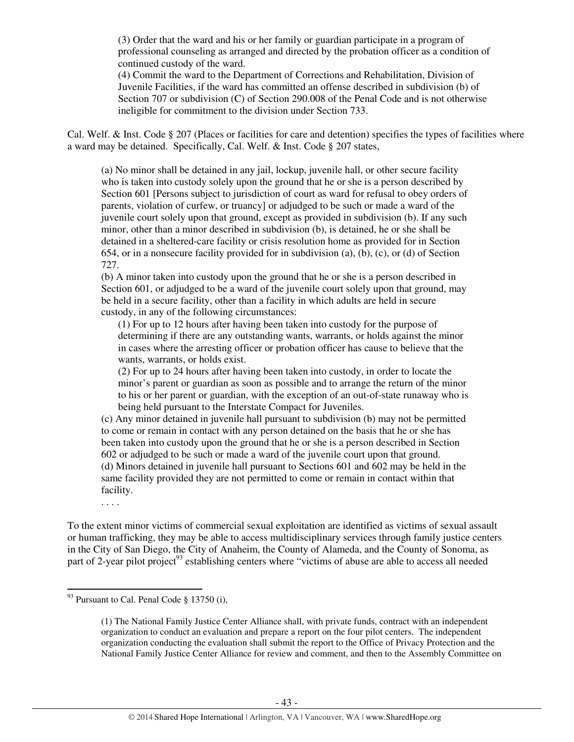> (3) Order that the ward and his or her family or guardian participate in a program of professional counseling as arranged and directed by the probation officer as a condition of continued custody of the ward.
>
> (4) Commit the ward to the Department of Corrections and Rehabilitation, Division of Juvenile Facilities, if the ward has committed an offense described in subdivision (b) of Section 707 or subdivision (C) of Section 290.008 of the Penal Code and is not otherwise ineligible for commitment to the division under Section 733.

Cal. Welf. & Inst. Code § 207 (Places or facilities for care and detention) specifies the types of facilities where a ward may be detained. Specifically, Cal. Welf. & Inst. Code § 207 states,

> (a) No minor shall be detained in any jail, lockup, juvenile hall, or other secure facility who is taken into custody solely upon the ground that he or she is a person described by Section 601 [Persons subject to jurisdiction of court as ward for refusal to obey orders of parents, violation of curfew, or truancy] or adjudged to be such or made a ward of the juvenile court solely upon that ground, except as provided in subdivision (b). If any such minor, other than a minor described in subdivision (b), is detained, he or she shall be detained in a sheltered-care facility or crisis resolution home as provided for in Section 654, or in a nonsecure facility provided for in subdivision (a), (b), (c), or (d) of Section 727.
>
> (b) A minor taken into custody upon the ground that he or she is a person described in Section 601, or adjudged to be a ward of the juvenile court solely upon that ground, may be held in a secure facility, other than a facility in which adults are held in secure custody, in any of the following circumstances:
>
> > (1) For up to 12 hours after having been taken into custody for the purpose of determining if there are any outstanding wants, warrants, or holds against the minor in cases where the arresting officer or probation officer has cause to believe that the wants, warrants, or holds exist.
> >
> > (2) For up to 24 hours after having been taken into custody, in order to locate the minor's parent or guardian as soon as possible and to arrange the return of the minor to his or her parent or guardian, with the exception of an out-of-state runaway who is being held pursuant to the Interstate Compact for Juveniles.
>
> (c) Any minor detained in juvenile hall pursuant to subdivision (b) may not be permitted to come or remain in contact with any person detained on the basis that he or she has been taken into custody upon the ground that he or she is a person described in Section 602 or adjudged to be such or made a ward of the juvenile court upon that ground.
>
> (d) Minors detained in juvenile hall pursuant to Sections 601 and 602 may be held in the same facility provided they are not permitted to come or remain in contact within that facility.
>
> . . . .

To the extent minor victims of commercial sexual exploitation are identified as victims of sexual assault or human trafficking, they may be able to access multidisciplinary services through family justice centers in the City of San Diego, the City of Anaheim, the County of Alameda, and the County of Sonoma, as part of 2-year pilot project[93] establishing centers where "victims of abuse are able to access all needed

---

[93] Pursuant to Cal. Penal Code § 13750 (i),

> (1) The National Family Justice Center Alliance shall, with private funds, contract with an independent organization to conduct an evaluation and prepare a report on the four pilot centers. The independent organization conducting the evaluation shall submit the report to the Office of Privacy Protection and the National Family Justice Center Alliance for review and comment, and then to the Assembly Committee on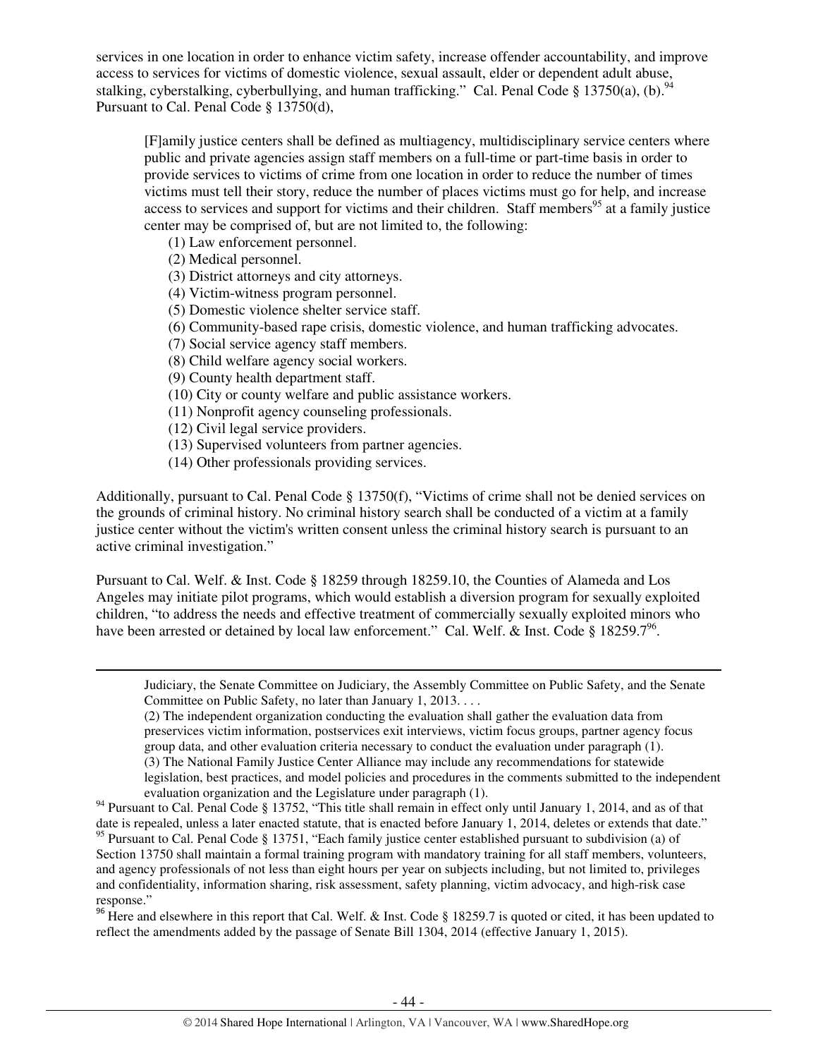services in one location in order to enhance victim safety, increase offender accountability, and improve access to services for victims of domestic violence, sexual assault, elder or dependent adult abuse, stalking, cyberstalking, cyberbullying, and human trafficking." Cal. Penal Code § 13750(a), (b).[94] Pursuant to Cal. Penal Code § 13750(d),

> [F]amily justice centers shall be defined as multiagency, multidisciplinary service centers where public and private agencies assign staff members on a full-time or part-time basis in order to provide services to victims of crime from one location in order to reduce the number of times victims must tell their story, reduce the number of places victims must go for help, and increase access to services and support for victims and their children. Staff members[95] at a family justice center may be comprised of, but are not limited to, the following:
>
> (1) Law enforcement personnel.
> (2) Medical personnel.
> (3) District attorneys and city attorneys.
> (4) Victim-witness program personnel.
> (5) Domestic violence shelter service staff.
> (6) Community-based rape crisis, domestic violence, and human trafficking advocates.
> (7) Social service agency staff members.
> (8) Child welfare agency social workers.
> (9) County health department staff.
> (10) City or county welfare and public assistance workers.
> (11) Nonprofit agency counseling professionals.
> (12) Civil legal service providers.
> (13) Supervised volunteers from partner agencies.
> (14) Other professionals providing services.

Additionally, pursuant to Cal. Penal Code § 13750(f), "Victims of crime shall not be denied services on the grounds of criminal history. No criminal history search shall be conducted of a victim at a family justice center without the victim's written consent unless the criminal history search is pursuant to an active criminal investigation."

Pursuant to Cal. Welf. & Inst. Code § 18259 through 18259.10, the Counties of Alameda and Los Angeles may initiate pilot programs, which would establish a diversion program for sexually exploited children, "to address the needs and effective treatment of commercially sexually exploited minors who have been arrested or detained by local law enforcement." Cal. Welf. & Inst. Code § 18259.7[96].

---

> Judiciary, the Senate Committee on Judiciary, the Assembly Committee on Public Safety, and the Senate Committee on Public Safety, no later than January 1, 2013. . . .
>
> (2) The independent organization conducting the evaluation shall gather the evaluation data from preservices victim information, postservices exit interviews, victim focus groups, partner agency focus group data, and other evaluation criteria necessary to conduct the evaluation under paragraph (1).
>
> (3) The National Family Justice Center Alliance may include any recommendations for statewide legislation, best practices, and model policies and procedures in the comments submitted to the independent evaluation organization and the Legislature under paragraph (1).

[94] Pursuant to Cal. Penal Code § 13752, "This title shall remain in effect only until January 1, 2014, and as of that date is repealed, unless a later enacted statute, that is enacted before January 1, 2014, deletes or extends that date."

[95] Pursuant to Cal. Penal Code § 13751, "Each family justice center established pursuant to subdivision (a) of Section 13750 shall maintain a formal training program with mandatory training for all staff members, volunteers, and agency professionals of not less than eight hours per year on subjects including, but not limited to, privileges and confidentiality, information sharing, risk assessment, safety planning, victim advocacy, and high-risk case response."

[96] Here and elsewhere in this report that Cal. Welf. & Inst. Code § 18259.7 is quoted or cited, it has been updated to reflect the amendments added by the passage of Senate Bill 1304, 2014 (effective January 1, 2015).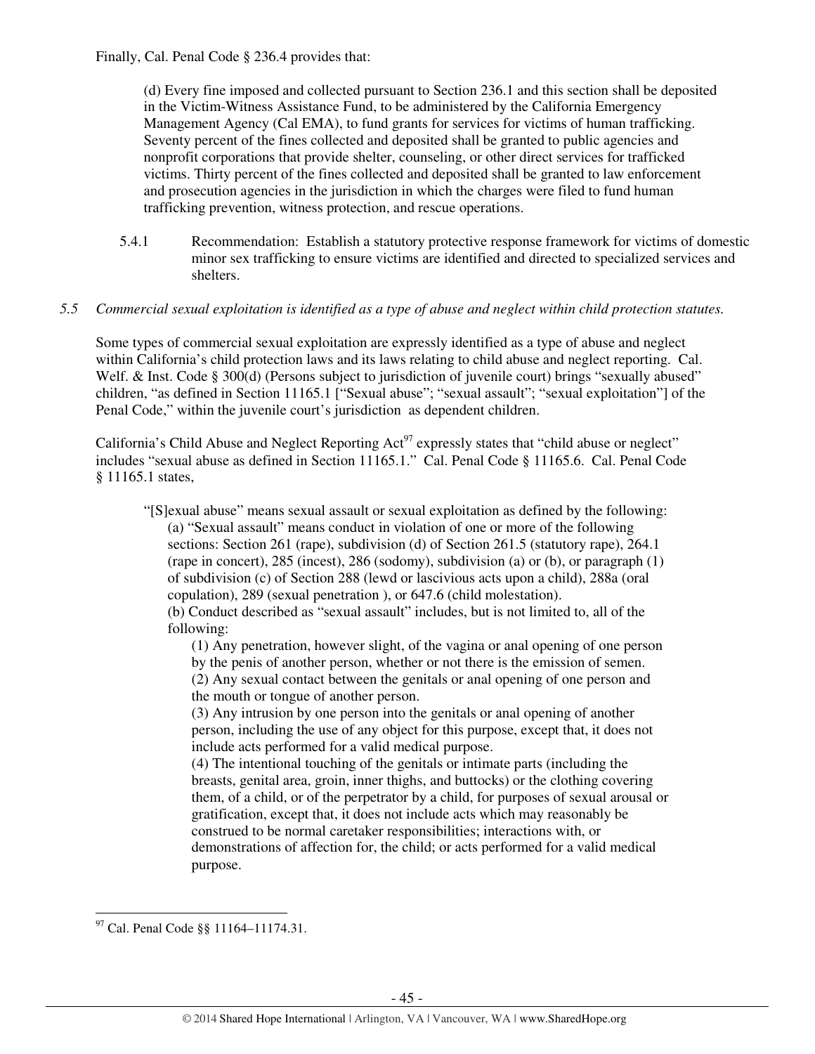Finally, Cal. Penal Code § 236.4 provides that:

> (d) Every fine imposed and collected pursuant to Section 236.1 and this section shall be deposited in the Victim-Witness Assistance Fund, to be administered by the California Emergency Management Agency (Cal EMA), to fund grants for services for victims of human trafficking. Seventy percent of the fines collected and deposited shall be granted to public agencies and nonprofit corporations that provide shelter, counseling, or other direct services for trafficked victims. Thirty percent of the fines collected and deposited shall be granted to law enforcement and prosecution agencies in the jurisdiction in which the charges were filed to fund human trafficking prevention, witness protection, and rescue operations.

5.4.1 Recommendation: Establish a statutory protective response framework for victims of domestic minor sex trafficking to ensure victims are identified and directed to specialized services and shelters.

*5.5 Commercial sexual exploitation is identified as a type of abuse and neglect within child protection statutes.*

Some types of commercial sexual exploitation are expressly identified as a type of abuse and neglect within California's child protection laws and its laws relating to child abuse and neglect reporting. Cal. Welf. & Inst. Code § 300(d) (Persons subject to jurisdiction of juvenile court) brings "sexually abused" children, "as defined in Section 11165.1 ["Sexual abuse"; "sexual assault"; "sexual exploitation"] of the Penal Code," within the juvenile court's jurisdiction as dependent children.

California's Child Abuse and Neglect Reporting Act[97] expressly states that "child abuse or neglect" includes "sexual abuse as defined in Section 11165.1." Cal. Penal Code § 11165.6. Cal. Penal Code § 11165.1 states,

> "[S]exual abuse" means sexual assault or sexual exploitation as defined by the following:
> (a) "Sexual assault" means conduct in violation of one or more of the following sections: Section 261 (rape), subdivision (d) of Section 261.5 (statutory rape), 264.1 (rape in concert), 285 (incest), 286 (sodomy), subdivision (a) or (b), or paragraph (1) of subdivision (c) of Section 288 (lewd or lascivious acts upon a child), 288a (oral copulation), 289 (sexual penetration ), or 647.6 (child molestation).
> (b) Conduct described as "sexual assault" includes, but is not limited to, all of the following:
> (1) Any penetration, however slight, of the vagina or anal opening of one person by the penis of another person, whether or not there is the emission of semen.
> (2) Any sexual contact between the genitals or anal opening of one person and the mouth or tongue of another person.
> (3) Any intrusion by one person into the genitals or anal opening of another person, including the use of any object for this purpose, except that, it does not include acts performed for a valid medical purpose.
> (4) The intentional touching of the genitals or intimate parts (including the breasts, genital area, groin, inner thighs, and buttocks) or the clothing covering them, of a child, or of the perpetrator by a child, for purposes of sexual arousal or gratification, except that, it does not include acts which may reasonably be construed to be normal caretaker responsibilities; interactions with, or demonstrations of affection for, the child; or acts performed for a valid medical purpose.

---

[97] Cal. Penal Code §§ 11164–11174.31.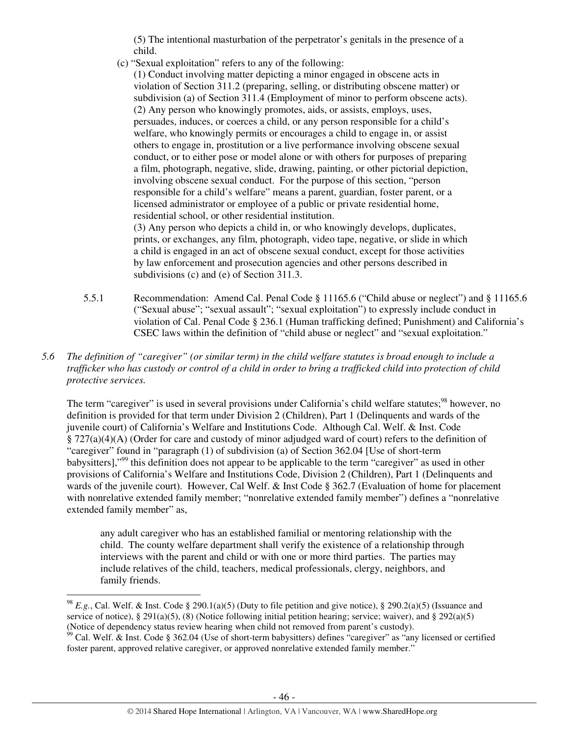(5) The intentional masturbation of the perpetrator's genitals in the presence of a child.

(c) "Sexual exploitation" refers to any of the following:

(1) Conduct involving matter depicting a minor engaged in obscene acts in violation of Section 311.2 (preparing, selling, or distributing obscene matter) or subdivision (a) of Section 311.4 (Employment of minor to perform obscene acts).

(2) Any person who knowingly promotes, aids, or assists, employs, uses, persuades, induces, or coerces a child, or any person responsible for a child's welfare, who knowingly permits or encourages a child to engage in, or assist others to engage in, prostitution or a live performance involving obscene sexual conduct, or to either pose or model alone or with others for purposes of preparing a film, photograph, negative, slide, drawing, painting, or other pictorial depiction, involving obscene sexual conduct. For the purpose of this section, "person responsible for a child's welfare" means a parent, guardian, foster parent, or a licensed administrator or employee of a public or private residential home, residential school, or other residential institution.

(3) Any person who depicts a child in, or who knowingly develops, duplicates, prints, or exchanges, any film, photograph, video tape, negative, or slide in which a child is engaged in an act of obscene sexual conduct, except for those activities by law enforcement and prosecution agencies and other persons described in subdivisions (c) and (e) of Section 311.3.

5.5.1 Recommendation: Amend Cal. Penal Code § 11165.6 ("Child abuse or neglect") and § 11165.6 ("Sexual abuse"; "sexual assault"; "sexual exploitation") to expressly include conduct in violation of Cal. Penal Code § 236.1 (Human trafficking defined; Punishment) and California's CSEC laws within the definition of "child abuse or neglect" and "sexual exploitation."

*5.6 The definition of "caregiver" (or similar term) in the child welfare statutes is broad enough to include a trafficker who has custody or control of a child in order to bring a trafficked child into protection of child protective services.*

The term "caregiver" is used in several provisions under California's child welfare statutes;[98] however, no definition is provided for that term under Division 2 (Children), Part 1 (Delinquents and wards of the juvenile court) of California's Welfare and Institutions Code. Although Cal. Welf. & Inst. Code § 727(a)(4)(A) (Order for care and custody of minor adjudged ward of court) refers to the definition of "caregiver" found in "paragraph (1) of subdivision (a) of Section 362.04 [Use of short-term babysitters],"[99] this definition does not appear to be applicable to the term "caregiver" as used in other provisions of California's Welfare and Institutions Code, Division 2 (Children), Part 1 (Delinquents and wards of the juvenile court). However, Cal Welf. & Inst Code § 362.7 (Evaluation of home for placement with nonrelative extended family member; "nonrelative extended family member") defines a "nonrelative extended family member" as,

> any adult caregiver who has an established familial or mentoring relationship with the child. The county welfare department shall verify the existence of a relationship through interviews with the parent and child or with one or more third parties. The parties may include relatives of the child, teachers, medical professionals, clergy, neighbors, and family friends.

---

[98] *E.g.*, Cal. Welf. & Inst. Code § 290.1(a)(5) (Duty to file petition and give notice), § 290.2(a)(5) (Issuance and service of notice), § 291(a)(5), (8) (Notice following initial petition hearing; service; waiver), and § 292(a)(5) (Notice of dependency status review hearing when child not removed from parent's custody).

[99] Cal. Welf. & Inst. Code § 362.04 (Use of short-term babysitters) defines "caregiver" as "any licensed or certified foster parent, approved relative caregiver, or approved nonrelative extended family member."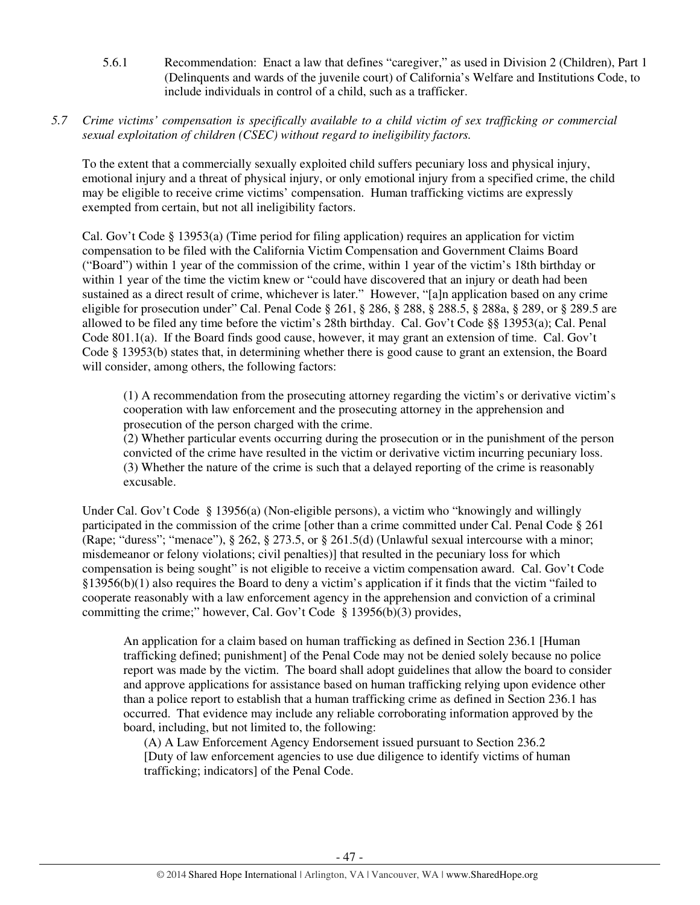5.6.1 Recommendation: Enact a law that defines "caregiver," as used in Division 2 (Children), Part 1 (Delinquents and wards of the juvenile court) of California's Welfare and Institutions Code, to include individuals in control of a child, such as a trafficker.

*5.7 Crime victims' compensation is specifically available to a child victim of sex trafficking or commercial sexual exploitation of children (CSEC) without regard to ineligibility factors.*

To the extent that a commercially sexually exploited child suffers pecuniary loss and physical injury, emotional injury and a threat of physical injury, or only emotional injury from a specified crime, the child may be eligible to receive crime victims' compensation. Human trafficking victims are expressly exempted from certain, but not all ineligibility factors.

Cal. Gov't Code § 13953(a) (Time period for filing application) requires an application for victim compensation to be filed with the California Victim Compensation and Government Claims Board ("Board") within 1 year of the commission of the crime, within 1 year of the victim's 18th birthday or within 1 year of the time the victim knew or "could have discovered that an injury or death had been sustained as a direct result of crime, whichever is later." However, "[a]n application based on any crime eligible for prosecution under" Cal. Penal Code § 261, § 286, § 288, § 288.5, § 288a, § 289, or § 289.5 are allowed to be filed any time before the victim's 28th birthday. Cal. Gov't Code §§ 13953(a); Cal. Penal Code 801.1(a). If the Board finds good cause, however, it may grant an extension of time. Cal. Gov't Code § 13953(b) states that, in determining whether there is good cause to grant an extension, the Board will consider, among others, the following factors:

> (1) A recommendation from the prosecuting attorney regarding the victim's or derivative victim's cooperation with law enforcement and the prosecuting attorney in the apprehension and prosecution of the person charged with the crime.
> (2) Whether particular events occurring during the prosecution or in the punishment of the person convicted of the crime have resulted in the victim or derivative victim incurring pecuniary loss.
> (3) Whether the nature of the crime is such that a delayed reporting of the crime is reasonably excusable.

Under Cal. Gov't Code § 13956(a) (Non-eligible persons), a victim who "knowingly and willingly participated in the commission of the crime [other than a crime committed under Cal. Penal Code § 261 (Rape; "duress"; "menace"), § 262, § 273.5, or § 261.5(d) (Unlawful sexual intercourse with a minor; misdemeanor or felony violations; civil penalties)] that resulted in the pecuniary loss for which compensation is being sought" is not eligible to receive a victim compensation award. Cal. Gov't Code §13956(b)(1) also requires the Board to deny a victim's application if it finds that the victim "failed to cooperate reasonably with a law enforcement agency in the apprehension and conviction of a criminal committing the crime;" however, Cal. Gov't Code § 13956(b)(3) provides,

> An application for a claim based on human trafficking as defined in Section 236.1 [Human trafficking defined; punishment] of the Penal Code may not be denied solely because no police report was made by the victim. The board shall adopt guidelines that allow the board to consider and approve applications for assistance based on human trafficking relying upon evidence other than a police report to establish that a human trafficking crime as defined in Section 236.1 has occurred. That evidence may include any reliable corroborating information approved by the board, including, but not limited to, the following:
>
> (A) A Law Enforcement Agency Endorsement issued pursuant to Section 236.2 [Duty of law enforcement agencies to use due diligence to identify victims of human trafficking; indicators] of the Penal Code.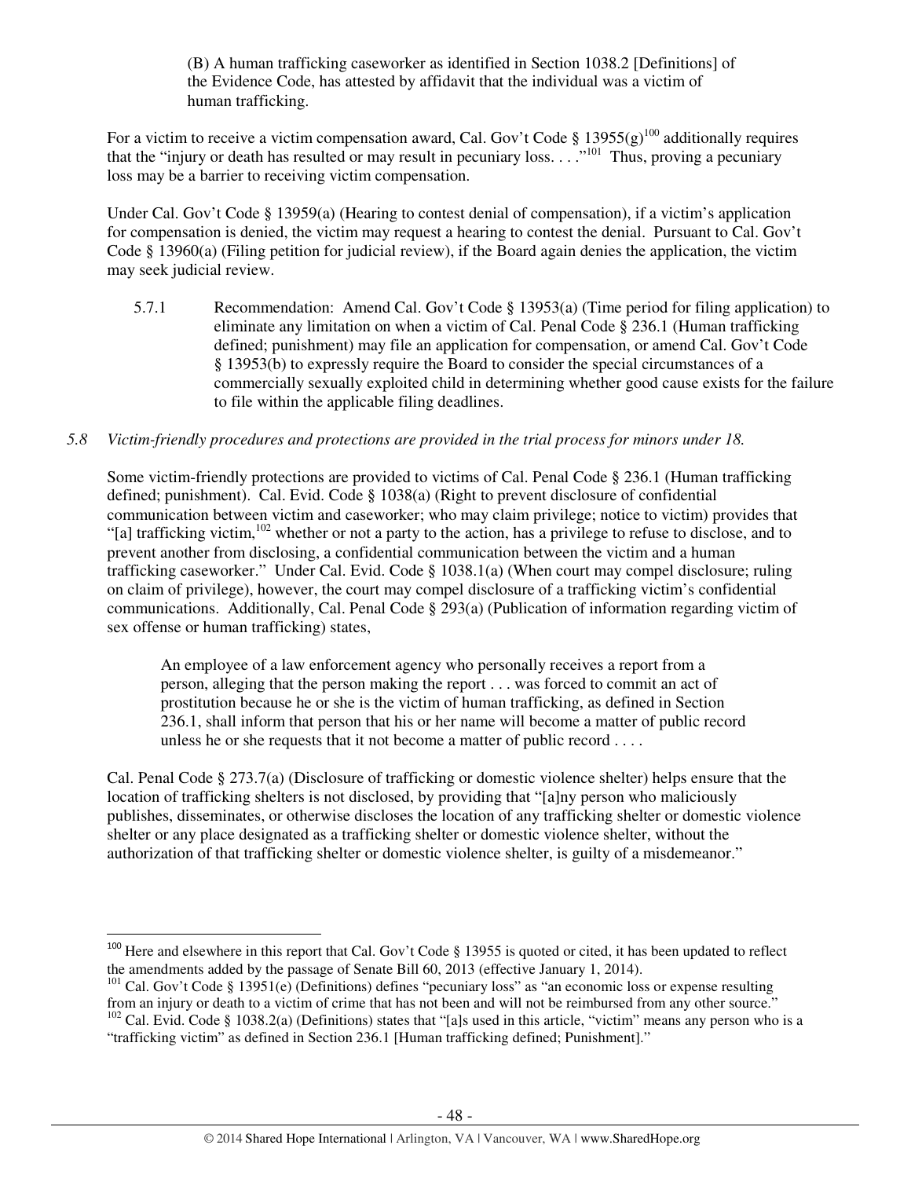(B) A human trafficking caseworker as identified in Section 1038.2 [Definitions] of the Evidence Code, has attested by affidavit that the individual was a victim of human trafficking.

For a victim to receive a victim compensation award, Cal. Gov't Code § 13955(g)[100] additionally requires that the "injury or death has resulted or may result in pecuniary loss. . . ."[101] Thus, proving a pecuniary loss may be a barrier to receiving victim compensation.

Under Cal. Gov't Code § 13959(a) (Hearing to contest denial of compensation), if a victim's application for compensation is denied, the victim may request a hearing to contest the denial. Pursuant to Cal. Gov't Code § 13960(a) (Filing petition for judicial review), if the Board again denies the application, the victim may seek judicial review.

5.7.1 Recommendation: Amend Cal. Gov't Code § 13953(a) (Time period for filing application) to eliminate any limitation on when a victim of Cal. Penal Code § 236.1 (Human trafficking defined; punishment) may file an application for compensation, or amend Cal. Gov't Code § 13953(b) to expressly require the Board to consider the special circumstances of a commercially sexually exploited child in determining whether good cause exists for the failure to file within the applicable filing deadlines.

*5.8 Victim-friendly procedures and protections are provided in the trial process for minors under 18.*

Some victim-friendly protections are provided to victims of Cal. Penal Code § 236.1 (Human trafficking defined; punishment). Cal. Evid. Code § 1038(a) (Right to prevent disclosure of confidential communication between victim and caseworker; who may claim privilege; notice to victim) provides that "[a] trafficking victim,[102] whether or not a party to the action, has a privilege to refuse to disclose, and to prevent another from disclosing, a confidential communication between the victim and a human trafficking caseworker." Under Cal. Evid. Code § 1038.1(a) (When court may compel disclosure; ruling on claim of privilege), however, the court may compel disclosure of a trafficking victim's confidential communications. Additionally, Cal. Penal Code § 293(a) (Publication of information regarding victim of sex offense or human trafficking) states,

> An employee of a law enforcement agency who personally receives a report from a person, alleging that the person making the report . . . was forced to commit an act of prostitution because he or she is the victim of human trafficking, as defined in Section 236.1, shall inform that person that his or her name will become a matter of public record unless he or she requests that it not become a matter of public record . . . .

Cal. Penal Code § 273.7(a) (Disclosure of trafficking or domestic violence shelter) helps ensure that the location of trafficking shelters is not disclosed, by providing that "[a]ny person who maliciously publishes, disseminates, or otherwise discloses the location of any trafficking shelter or domestic violence shelter or any place designated as a trafficking shelter or domestic violence shelter, without the authorization of that trafficking shelter or domestic violence shelter, is guilty of a misdemeanor."

---

[100] Here and elsewhere in this report that Cal. Gov't Code § 13955 is quoted or cited, it has been updated to reflect the amendments added by the passage of Senate Bill 60, 2013 (effective January 1, 2014).

[101] Cal. Gov't Code § 13951(e) (Definitions) defines "pecuniary loss" as "an economic loss or expense resulting from an injury or death to a victim of crime that has not been and will not be reimbursed from any other source."

[102] Cal. Evid. Code § 1038.2(a) (Definitions) states that "[a]s used in this article, "victim" means any person who is a "trafficking victim" as defined in Section 236.1 [Human trafficking defined; Punishment]."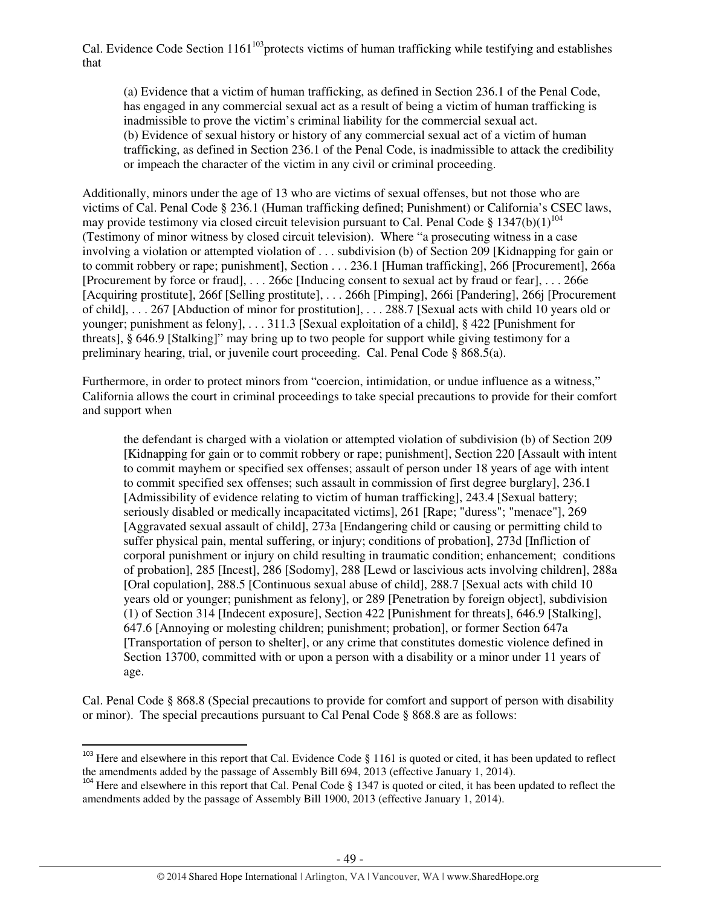Cal. Evidence Code Section 1161[103] protects victims of human trafficking while testifying and establishes that

> (a) Evidence that a victim of human trafficking, as defined in Section 236.1 of the Penal Code, has engaged in any commercial sexual act as a result of being a victim of human trafficking is inadmissible to prove the victim's criminal liability for the commercial sexual act.
> (b) Evidence of sexual history or history of any commercial sexual act of a victim of human trafficking, as defined in Section 236.1 of the Penal Code, is inadmissible to attack the credibility or impeach the character of the victim in any civil or criminal proceeding.

Additionally, minors under the age of 13 who are victims of sexual offenses, but not those who are victims of Cal. Penal Code § 236.1 (Human trafficking defined; Punishment) or California's CSEC laws, may provide testimony via closed circuit television pursuant to Cal. Penal Code § 1347(b)(1)[104] (Testimony of minor witness by closed circuit television). Where "a prosecuting witness in a case involving a violation or attempted violation of . . . subdivision (b) of Section 209 [Kidnapping for gain or to commit robbery or rape; punishment], Section . . . 236.1 [Human trafficking], 266 [Procurement], 266a [Procurement by force or fraud], . . . 266c [Inducing consent to sexual act by fraud or fear], . . . 266e [Acquiring prostitute], 266f [Selling prostitute], . . . 266h [Pimping], 266i [Pandering], 266j [Procurement of child], . . . 267 [Abduction of minor for prostitution], . . . 288.7 [Sexual acts with child 10 years old or younger; punishment as felony], . . . 311.3 [Sexual exploitation of a child], § 422 [Punishment for threats], § 646.9 [Stalking]" may bring up to two people for support while giving testimony for a preliminary hearing, trial, or juvenile court proceeding. Cal. Penal Code § 868.5(a).

Furthermore, in order to protect minors from "coercion, intimidation, or undue influence as a witness," California allows the court in criminal proceedings to take special precautions to provide for their comfort and support when

> the defendant is charged with a violation or attempted violation of subdivision (b) of Section 209 [Kidnapping for gain or to commit robbery or rape; punishment], Section 220 [Assault with intent to commit mayhem or specified sex offenses; assault of person under 18 years of age with intent to commit specified sex offenses; such assault in commission of first degree burglary], 236.1 [Admissibility of evidence relating to victim of human trafficking], 243.4 [Sexual battery; seriously disabled or medically incapacitated victims], 261 [Rape; "duress"; "menace"], 269 [Aggravated sexual assault of child], 273a [Endangering child or causing or permitting child to suffer physical pain, mental suffering, or injury; conditions of probation], 273d [Infliction of corporal punishment or injury on child resulting in traumatic condition; enhancement; conditions of probation], 285 [Incest], 286 [Sodomy], 288 [Lewd or lascivious acts involving children], 288a [Oral copulation], 288.5 [Continuous sexual abuse of child], 288.7 [Sexual acts with child 10 years old or younger; punishment as felony], or 289 [Penetration by foreign object], subdivision (1) of Section 314 [Indecent exposure], Section 422 [Punishment for threats], 646.9 [Stalking], 647.6 [Annoying or molesting children; punishment; probation], or former Section 647a [Transportation of person to shelter], or any crime that constitutes domestic violence defined in Section 13700, committed with or upon a person with a disability or a minor under 11 years of age.

Cal. Penal Code § 868.8 (Special precautions to provide for comfort and support of person with disability or minor). The special precautions pursuant to Cal Penal Code § 868.8 are as follows:

---

[103] Here and elsewhere in this report that Cal. Evidence Code § 1161 is quoted or cited, it has been updated to reflect the amendments added by the passage of Assembly Bill 694, 2013 (effective January 1, 2014).

[104] Here and elsewhere in this report that Cal. Penal Code § 1347 is quoted or cited, it has been updated to reflect the amendments added by the passage of Assembly Bill 1900, 2013 (effective January 1, 2014).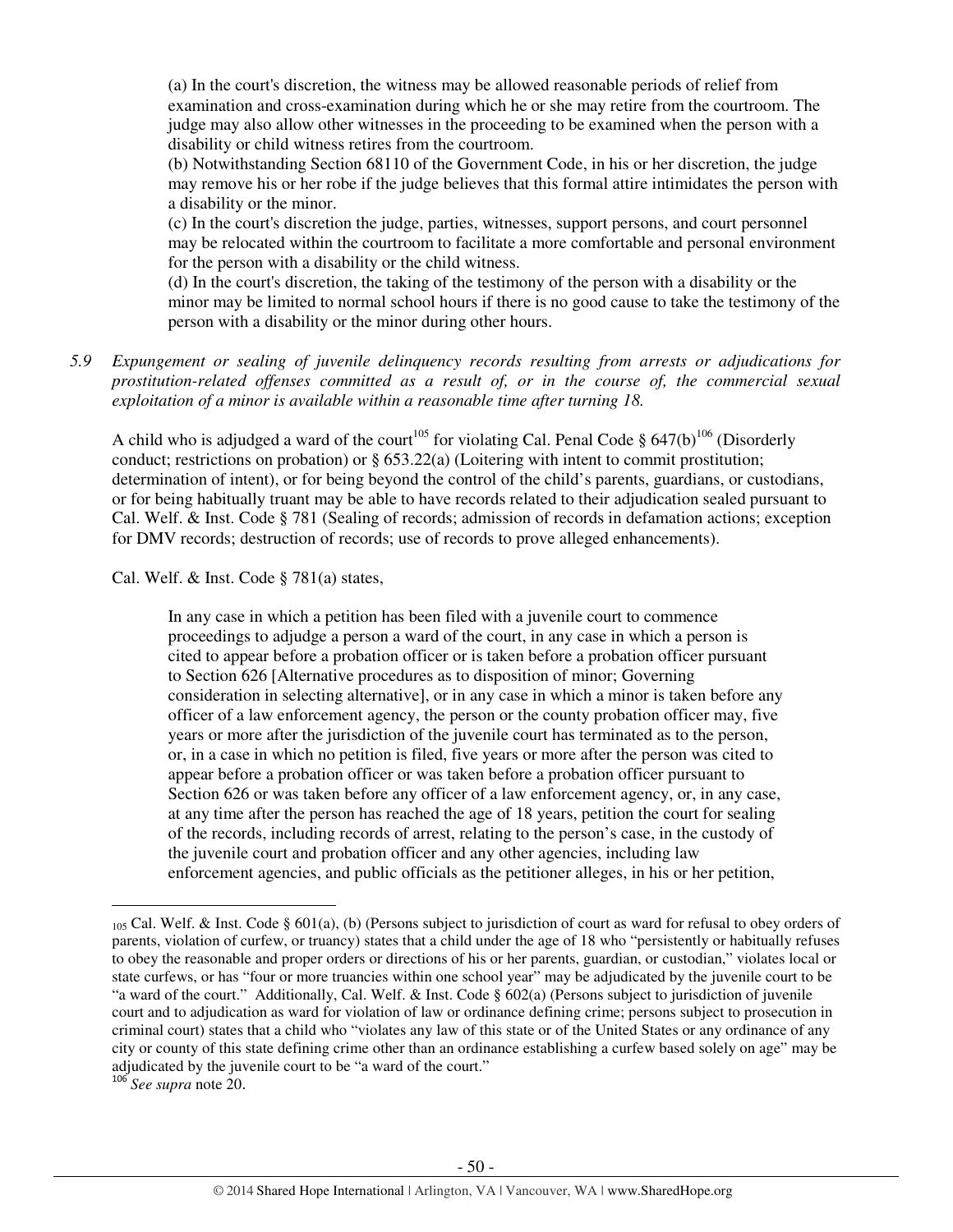(a) In the court's discretion, the witness may be allowed reasonable periods of relief from examination and cross-examination during which he or she may retire from the courtroom. The judge may also allow other witnesses in the proceeding to be examined when the person with a disability or child witness retires from the courtroom.
(b) Notwithstanding Section 68110 of the Government Code, in his or her discretion, the judge may remove his or her robe if the judge believes that this formal attire intimidates the person with a disability or the minor.
(c) In the court's discretion the judge, parties, witnesses, support persons, and court personnel may be relocated within the courtroom to facilitate a more comfortable and personal environment for the person with a disability or the child witness.
(d) In the court's discretion, the taking of the testimony of the person with a disability or the minor may be limited to normal school hours if there is no good cause to take the testimony of the person with a disability or the minor during other hours.

*5.9 Expungement or sealing of juvenile delinquency records resulting from arrests or adjudications for prostitution-related offenses committed as a result of, or in the course of, the commercial sexual exploitation of a minor is available within a reasonable time after turning 18.*

A child who is adjudged a ward of the court[105] for violating Cal. Penal Code § 647(b)[106] (Disorderly conduct; restrictions on probation) or § 653.22(a) (Loitering with intent to commit prostitution; determination of intent), or for being beyond the control of the child's parents, guardians, or custodians, or for being habitually truant may be able to have records related to their adjudication sealed pursuant to Cal. Welf. & Inst. Code § 781 (Sealing of records; admission of records in defamation actions; exception for DMV records; destruction of records; use of records to prove alleged enhancements).

Cal. Welf. & Inst. Code § 781(a) states,

> In any case in which a petition has been filed with a juvenile court to commence proceedings to adjudge a person a ward of the court, in any case in which a person is cited to appear before a probation officer or is taken before a probation officer pursuant to Section 626 [Alternative procedures as to disposition of minor; Governing consideration in selecting alternative], or in any case in which a minor is taken before any officer of a law enforcement agency, the person or the county probation officer may, five years or more after the jurisdiction of the juvenile court has terminated as to the person, or, in a case in which no petition is filed, five years or more after the person was cited to appear before a probation officer or was taken before a probation officer pursuant to Section 626 or was taken before any officer of a law enforcement agency, or, in any case, at any time after the person has reached the age of 18 years, petition the court for sealing of the records, including records of arrest, relating to the person's case, in the custody of the juvenile court and probation officer and any other agencies, including law enforcement agencies, and public officials as the petitioner alleges, in his or her petition,

---

[105] Cal. Welf. & Inst. Code § 601(a), (b) (Persons subject to jurisdiction of court as ward for refusal to obey orders of parents, violation of curfew, or truancy) states that a child under the age of 18 who "persistently or habitually refuses to obey the reasonable and proper orders or directions of his or her parents, guardian, or custodian," violates local or state curfews, or has "four or more truancies within one school year" may be adjudicated by the juvenile court to be "a ward of the court." Additionally, Cal. Welf. & Inst. Code § 602(a) (Persons subject to jurisdiction of juvenile court and to adjudication as ward for violation of law or ordinance defining crime; persons subject to prosecution in criminal court) states that a child who "violates any law of this state or of the United States or any ordinance of any city or county of this state defining crime other than an ordinance establishing a curfew based solely on age" may be adjudicated by the juvenile court to be "a ward of the court."

[106] *See supra* note 20.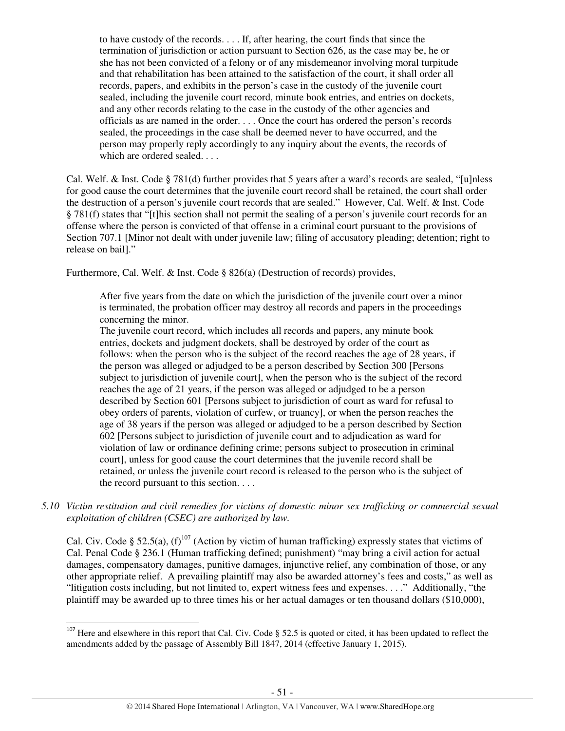> to have custody of the records. . . . If, after hearing, the court finds that since the termination of jurisdiction or action pursuant to Section 626, as the case may be, he or she has not been convicted of a felony or of any misdemeanor involving moral turpitude and that rehabilitation has been attained to the satisfaction of the court, it shall order all records, papers, and exhibits in the person's case in the custody of the juvenile court sealed, including the juvenile court record, minute book entries, and entries on dockets, and any other records relating to the case in the custody of the other agencies and officials as are named in the order. . . . Once the court has ordered the person's records sealed, the proceedings in the case shall be deemed never to have occurred, and the person may properly reply accordingly to any inquiry about the events, the records of which are ordered sealed. . . .

Cal. Welf. & Inst. Code § 781(d) further provides that 5 years after a ward's records are sealed, "[u]nless for good cause the court determines that the juvenile court record shall be retained, the court shall order the destruction of a person's juvenile court records that are sealed." However, Cal. Welf. & Inst. Code § 781(f) states that "[t]his section shall not permit the sealing of a person's juvenile court records for an offense where the person is convicted of that offense in a criminal court pursuant to the provisions of Section 707.1 [Minor not dealt with under juvenile law; filing of accusatory pleading; detention; right to release on bail]."

Furthermore, Cal. Welf. & Inst. Code § 826(a) (Destruction of records) provides,

> After five years from the date on which the jurisdiction of the juvenile court over a minor is terminated, the probation officer may destroy all records and papers in the proceedings concerning the minor.
>
> The juvenile court record, which includes all records and papers, any minute book entries, dockets and judgment dockets, shall be destroyed by order of the court as follows: when the person who is the subject of the record reaches the age of 28 years, if the person was alleged or adjudged to be a person described by Section 300 [Persons subject to jurisdiction of juvenile court], when the person who is the subject of the record reaches the age of 21 years, if the person was alleged or adjudged to be a person described by Section 601 [Persons subject to jurisdiction of court as ward for refusal to obey orders of parents, violation of curfew, or truancy], or when the person reaches the age of 38 years if the person was alleged or adjudged to be a person described by Section 602 [Persons subject to jurisdiction of juvenile court and to adjudication as ward for violation of law or ordinance defining crime; persons subject to prosecution in criminal court], unless for good cause the court determines that the juvenile record shall be retained, or unless the juvenile court record is released to the person who is the subject of the record pursuant to this section. . . .

*5.10 Victim restitution and civil remedies for victims of domestic minor sex trafficking or commercial sexual exploitation of children (CSEC) are authorized by law.*

Cal. Civ. Code § 52.5(a), (f)[107] (Action by victim of human trafficking) expressly states that victims of Cal. Penal Code § 236.1 (Human trafficking defined; punishment) "may bring a civil action for actual damages, compensatory damages, punitive damages, injunctive relief, any combination of those, or any other appropriate relief. A prevailing plaintiff may also be awarded attorney's fees and costs," as well as "litigation costs including, but not limited to, expert witness fees and expenses. . . ." Additionally, "the plaintiff may be awarded up to three times his or her actual damages or ten thousand dollars ($10,000),

[107] Here and elsewhere in this report that Cal. Civ. Code § 52.5 is quoted or cited, it has been updated to reflect the amendments added by the passage of Assembly Bill 1847, 2014 (effective January 1, 2015).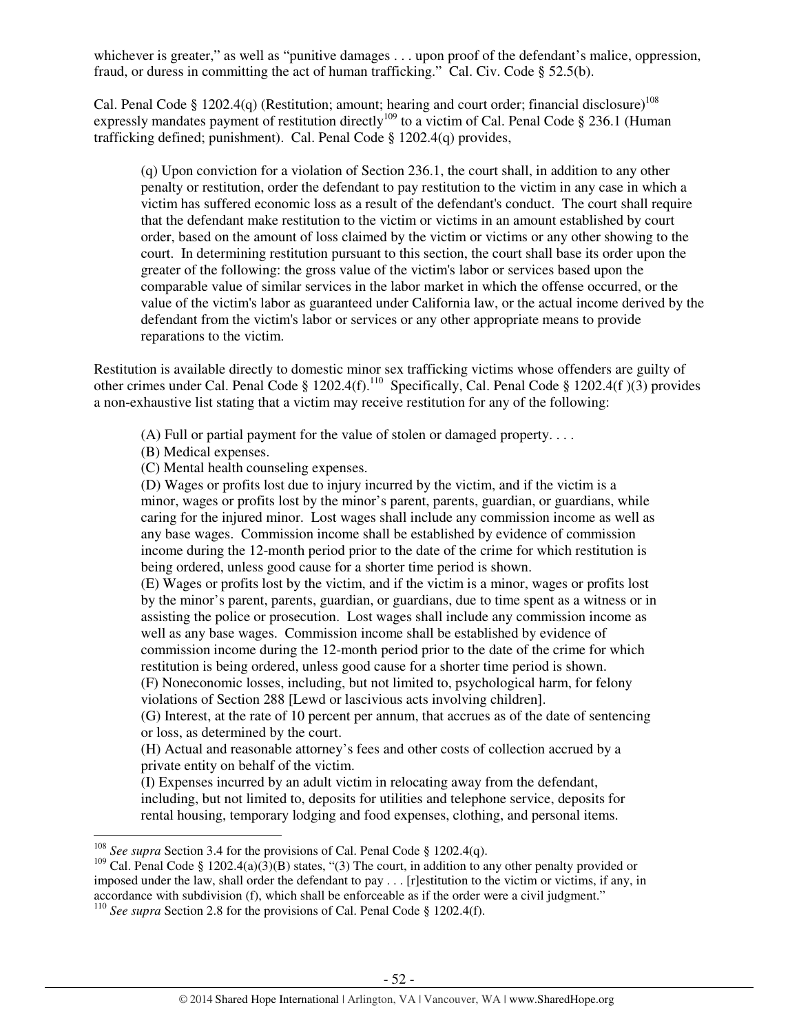whichever is greater," as well as "punitive damages . . . upon proof of the defendant's malice, oppression, fraud, or duress in committing the act of human trafficking." Cal. Civ. Code § 52.5(b).

Cal. Penal Code § 1202.4(q) (Restitution; amount; hearing and court order; financial disclosure)[108] expressly mandates payment of restitution directly[109] to a victim of Cal. Penal Code § 236.1 (Human trafficking defined; punishment). Cal. Penal Code § 1202.4(q) provides,

> (q) Upon conviction for a violation of Section 236.1, the court shall, in addition to any other penalty or restitution, order the defendant to pay restitution to the victim in any case in which a victim has suffered economic loss as a result of the defendant's conduct. The court shall require that the defendant make restitution to the victim or victims in an amount established by court order, based on the amount of loss claimed by the victim or victims or any other showing to the court. In determining restitution pursuant to this section, the court shall base its order upon the greater of the following: the gross value of the victim's labor or services based upon the comparable value of similar services in the labor market in which the offense occurred, or the value of the victim's labor as guaranteed under California law, or the actual income derived by the defendant from the victim's labor or services or any other appropriate means to provide reparations to the victim.

Restitution is available directly to domestic minor sex trafficking victims whose offenders are guilty of other crimes under Cal. Penal Code § 1202.4(f).[110] Specifically, Cal. Penal Code § 1202.4(f )(3) provides a non-exhaustive list stating that a victim may receive restitution for any of the following:

> (A) Full or partial payment for the value of stolen or damaged property. . . .
> (B) Medical expenses.
> (C) Mental health counseling expenses.
> (D) Wages or profits lost due to injury incurred by the victim, and if the victim is a minor, wages or profits lost by the minor's parent, parents, guardian, or guardians, while caring for the injured minor. Lost wages shall include any commission income as well as any base wages. Commission income shall be established by evidence of commission income during the 12-month period prior to the date of the crime for which restitution is being ordered, unless good cause for a shorter time period is shown.
> (E) Wages or profits lost by the victim, and if the victim is a minor, wages or profits lost by the minor's parent, parents, guardian, or guardians, due to time spent as a witness or in assisting the police or prosecution. Lost wages shall include any commission income as well as any base wages. Commission income shall be established by evidence of commission income during the 12-month period prior to the date of the crime for which restitution is being ordered, unless good cause for a shorter time period is shown.
> (F) Noneconomic losses, including, but not limited to, psychological harm, for felony violations of Section 288 [Lewd or lascivious acts involving children].
> (G) Interest, at the rate of 10 percent per annum, that accrues as of the date of sentencing or loss, as determined by the court.
> (H) Actual and reasonable attorney's fees and other costs of collection accrued by a private entity on behalf of the victim.
> (I) Expenses incurred by an adult victim in relocating away from the defendant, including, but not limited to, deposits for utilities and telephone service, deposits for rental housing, temporary lodging and food expenses, clothing, and personal items.

---

[108] *See supra* Section 3.4 for the provisions of Cal. Penal Code § 1202.4(q).

[109] Cal. Penal Code § 1202.4(a)(3)(B) states, "(3) The court, in addition to any other penalty provided or imposed under the law, shall order the defendant to pay . . . [r]estitution to the victim or victims, if any, in accordance with subdivision (f), which shall be enforceable as if the order were a civil judgment."

[110] *See supra* Section 2.8 for the provisions of Cal. Penal Code § 1202.4(f).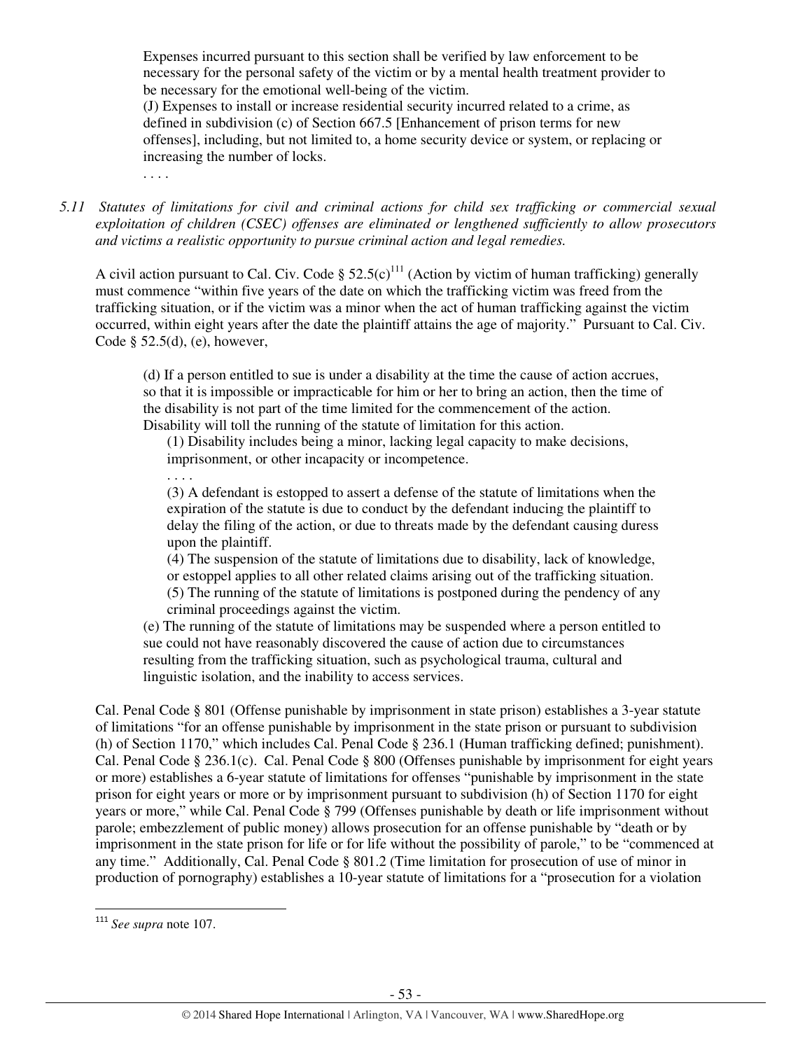> Expenses incurred pursuant to this section shall be verified by law enforcement to be necessary for the personal safety of the victim or by a mental health treatment provider to be necessary for the emotional well-being of the victim.
>
> (J) Expenses to install or increase residential security incurred related to a crime, as defined in subdivision (c) of Section 667.5 [Enhancement of prison terms for new offenses], including, but not limited to, a home security device or system, or replacing or increasing the number of locks.
>
> . . . .

*5.11 Statutes of limitations for civil and criminal actions for child sex trafficking or commercial sexual exploitation of children (CSEC) offenses are eliminated or lengthened sufficiently to allow prosecutors and victims a realistic opportunity to pursue criminal action and legal remedies.*

A civil action pursuant to Cal. Civ. Code § 52.5(c)[111] (Action by victim of human trafficking) generally must commence "within five years of the date on which the trafficking victim was freed from the trafficking situation, or if the victim was a minor when the act of human trafficking against the victim occurred, within eight years after the date the plaintiff attains the age of majority." Pursuant to Cal. Civ. Code § 52.5(d), (e), however,

> (d) If a person entitled to sue is under a disability at the time the cause of action accrues, so that it is impossible or impracticable for him or her to bring an action, then the time of the disability is not part of the time limited for the commencement of the action. Disability will toll the running of the statute of limitation for this action.
>
> > (1) Disability includes being a minor, lacking legal capacity to make decisions, imprisonment, or other incapacity or incompetence.
> >
> > . . . .
> >
> > (3) A defendant is estopped to assert a defense of the statute of limitations when the expiration of the statute is due to conduct by the defendant inducing the plaintiff to delay the filing of the action, or due to threats made by the defendant causing duress upon the plaintiff.
> >
> > (4) The suspension of the statute of limitations due to disability, lack of knowledge, or estoppel applies to all other related claims arising out of the trafficking situation.
> >
> > (5) The running of the statute of limitations is postponed during the pendency of any criminal proceedings against the victim.
>
> (e) The running of the statute of limitations may be suspended where a person entitled to sue could not have reasonably discovered the cause of action due to circumstances resulting from the trafficking situation, such as psychological trauma, cultural and linguistic isolation, and the inability to access services.

Cal. Penal Code § 801 (Offense punishable by imprisonment in state prison) establishes a 3-year statute of limitations "for an offense punishable by imprisonment in the state prison or pursuant to subdivision (h) of Section 1170," which includes Cal. Penal Code § 236.1 (Human trafficking defined; punishment). Cal. Penal Code § 236.1(c). Cal. Penal Code § 800 (Offenses punishable by imprisonment for eight years or more) establishes a 6-year statute of limitations for offenses "punishable by imprisonment in the state prison for eight years or more or by imprisonment pursuant to subdivision (h) of Section 1170 for eight years or more," while Cal. Penal Code § 799 (Offenses punishable by death or life imprisonment without parole; embezzlement of public money) allows prosecution for an offense punishable by "death or by imprisonment in the state prison for life or for life without the possibility of parole," to be "commenced at any time." Additionally, Cal. Penal Code § 801.2 (Time limitation for prosecution of use of minor in production of pornography) establishes a 10-year statute of limitations for a "prosecution for a violation

[111] *See supra* note 107.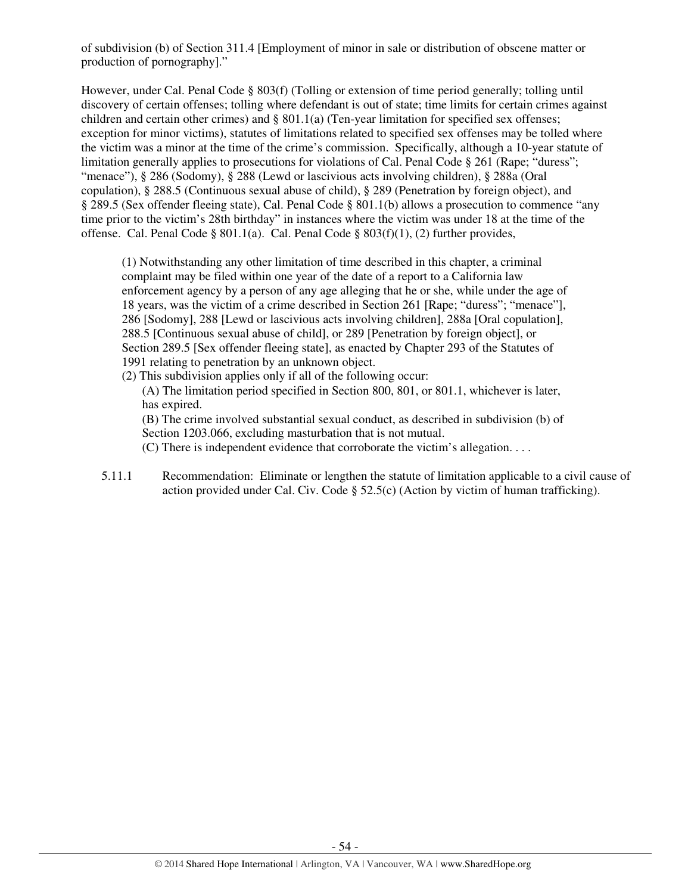of subdivision (b) of Section 311.4 [Employment of minor in sale or distribution of obscene matter or production of pornography]."

However, under Cal. Penal Code § 803(f) (Tolling or extension of time period generally; tolling until discovery of certain offenses; tolling where defendant is out of state; time limits for certain crimes against children and certain other crimes) and § 801.1(a) (Ten-year limitation for specified sex offenses; exception for minor victims), statutes of limitations related to specified sex offenses may be tolled where the victim was a minor at the time of the crime's commission. Specifically, although a 10-year statute of limitation generally applies to prosecutions for violations of Cal. Penal Code § 261 (Rape; "duress"; "menace"), § 286 (Sodomy), § 288 (Lewd or lascivious acts involving children), § 288a (Oral copulation), § 288.5 (Continuous sexual abuse of child), § 289 (Penetration by foreign object), and § 289.5 (Sex offender fleeing state), Cal. Penal Code § 801.1(b) allows a prosecution to commence "any time prior to the victim's 28th birthday" in instances where the victim was under 18 at the time of the offense. Cal. Penal Code § 801.1(a). Cal. Penal Code § 803(f)(1), (2) further provides,

> (1) Notwithstanding any other limitation of time described in this chapter, a criminal complaint may be filed within one year of the date of a report to a California law enforcement agency by a person of any age alleging that he or she, while under the age of 18 years, was the victim of a crime described in Section 261 [Rape; "duress"; "menace"], 286 [Sodomy], 288 [Lewd or lascivious acts involving children], 288a [Oral copulation], 288.5 [Continuous sexual abuse of child], or 289 [Penetration by foreign object], or Section 289.5 [Sex offender fleeing state], as enacted by Chapter 293 of the Statutes of 1991 relating to penetration by an unknown object.
>
> (2) This subdivision applies only if all of the following occur:
>
> (A) The limitation period specified in Section 800, 801, or 801.1, whichever is later, has expired.
>
> (B) The crime involved substantial sexual conduct, as described in subdivision (b) of Section 1203.066, excluding masturbation that is not mutual.
>
> (C) There is independent evidence that corroborate the victim's allegation. . . .

5.11.1 Recommendation: Eliminate or lengthen the statute of limitation applicable to a civil cause of action provided under Cal. Civ. Code § 52.5(c) (Action by victim of human trafficking).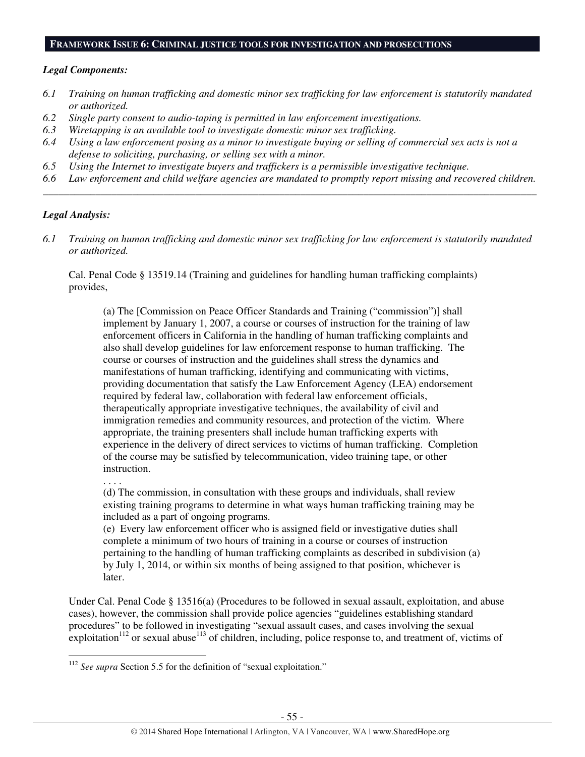## FRAMEWORK ISSUE 6: CRIMINAL JUSTICE TOOLS FOR INVESTIGATION AND PROSECUTIONS

***Legal Components:***

*6.1 Training on human trafficking and domestic minor sex trafficking for law enforcement is statutorily mandated or authorized.*
*6.2 Single party consent to audio-taping is permitted in law enforcement investigations.*
*6.3 Wiretapping is an available tool to investigate domestic minor sex trafficking.*
*6.4 Using a law enforcement posing as a minor to investigate buying or selling of commercial sex acts is not a defense to soliciting, purchasing, or selling sex with a minor.*
*6.5 Using the Internet to investigate buyers and traffickers is a permissible investigative technique.*
*6.6 Law enforcement and child welfare agencies are mandated to promptly report missing and recovered children.*

---

***Legal Analysis:***

*6.1 Training on human trafficking and domestic minor sex trafficking for law enforcement is statutorily mandated or authorized.*

Cal. Penal Code § 13519.14 (Training and guidelines for handling human trafficking complaints) provides,

> (a) The [Commission on Peace Officer Standards and Training ("commission")] shall implement by January 1, 2007, a course or courses of instruction for the training of law enforcement officers in California in the handling of human trafficking complaints and also shall develop guidelines for law enforcement response to human trafficking. The course or courses of instruction and the guidelines shall stress the dynamics and manifestations of human trafficking, identifying and communicating with victims, providing documentation that satisfy the Law Enforcement Agency (LEA) endorsement required by federal law, collaboration with federal law enforcement officials, therapeutically appropriate investigative techniques, the availability of civil and immigration remedies and community resources, and protection of the victim. Where appropriate, the training presenters shall include human trafficking experts with experience in the delivery of direct services to victims of human trafficking. Completion of the course may be satisfied by telecommunication, video training tape, or other instruction.
>
> . . . .
>
> (d) The commission, in consultation with these groups and individuals, shall review existing training programs to determine in what ways human trafficking training may be included as a part of ongoing programs.
>
> (e) Every law enforcement officer who is assigned field or investigative duties shall complete a minimum of two hours of training in a course or courses of instruction pertaining to the handling of human trafficking complaints as described in subdivision (a) by July 1, 2014, or within six months of being assigned to that position, whichever is later.

Under Cal. Penal Code § 13516(a) (Procedures to be followed in sexual assault, exploitation, and abuse cases), however, the commission shall provide police agencies "guidelines establishing standard procedures" to be followed in investigating "sexual assault cases, and cases involving the sexual exploitation[112] or sexual abuse[113] of children, including, police response to, and treatment of, victims of

---

[112] *See supra* Section 5.5 for the definition of "sexual exploitation."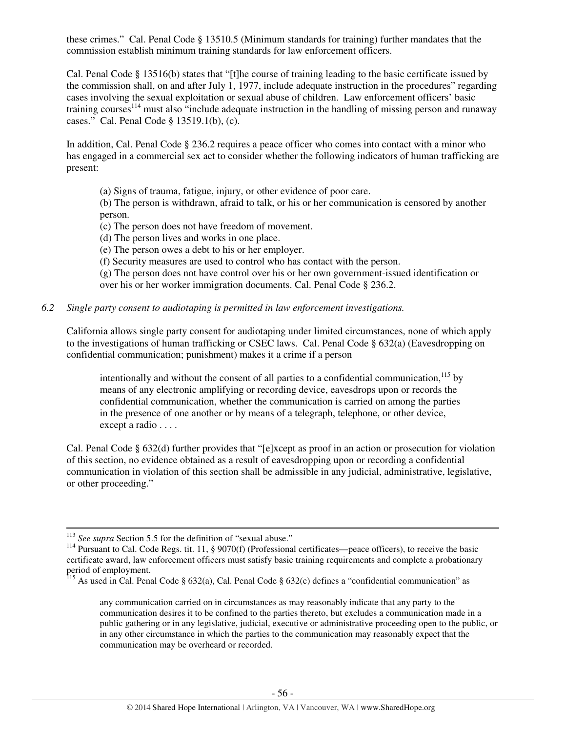these crimes." Cal. Penal Code § 13510.5 (Minimum standards for training) further mandates that the commission establish minimum training standards for law enforcement officers.

Cal. Penal Code § 13516(b) states that "[t]he course of training leading to the basic certificate issued by the commission shall, on and after July 1, 1977, include adequate instruction in the procedures" regarding cases involving the sexual exploitation or sexual abuse of children. Law enforcement officers' basic training courses[114] must also "include adequate instruction in the handling of missing person and runaway cases." Cal. Penal Code § 13519.1(b), (c).

In addition, Cal. Penal Code § 236.2 requires a peace officer who comes into contact with a minor who has engaged in a commercial sex act to consider whether the following indicators of human trafficking are present:

> (a) Signs of trauma, fatigue, injury, or other evidence of poor care.
> (b) The person is withdrawn, afraid to talk, or his or her communication is censored by another person.
> (c) The person does not have freedom of movement.
> (d) The person lives and works in one place.
> (e) The person owes a debt to his or her employer.
> (f) Security measures are used to control who has contact with the person.
> (g) The person does not have control over his or her own government-issued identification or over his or her worker immigration documents. Cal. Penal Code § 236.2.

*6.2 Single party consent to audiotaping is permitted in law enforcement investigations.*

California allows single party consent for audiotaping under limited circumstances, none of which apply to the investigations of human trafficking or CSEC laws. Cal. Penal Code § 632(a) (Eavesdropping on confidential communication; punishment) makes it a crime if a person

> intentionally and without the consent of all parties to a confidential communication,[115] by means of any electronic amplifying or recording device, eavesdrops upon or records the confidential communication, whether the communication is carried on among the parties in the presence of one another or by means of a telegraph, telephone, or other device, except a radio . . . .

Cal. Penal Code § 632(d) further provides that "[e]xcept as proof in an action or prosecution for violation of this section, no evidence obtained as a result of eavesdropping upon or recording a confidential communication in violation of this section shall be admissible in any judicial, administrative, legislative, or other proceeding."

---

[113] *See supra* Section 5.5 for the definition of "sexual abuse."

[114] Pursuant to Cal. Code Regs. tit. 11, § 9070(f) (Professional certificates—peace officers), to receive the basic certificate award, law enforcement officers must satisfy basic training requirements and complete a probationary period of employment.

[115] As used in Cal. Penal Code § 632(a), Cal. Penal Code § 632(c) defines a "confidential communication" as

> any communication carried on in circumstances as may reasonably indicate that any party to the communication desires it to be confined to the parties thereto, but excludes a communication made in a public gathering or in any legislative, judicial, executive or administrative proceeding open to the public, or in any other circumstance in which the parties to the communication may reasonably expect that the communication may be overheard or recorded.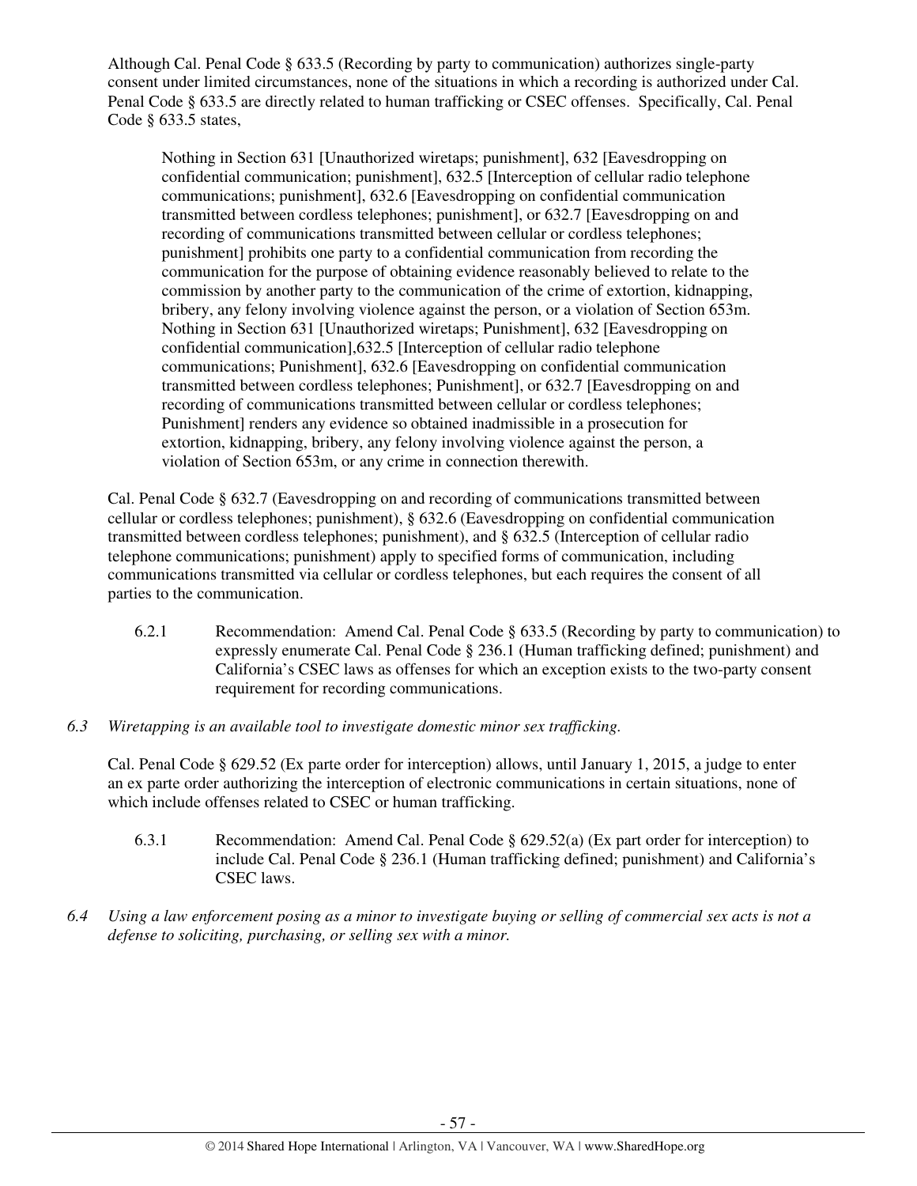Although Cal. Penal Code § 633.5 (Recording by party to communication) authorizes single-party consent under limited circumstances, none of the situations in which a recording is authorized under Cal. Penal Code § 633.5 are directly related to human trafficking or CSEC offenses. Specifically, Cal. Penal Code § 633.5 states,

> Nothing in Section 631 [Unauthorized wiretaps; punishment], 632 [Eavesdropping on confidential communication; punishment], 632.5 [Interception of cellular radio telephone communications; punishment], 632.6 [Eavesdropping on confidential communication transmitted between cordless telephones; punishment], or 632.7 [Eavesdropping on and recording of communications transmitted between cellular or cordless telephones; punishment] prohibits one party to a confidential communication from recording the communication for the purpose of obtaining evidence reasonably believed to relate to the commission by another party to the communication of the crime of extortion, kidnapping, bribery, any felony involving violence against the person, or a violation of Section 653m. Nothing in Section 631 [Unauthorized wiretaps; Punishment], 632 [Eavesdropping on confidential communication],632.5 [Interception of cellular radio telephone communications; Punishment], 632.6 [Eavesdropping on confidential communication transmitted between cordless telephones; Punishment], or 632.7 [Eavesdropping on and recording of communications transmitted between cellular or cordless telephones; Punishment] renders any evidence so obtained inadmissible in a prosecution for extortion, kidnapping, bribery, any felony involving violence against the person, a violation of Section 653m, or any crime in connection therewith.

Cal. Penal Code § 632.7 (Eavesdropping on and recording of communications transmitted between cellular or cordless telephones; punishment), § 632.6 (Eavesdropping on confidential communication transmitted between cordless telephones; punishment), and § 632.5 (Interception of cellular radio telephone communications; punishment) apply to specified forms of communication, including communications transmitted via cellular or cordless telephones, but each requires the consent of all parties to the communication.

6.2.1 Recommendation: Amend Cal. Penal Code § 633.5 (Recording by party to communication) to expressly enumerate Cal. Penal Code § 236.1 (Human trafficking defined; punishment) and California's CSEC laws as offenses for which an exception exists to the two-party consent requirement for recording communications.

*6.3 Wiretapping is an available tool to investigate domestic minor sex trafficking.*

Cal. Penal Code § 629.52 (Ex parte order for interception) allows, until January 1, 2015, a judge to enter an ex parte order authorizing the interception of electronic communications in certain situations, none of which include offenses related to CSEC or human trafficking.

6.3.1 Recommendation: Amend Cal. Penal Code § 629.52(a) (Ex part order for interception) to include Cal. Penal Code § 236.1 (Human trafficking defined; punishment) and California's CSEC laws.

*6.4 Using a law enforcement posing as a minor to investigate buying or selling of commercial sex acts is not a defense to soliciting, purchasing, or selling sex with a minor.*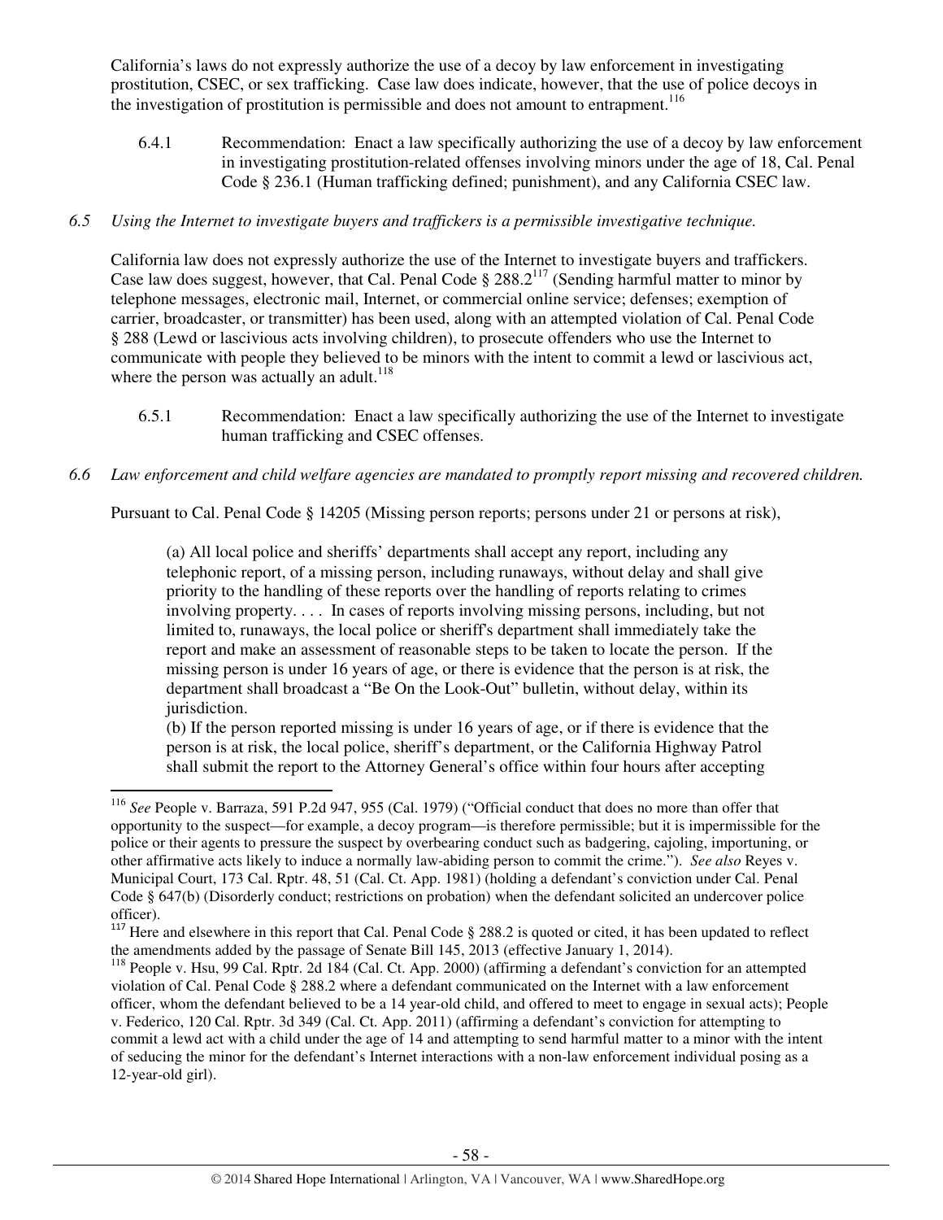California's laws do not expressly authorize the use of a decoy by law enforcement in investigating prostitution, CSEC, or sex trafficking. Case law does indicate, however, that the use of police decoys in the investigation of prostitution is permissible and does not amount to entrapment.[116]

6.4.1 Recommendation: Enact a law specifically authorizing the use of a decoy by law enforcement in investigating prostitution-related offenses involving minors under the age of 18, Cal. Penal Code § 236.1 (Human trafficking defined; punishment), and any California CSEC law.

*6.5 Using the Internet to investigate buyers and traffickers is a permissible investigative technique.*

California law does not expressly authorize the use of the Internet to investigate buyers and traffickers. Case law does suggest, however, that Cal. Penal Code § 288.2[117] (Sending harmful matter to minor by telephone messages, electronic mail, Internet, or commercial online service; defenses; exemption of carrier, broadcaster, or transmitter) has been used, along with an attempted violation of Cal. Penal Code § 288 (Lewd or lascivious acts involving children), to prosecute offenders who use the Internet to communicate with people they believed to be minors with the intent to commit a lewd or lascivious act, where the person was actually an adult.[118]

6.5.1 Recommendation: Enact a law specifically authorizing the use of the Internet to investigate human trafficking and CSEC offenses.

*6.6 Law enforcement and child welfare agencies are mandated to promptly report missing and recovered children.*

Pursuant to Cal. Penal Code § 14205 (Missing person reports; persons under 21 or persons at risk),

> (a) All local police and sheriffs' departments shall accept any report, including any telephonic report, of a missing person, including runaways, without delay and shall give priority to the handling of these reports over the handling of reports relating to crimes involving property. . . . In cases of reports involving missing persons, including, but not limited to, runaways, the local police or sheriff's department shall immediately take the report and make an assessment of reasonable steps to be taken to locate the person. If the missing person is under 16 years of age, or there is evidence that the person is at risk, the department shall broadcast a "Be On the Look-Out" bulletin, without delay, within its jurisdiction.
> (b) If the person reported missing is under 16 years of age, or if there is evidence that the person is at risk, the local police, sheriff's department, or the California Highway Patrol shall submit the report to the Attorney General's office within four hours after accepting

---

[116] *See* People v. Barraza, 591 P.2d 947, 955 (Cal. 1979) ("Official conduct that does no more than offer that opportunity to the suspect—for example, a decoy program—is therefore permissible; but it is impermissible for the police or their agents to pressure the suspect by overbearing conduct such as badgering, cajoling, importuning, or other affirmative acts likely to induce a normally law-abiding person to commit the crime."). *See also* Reyes v. Municipal Court, 173 Cal. Rptr. 48, 51 (Cal. Ct. App. 1981) (holding a defendant's conviction under Cal. Penal Code § 647(b) (Disorderly conduct; restrictions on probation) when the defendant solicited an undercover police officer).

[117] Here and elsewhere in this report that Cal. Penal Code § 288.2 is quoted or cited, it has been updated to reflect the amendments added by the passage of Senate Bill 145, 2013 (effective January 1, 2014).

[118] People v. Hsu, 99 Cal. Rptr. 2d 184 (Cal. Ct. App. 2000) (affirming a defendant's conviction for an attempted violation of Cal. Penal Code § 288.2 where a defendant communicated on the Internet with a law enforcement officer, whom the defendant believed to be a 14 year-old child, and offered to meet to engage in sexual acts); People v. Federico, 120 Cal. Rptr. 3d 349 (Cal. Ct. App. 2011) (affirming a defendant's conviction for attempting to commit a lewd act with a child under the age of 14 and attempting to send harmful matter to a minor with the intent of seducing the minor for the defendant's Internet interactions with a non-law enforcement individual posing as a 12-year-old girl).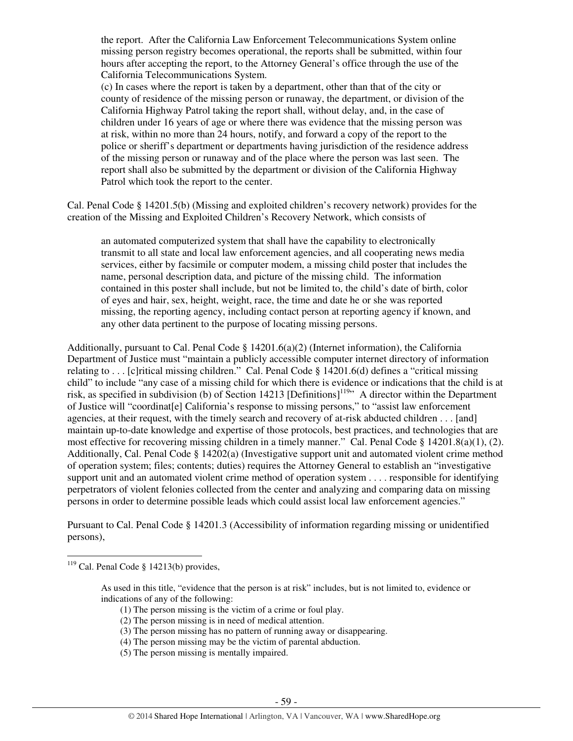> the report. After the California Law Enforcement Telecommunications System online missing person registry becomes operational, the reports shall be submitted, within four hours after accepting the report, to the Attorney General's office through the use of the California Telecommunications System.
>
> (c) In cases where the report is taken by a department, other than that of the city or county of residence of the missing person or runaway, the department, or division of the California Highway Patrol taking the report shall, without delay, and, in the case of children under 16 years of age or where there was evidence that the missing person was at risk, within no more than 24 hours, notify, and forward a copy of the report to the police or sheriff's department or departments having jurisdiction of the residence address of the missing person or runaway and of the place where the person was last seen. The report shall also be submitted by the department or division of the California Highway Patrol which took the report to the center.

Cal. Penal Code § 14201.5(b) (Missing and exploited children's recovery network) provides for the creation of the Missing and Exploited Children's Recovery Network, which consists of

> an automated computerized system that shall have the capability to electronically transmit to all state and local law enforcement agencies, and all cooperating news media services, either by facsimile or computer modem, a missing child poster that includes the name, personal description data, and picture of the missing child. The information contained in this poster shall include, but not be limited to, the child's date of birth, color of eyes and hair, sex, height, weight, race, the time and date he or she was reported missing, the reporting agency, including contact person at reporting agency if known, and any other data pertinent to the purpose of locating missing persons.

Additionally, pursuant to Cal. Penal Code § 14201.6(a)(2) (Internet information), the California Department of Justice must "maintain a publicly accessible computer internet directory of information relating to . . . [c]ritical missing children." Cal. Penal Code § 14201.6(d) defines a "critical missing child" to include "any case of a missing child for which there is evidence or indications that the child is at risk, as specified in subdivision (b) of Section 14213 [Definitions][119]" A director within the Department of Justice will "coordinat[e] California's response to missing persons," to "assist law enforcement agencies, at their request, with the timely search and recovery of at-risk abducted children . . . [and] maintain up-to-date knowledge and expertise of those protocols, best practices, and technologies that are most effective for recovering missing children in a timely manner." Cal. Penal Code § 14201.8(a)(1), (2). Additionally, Cal. Penal Code § 14202(a) (Investigative support unit and automated violent crime method of operation system; files; contents; duties) requires the Attorney General to establish an "investigative support unit and an automated violent crime method of operation system . . . . responsible for identifying perpetrators of violent felonies collected from the center and analyzing and comparing data on missing persons in order to determine possible leads which could assist local law enforcement agencies."

Pursuant to Cal. Penal Code § 14201.3 (Accessibility of information regarding missing or unidentified persons),

---

[119] Cal. Penal Code § 14213(b) provides,

> As used in this title, "evidence that the person is at risk" includes, but is not limited to, evidence or indications of any of the following:
>
> (1) The person missing is the victim of a crime or foul play.
> (2) The person missing is in need of medical attention.
> (3) The person missing has no pattern of running away or disappearing.
> (4) The person missing may be the victim of parental abduction.
> (5) The person missing is mentally impaired.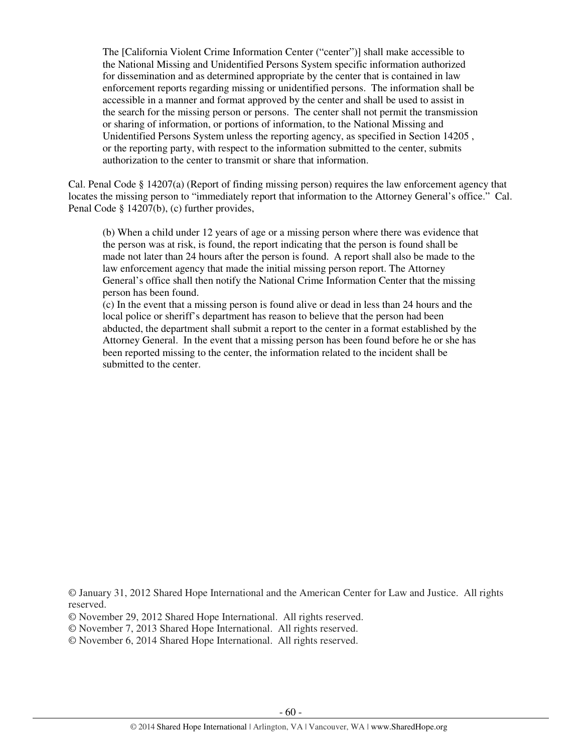> The [California Violent Crime Information Center ("center")] shall make accessible to the National Missing and Unidentified Persons System specific information authorized for dissemination and as determined appropriate by the center that is contained in law enforcement reports regarding missing or unidentified persons. The information shall be accessible in a manner and format approved by the center and shall be used to assist in the search for the missing person or persons. The center shall not permit the transmission or sharing of information, or portions of information, to the National Missing and Unidentified Persons System unless the reporting agency, as specified in Section 14205 , or the reporting party, with respect to the information submitted to the center, submits authorization to the center to transmit or share that information.

Cal. Penal Code § 14207(a) (Report of finding missing person) requires the law enforcement agency that locates the missing person to "immediately report that information to the Attorney General's office." Cal. Penal Code § 14207(b), (c) further provides,

> (b) When a child under 12 years of age or a missing person where there was evidence that the person was at risk, is found, the report indicating that the person is found shall be made not later than 24 hours after the person is found. A report shall also be made to the law enforcement agency that made the initial missing person report. The Attorney General's office shall then notify the National Crime Information Center that the missing person has been found.
> (c) In the event that a missing person is found alive or dead in less than 24 hours and the local police or sheriff's department has reason to believe that the person had been abducted, the department shall submit a report to the center in a format established by the Attorney General. In the event that a missing person has been found before he or she has been reported missing to the center, the information related to the incident shall be submitted to the center.

© January 31, 2012 Shared Hope International and the American Center for Law and Justice. All rights reserved.
© November 29, 2012 Shared Hope International. All rights reserved.
© November 7, 2013 Shared Hope International. All rights reserved.
© November 6, 2014 Shared Hope International. All rights reserved.